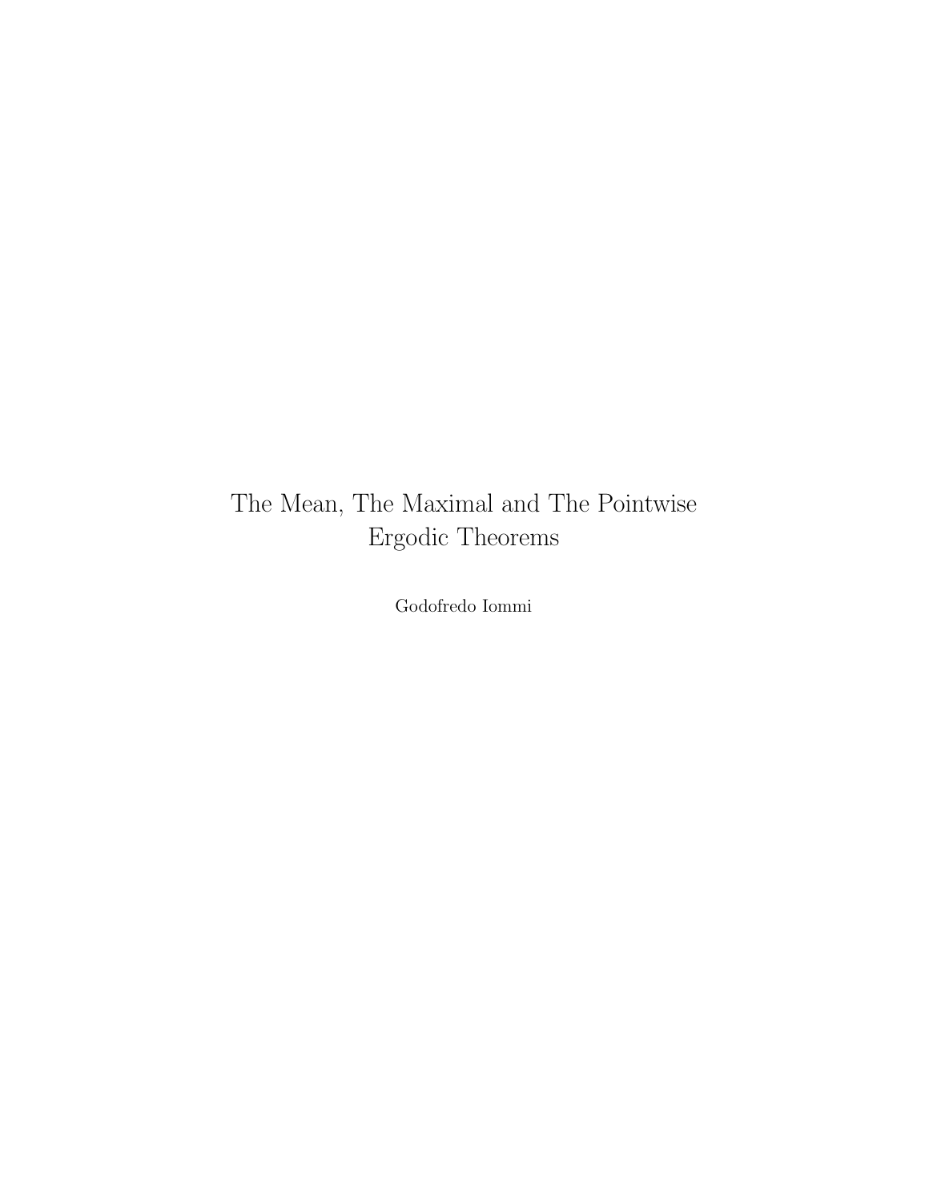# The Mean, The Maximal and The Pointwise Ergodic Theorems

Godofredo Iommi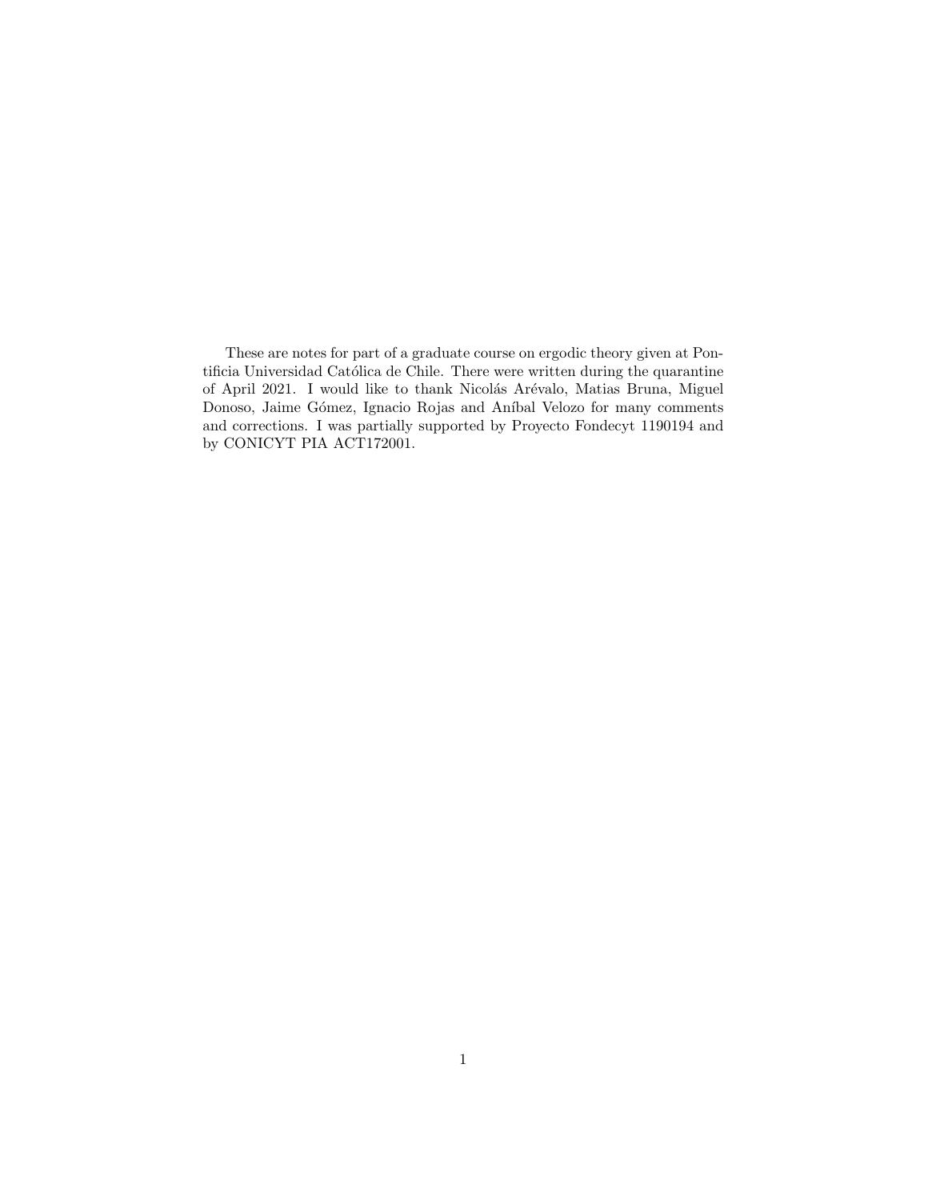These are notes for part of a graduate course on ergodic theory given at Pontificia Universidad Católica de Chile. There were written during the quarantine of April 2021. I would like to thank Nicolás Arévalo, Matias Bruna, Miguel Donoso, Jaime Gómez, Ignacio Rojas and Aníbal Velozo for many comments and corrections. I was partially supported by Proyecto Fondecyt 1190194 and by CONICYT PIA ACT172001.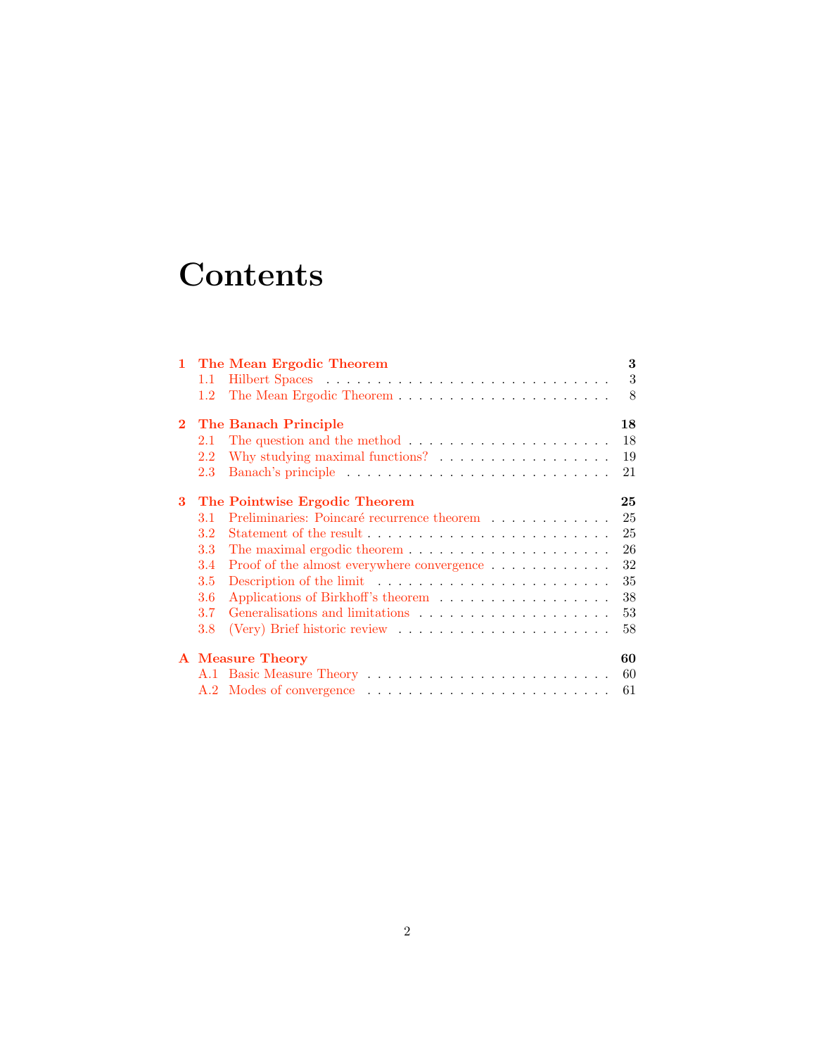# Contents

**1 The Mean Ergodic Theorem** — **3**
- 1.1 Hilbert Spaces — 3
- 1.2 The Mean Ergodic Theorem — 8

**2 The Banach Principle** — **18**
- 2.1 The question and the method — 18
- 2.2 Why studying maximal functions? — 19
- 2.3 Banach's principle — 21

**3 The Pointwise Ergodic Theorem** — **25**
- 3.1 Preliminaries: Poincaré recurrence theorem — 25
- 3.2 Statement of the result — 25
- 3.3 The maximal ergodic theorem — 26
- 3.4 Proof of the almost everywhere convergence — 32
- 3.5 Description of the limit — 35
- 3.6 Applications of Birkhoff's theorem — 38
- 3.7 Generalisations and limitations — 53
- 3.8 (Very) Brief historic review — 58

**A Measure Theory** — **60**
- A.1 Basic Measure Theory — 60
- A.2 Modes of convergence — 61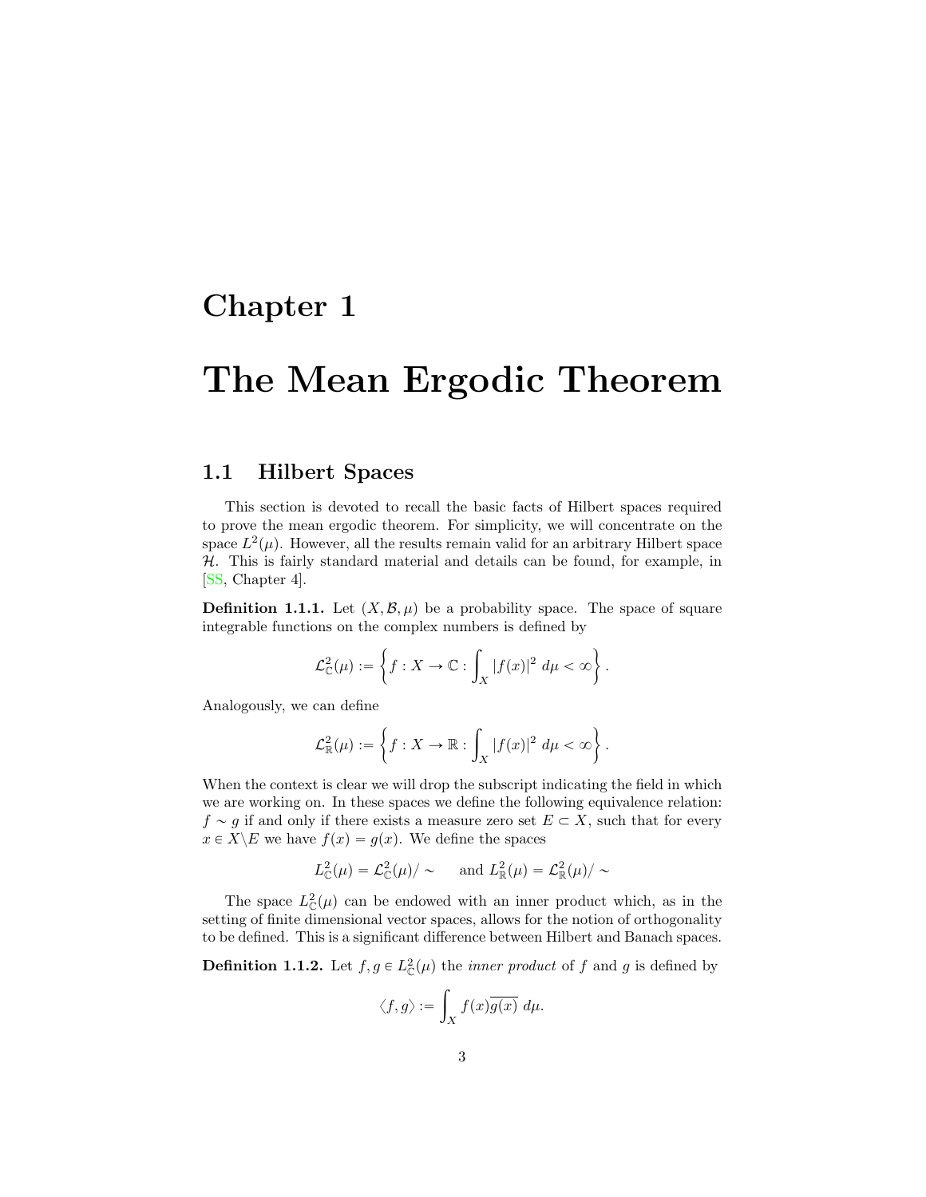# Chapter 1

# The Mean Ergodic Theorem

## 1.1 Hilbert Spaces

This section is devoted to recall the basic facts of Hilbert spaces required to prove the mean ergodic theorem. For simplicity, we will concentrate on the space $L^2(\mu)$. However, all the results remain valid for an arbitrary Hilbert space $\mathcal{H}$. This is fairly standard material and details can be found, for example, in [SS, Chapter 4].

**Definition 1.1.1.** Let $(X, \mathcal{B}, \mu)$ be a probability space. The space of square integrable functions on the complex numbers is defined by

$$\mathcal{L}^2_{\mathbb{C}}(\mu) := \left\{ f : X \to \mathbb{C} : \int_X |f(x)|^2 \, d\mu < \infty \right\}.$$

Analogously, we can define

$$\mathcal{L}^2_{\mathbb{R}}(\mu) := \left\{ f : X \to \mathbb{R} : \int_X |f(x)|^2 \, d\mu < \infty \right\}.$$

When the context is clear we will drop the subscript indicating the field in which we are working on. In these spaces we define the following equivalence relation: $f \sim g$ if and only if there exists a measure zero set $E \subset X$, such that for every $x \in X \backslash E$ we have $f(x) = g(x)$. We define the spaces

$$L^2_{\mathbb{C}}(\mu) = \mathcal{L}^2_{\mathbb{C}}(\mu)/\sim \qquad \text{and } L^2_{\mathbb{R}}(\mu) = \mathcal{L}^2_{\mathbb{R}}(\mu)/\sim$$

The space $L^2_{\mathbb{C}}(\mu)$ can be endowed with an inner product which, as in the setting of finite dimensional vector spaces, allows for the notion of orthogonality to be defined. This is a significant difference between Hilbert and Banach spaces.

**Definition 1.1.2.** Let $f, g \in L^2_{\mathbb{C}}(\mu)$ the *inner product* of $f$ and $g$ is defined by

$$\langle f, g \rangle := \int_X f(x)\overline{g(x)} \, d\mu.$$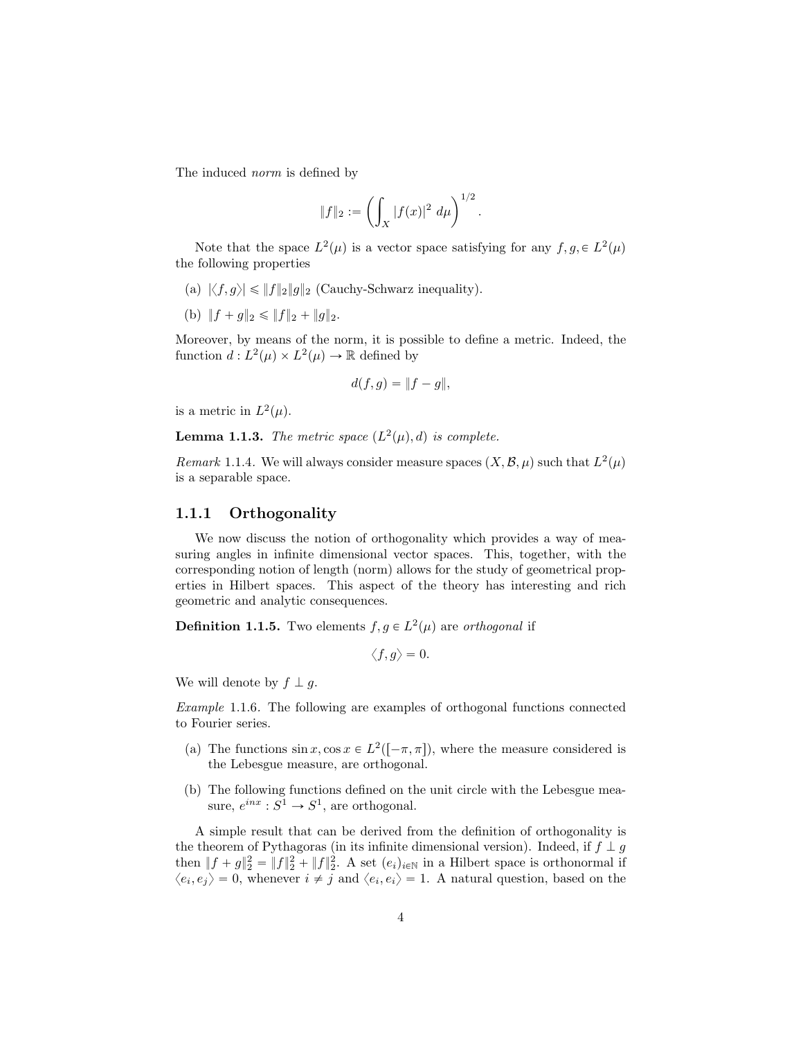The induced *norm* is defined by

$$\|f\|_2 := \left( \int_X |f(x)|^2 \, d\mu \right)^{1/2}.$$

Note that the space $L^2(\mu)$ is a vector space satisfying for any $f, g, \in L^2(\mu)$ the following properties

(a) $|\langle f, g \rangle| \leqslant \|f\|_2 \|g\|_2$ (Cauchy-Schwarz inequality).

(b) $\|f + g\|_2 \leqslant \|f\|_2 + \|g\|_2$.

Moreover, by means of the norm, it is possible to define a metric. Indeed, the function $d : L^2(\mu) \times L^2(\mu) \to \mathbb{R}$ defined by

$$d(f, g) = \|f - g\|,$$

is a metric in $L^2(\mu)$.

**Lemma 1.1.3.** *The metric space $(L^2(\mu), d)$ is complete.*

*Remark* 1.1.4. We will always consider measure spaces $(X, \mathcal{B}, \mu)$ such that $L^2(\mu)$ is a separable space.

### 1.1.1 Orthogonality

We now discuss the notion of orthogonality which provides a way of measuring angles in infinite dimensional vector spaces. This, together, with the corresponding notion of length (norm) allows for the study of geometrical properties in Hilbert spaces. This aspect of the theory has interesting and rich geometric and analytic consequences.

**Definition 1.1.5.** Two elements $f, g \in L^2(\mu)$ are *orthogonal* if

$$\langle f, g \rangle = 0.$$

We will denote by $f \perp g$.

*Example* 1.1.6. The following are examples of orthogonal functions connected to Fourier series.

(a) The functions $\sin x, \cos x \in L^2([-\pi, \pi])$, where the measure considered is the Lebesgue measure, are orthogonal.

(b) The following functions defined on the unit circle with the Lebesgue measure, $e^{inx} : S^1 \to S^1$, are orthogonal.

A simple result that can be derived from the definition of orthogonality is the theorem of Pythagoras (in its infinite dimensional version). Indeed, if $f \perp g$ then $\|f + g\|_2^2 = \|f\|_2^2 + \|f\|_2^2$. A set $(e_i)_{i \in \mathbb{N}}$ in a Hilbert space is orthonormal if $\langle e_i, e_j \rangle = 0$, whenever $i \neq j$ and $\langle e_i, e_i \rangle = 1$. A natural question, based on the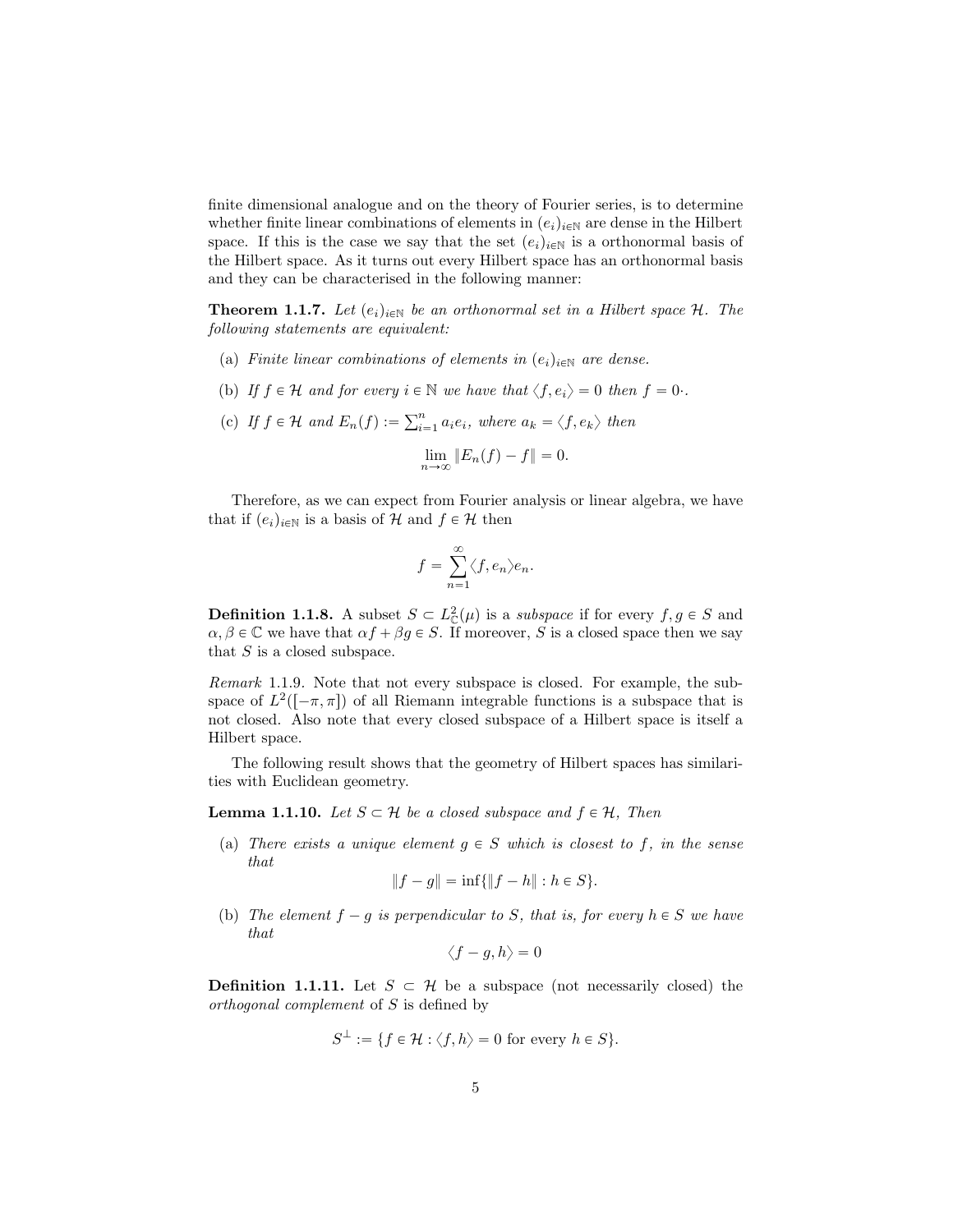finite dimensional analogue and on the theory of Fourier series, is to determine whether finite linear combinations of elements in $(e_i)_{i\in\mathbb{N}}$ are dense in the Hilbert space. If this is the case we say that the set $(e_i)_{i\in\mathbb{N}}$ is a orthonormal basis of the Hilbert space. As it turns out every Hilbert space has an orthonormal basis and they can be characterised in the following manner:

**Theorem 1.1.7.** *Let $(e_i)_{i\in\mathbb{N}}$ be an orthonormal set in a Hilbert space $\mathcal{H}$. The following statements are equivalent:*

(a) *Finite linear combinations of elements in $(e_i)_{i\in\mathbb{N}}$ are dense.*

(b) *If $f \in \mathcal{H}$ and for every $i \in \mathbb{N}$ we have that $\langle f, e_i \rangle = 0$ then $f = 0\cdot$.*

(c) *If $f \in \mathcal{H}$ and $E_n(f) := \sum_{i=1}^{n} a_i e_i$, where $a_k = \langle f, e_k \rangle$ then*

$$\lim_{n\to\infty} \|E_n(f) - f\| = 0.$$

Therefore, as we can expect from Fourier analysis or linear algebra, we have that if $(e_i)_{i\in\mathbb{N}}$ is a basis of $\mathcal{H}$ and $f \in \mathcal{H}$ then

$$f = \sum_{n=1}^{\infty} \langle f, e_n \rangle e_n.$$

**Definition 1.1.8.** A subset $S \subset L^2_{\mathbb{C}}(\mu)$ is a *subspace* if for every $f, g \in S$ and $\alpha, \beta \in \mathbb{C}$ we have that $\alpha f + \beta g \in S$. If moreover, $S$ is a closed space then we say that $S$ is a closed subspace.

*Remark* 1.1.9. Note that not every subspace is closed. For example, the subspace of $L^2([-\pi, \pi])$ of all Riemann integrable functions is a subspace that is not closed. Also note that every closed subspace of a Hilbert space is itself a Hilbert space.

The following result shows that the geometry of Hilbert spaces has similarities with Euclidean geometry.

**Lemma 1.1.10.** *Let $S \subset \mathcal{H}$ be a closed subspace and $f \in \mathcal{H}$, Then*

(a) *There exists a unique element $g \in S$ which is closest to $f$, in the sense that*

$$\|f - g\| = \inf\{\|f - h\| : h \in S\}.$$

(b) *The element $f - g$ is perpendicular to $S$, that is, for every $h \in S$ we have that*

$$\langle f - g, h \rangle = 0$$

**Definition 1.1.11.** Let $S \subset \mathcal{H}$ be a subspace (not necessarily closed) the *orthogonal complement* of $S$ is defined by

$$S^{\perp} := \{f \in \mathcal{H} : \langle f, h \rangle = 0 \text{ for every } h \in S\}.$$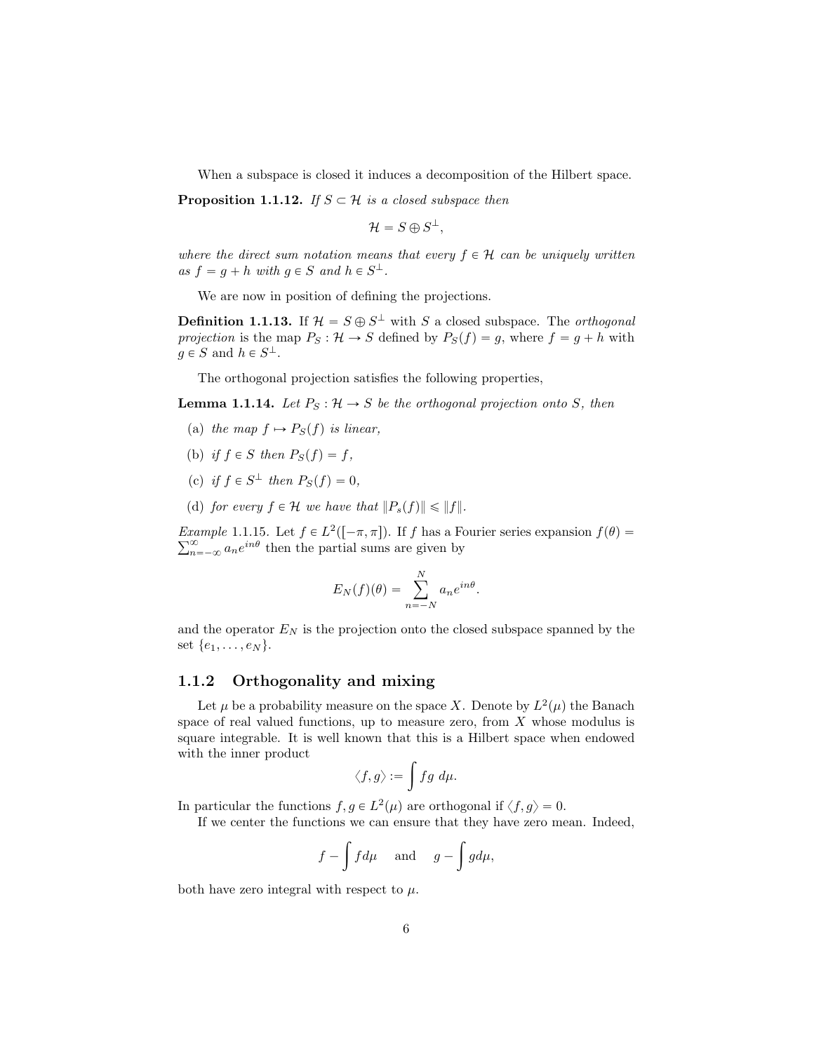When a subspace is closed it induces a decomposition of the Hilbert space.

**Proposition 1.1.12.** *If $S \subset \mathcal{H}$ is a closed subspace then*

$$\mathcal{H} = S \oplus S^{\perp},$$

*where the direct sum notation means that every $f \in \mathcal{H}$ can be uniquely written as $f = g + h$ with $g \in S$ and $h \in S^{\perp}$.*

We are now in position of defining the projections.

**Definition 1.1.13.** If $\mathcal{H} = S \oplus S^{\perp}$ with $S$ a closed subspace. The *orthogonal projection* is the map $P_S : \mathcal{H} \to S$ defined by $P_S(f) = g$, where $f = g + h$ with $g \in S$ and $h \in S^{\perp}$.

The orthogonal projection satisfies the following properties,

**Lemma 1.1.14.** *Let $P_S : \mathcal{H} \to S$ be the orthogonal projection onto $S$, then*

(a) *the map $f \mapsto P_S(f)$ is linear,*

(b) *if $f \in S$ then $P_S(f) = f$,*

(c) *if $f \in S^{\perp}$ then $P_S(f) = 0$,*

(d) *for every $f \in \mathcal{H}$ we have that $\|P_s(f)\| \leqslant \|f\|$.*

*Example* 1.1.15. Let $f \in L^2([-\pi, \pi])$. If $f$ has a Fourier series expansion $f(\theta) = \sum_{n=-\infty}^{\infty} a_n e^{in\theta}$ then the partial sums are given by

$$E_N(f)(\theta) = \sum_{n=-N}^{N} a_n e^{in\theta}.$$

and the operator $E_N$ is the projection onto the closed subspace spanned by the set $\{e_1, \ldots, e_N\}$.

### 1.1.2 Orthogonality and mixing

Let $\mu$ be a probability measure on the space $X$. Denote by $L^2(\mu)$ the Banach space of real valued functions, up to measure zero, from $X$ whose modulus is square integrable. It is well known that this is a Hilbert space when endowed with the inner product

$$\langle f, g \rangle := \int fg \; d\mu.$$

In particular the functions $f, g \in L^2(\mu)$ are orthogonal if $\langle f, g \rangle = 0$.

If we center the functions we can ensure that they have zero mean. Indeed,

$$f - \int f d\mu \quad \text{and} \quad g - \int g d\mu,$$

both have zero integral with respect to $\mu$.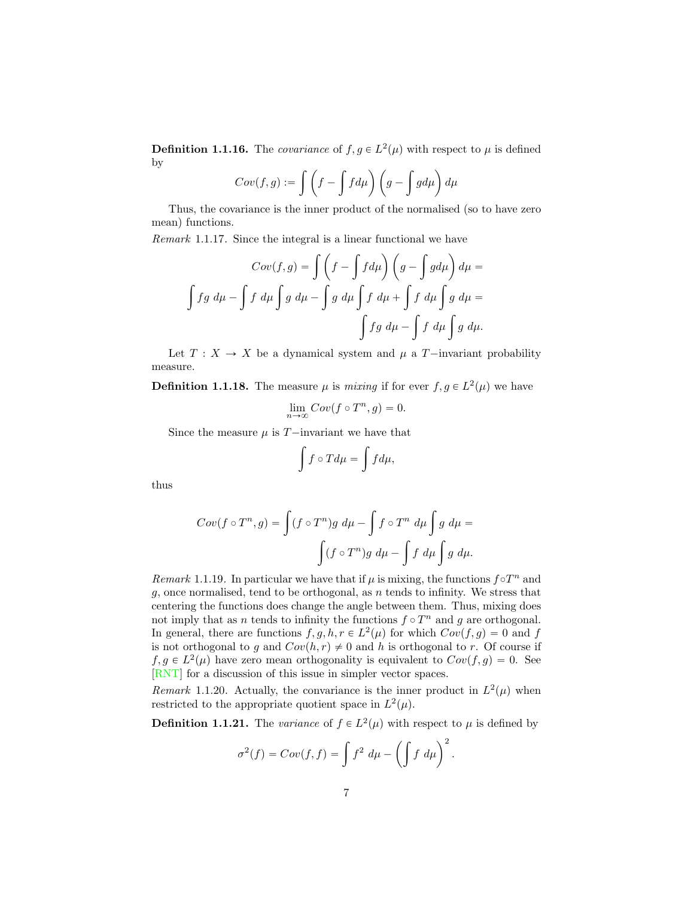**Definition 1.1.16.** The *covariance* of $f, g \in L^2(\mu)$ with respect to $\mu$ is defined by

$$Cov(f,g) := \int \left( f - \int f d\mu \right) \left( g - \int g d\mu \right) d\mu$$

Thus, the covariance is the inner product of the normalised (so to have zero mean) functions.

*Remark* 1.1.17. Since the integral is a linear functional we have

$$Cov(f,g) = \int \left( f - \int f d\mu \right) \left( g - \int g d\mu \right) d\mu =$$

$$\int fg \; d\mu - \int f \; d\mu \int g \; d\mu - \int g \; d\mu \int f \; d\mu + \int f \; d\mu \int g \; d\mu =$$

$$\int fg \; d\mu - \int f \; d\mu \int g \; d\mu.$$

Let $T : X \to X$ be a dynamical system and $\mu$ a $T-$invariant probability measure.

**Definition 1.1.18.** The measure $\mu$ is *mixing* if for ever $f, g \in L^2(\mu)$ we have

$$\lim_{n \to \infty} Cov(f \circ T^n, g) = 0.$$

Since the measure $\mu$ is $T-$invariant we have that

$$\int f \circ T d\mu = \int f d\mu,$$

thus

$$Cov(f \circ T^n, g) = \int (f \circ T^n) g \; d\mu - \int f \circ T^n \; d\mu \int g \; d\mu =$$

$$\int (f \circ T^n) g \; d\mu - \int f \; d\mu \int g \; d\mu.$$

*Remark* 1.1.19. In particular we have that if $\mu$ is mixing, the functions $f \circ T^n$ and $g$, once normalised, tend to be orthogonal, as $n$ tends to infinity. We stress that centering the functions does change the angle between them. Thus, mixing does not imply that as $n$ tends to infinity the functions $f \circ T^n$ and $g$ are orthogonal. In general, there are functions $f, g, h, r \in L^2(\mu)$ for which $Cov(f,g) = 0$ and $f$ is not orthogonal to $g$ and $Cov(h,r) \neq 0$ and $h$ is orthogonal to $r$. Of course if $f, g \in L^2(\mu)$ have zero mean orthogonality is equivalent to $Cov(f,g) = 0$. See [RNT] for a discussion of this issue in simpler vector spaces.

*Remark* 1.1.20. Actually, the convariance is the inner product in $L^2(\mu)$ when restricted to the appropriate quotient space in $L^2(\mu)$.

**Definition 1.1.21.** The *variance* of $f \in L^2(\mu)$ with respect to $\mu$ is defined by

$$\sigma^2(f) = Cov(f,f) = \int f^2 \; d\mu - \left( \int f \; d\mu \right)^2.$$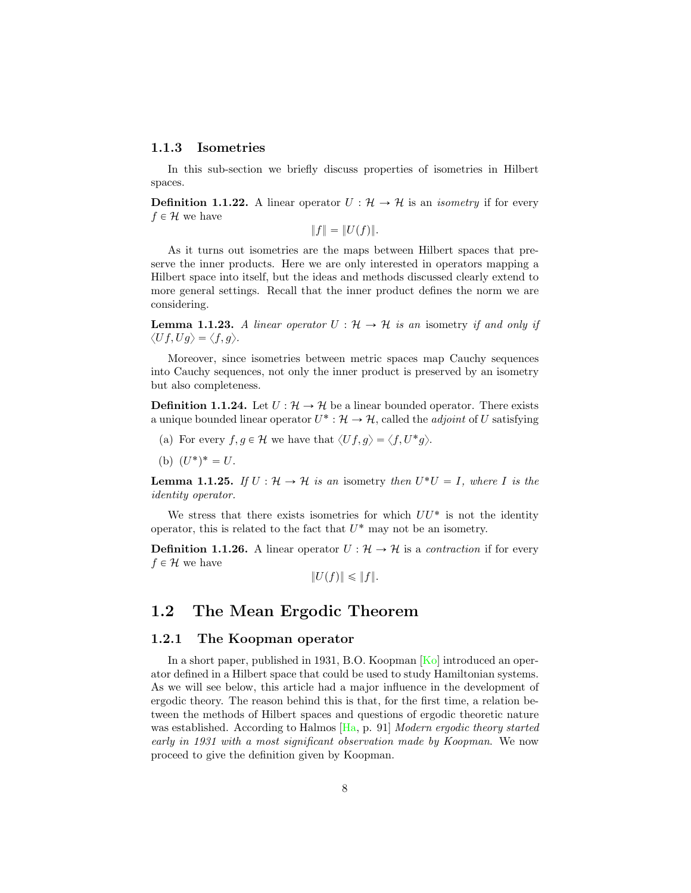### 1.1.3 Isometries

In this sub-section we briefly discuss properties of isometries in Hilbert spaces.

**Definition 1.1.22.** A linear operator $U : \mathcal{H} \to \mathcal{H}$ is an *isometry* if for every $f \in \mathcal{H}$ we have

$$\|f\| = \|U(f)\|.$$

As it turns out isometries are the maps between Hilbert spaces that preserve the inner products. Here we are only interested in operators mapping a Hilbert space into itself, but the ideas and methods discussed clearly extend to more general settings. Recall that the inner product defines the norm we are considering.

**Lemma 1.1.23.** *A linear operator $U : \mathcal{H} \to \mathcal{H}$ is an* isometry *if and only if $\langle Uf, Ug \rangle = \langle f, g \rangle$.*

Moreover, since isometries between metric spaces map Cauchy sequences into Cauchy sequences, not only the inner product is preserved by an isometry but also completeness.

**Definition 1.1.24.** Let $U : \mathcal{H} \to \mathcal{H}$ be a linear bounded operator. There exists a unique bounded linear operator $U^* : \mathcal{H} \to \mathcal{H}$, called the *adjoint* of $U$ satisfying

(a) For every $f, g \in \mathcal{H}$ we have that $\langle Uf, g \rangle = \langle f, U^* g \rangle$.

(b) $(U^*)^* = U$.

**Lemma 1.1.25.** *If $U : \mathcal{H} \to \mathcal{H}$ is an* isometry *then $U^* U = I$, where $I$ is the identity operator.*

We stress that there exists isometries for which $UU^*$ is not the identity operator, this is related to the fact that $U^*$ may not be an isometry.

**Definition 1.1.26.** A linear operator $U : \mathcal{H} \to \mathcal{H}$ is a *contraction* if for every $f \in \mathcal{H}$ we have

$$\|U(f)\| \leqslant \|f\|.$$

## 1.2 The Mean Ergodic Theorem

### 1.2.1 The Koopman operator

In a short paper, published in 1931, B.O. Koopman [Ko] introduced an operator defined in a Hilbert space that could be used to study Hamiltonian systems. As we will see below, this article had a major influence in the development of ergodic theory. The reason behind this is that, for the first time, a relation between the methods of Hilbert spaces and questions of ergodic theoretic nature was established. According to Halmos [Ha, p. 91] *Modern ergodic theory started early in 1931 with a most significant observation made by Koopman*. We now proceed to give the definition given by Koopman.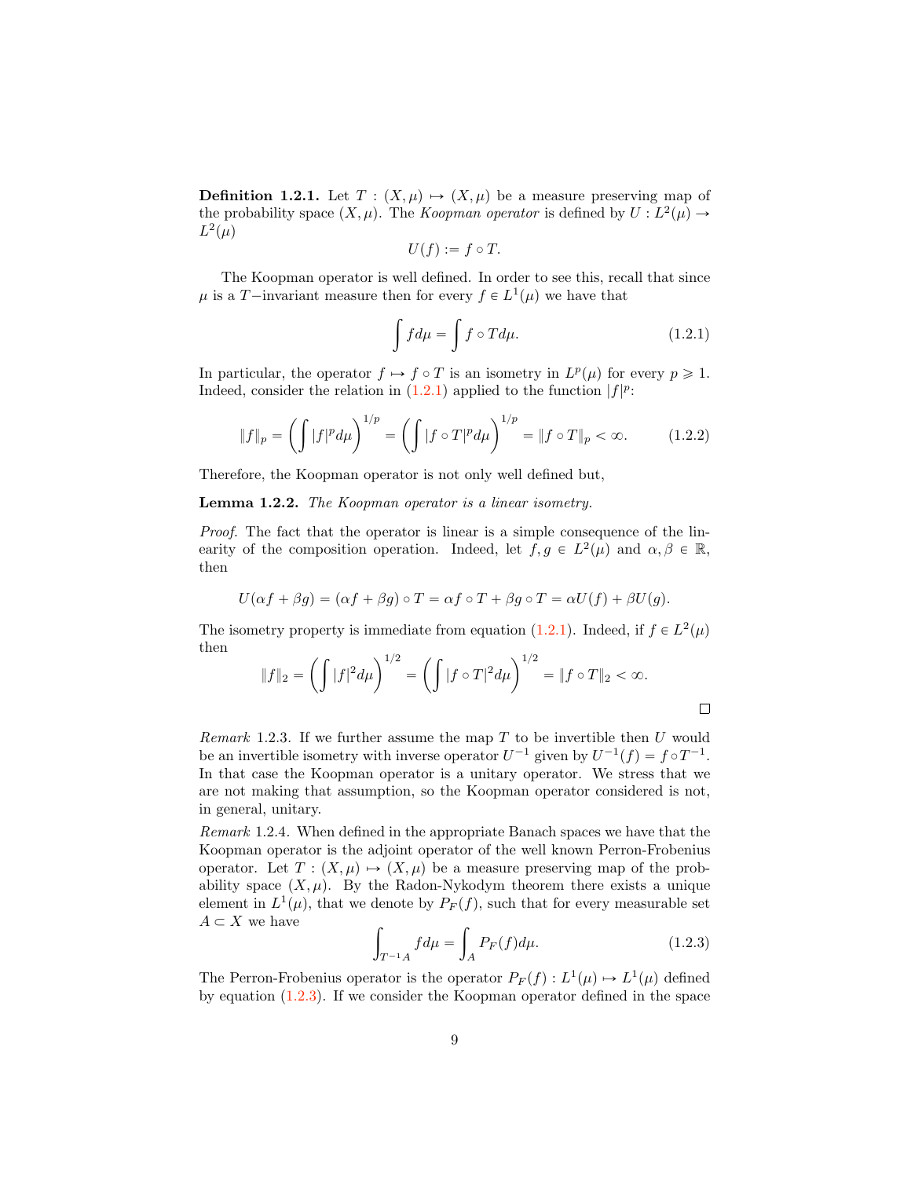**Definition 1.2.1.** Let $T : (X, \mu) \mapsto (X, \mu)$ be a measure preserving map of the probability space $(X, \mu)$. The *Koopman operator* is defined by $U : L^2(\mu) \to L^2(\mu)$

$$U(f) := f \circ T.$$

The Koopman operator is well defined. In order to see this, recall that since $\mu$ is a $T-$invariant measure then for every $f \in L^1(\mu)$ we have that

$$\int f d\mu = \int f \circ T d\mu. \tag{1.2.1}$$

In particular, the operator $f \mapsto f \circ T$ is an isometry in $L^p(\mu)$ for every $p \geqslant 1$. Indeed, consider the relation in (1.2.1) applied to the function $|f|^p$:

$$\|f\|_p = \left( \int |f|^p d\mu \right)^{1/p} = \left( \int |f \circ T|^p d\mu \right)^{1/p} = \|f \circ T\|_p < \infty. \tag{1.2.2}$$

Therefore, the Koopman operator is not only well defined but,

**Lemma 1.2.2.** *The Koopman operator is a linear isometry.*

*Proof.* The fact that the operator is linear is a simple consequence of the linearity of the composition operation. Indeed, let $f, g \in L^2(\mu)$ and $\alpha, \beta \in \mathbb{R}$, then

$$U(\alpha f + \beta g) = (\alpha f + \beta g) \circ T = \alpha f \circ T + \beta g \circ T = \alpha U(f) + \beta U(g).$$

The isometry property is immediate from equation (1.2.1). Indeed, if $f \in L^2(\mu)$ then

$$\|f\|_2 = \left( \int |f|^2 d\mu \right)^{1/2} = \left( \int |f \circ T|^2 d\mu \right)^{1/2} = \|f \circ T\|_2 < \infty.$$

□

*Remark* 1.2.3. If we further assume the map $T$ to be invertible then $U$ would be an invertible isometry with inverse operator $U^{-1}$ given by $U^{-1}(f) = f \circ T^{-1}$. In that case the Koopman operator is a unitary operator. We stress that we are not making that assumption, so the Koopman operator considered is not, in general, unitary.

*Remark* 1.2.4. When defined in the appropriate Banach spaces we have that the Koopman operator is the adjoint operator of the well known Perron-Frobenius operator. Let $T : (X, \mu) \mapsto (X, \mu)$ be a measure preserving map of the probability space $(X, \mu)$. By the Radon-Nykodym theorem there exists a unique element in $L^1(\mu)$, that we denote by $P_F(f)$, such that for every measurable set $A \subset X$ we have

$$\int_{T^{-1}A} f d\mu = \int_A P_F(f) d\mu. \tag{1.2.3}$$

The Perron-Frobenius operator is the operator $P_F(f) : L^1(\mu) \mapsto L^1(\mu)$ defined by equation (1.2.3). If we consider the Koopman operator defined in the space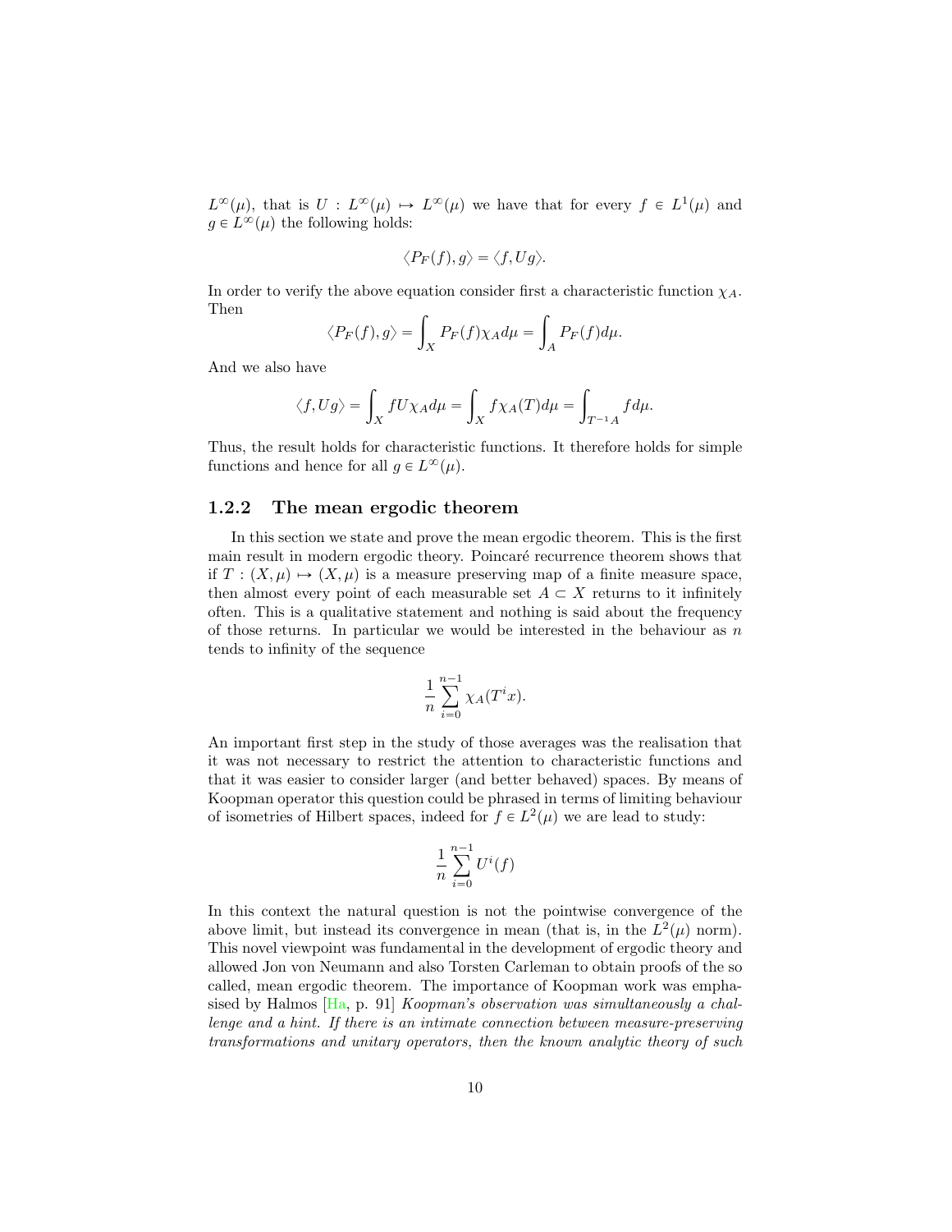$L^\infty(\mu)$, that is $U : L^\infty(\mu) \mapsto L^\infty(\mu)$ we have that for every $f \in L^1(\mu)$ and $g \in L^\infty(\mu)$ the following holds:

$$\langle P_F(f), g\rangle = \langle f, Ug\rangle.$$

In order to verify the above equation consider first a characteristic function $\chi_A$. Then

$$\langle P_F(f), g\rangle = \int_X P_F(f)\chi_A d\mu = \int_A P_F(f) d\mu.$$

And we also have

$$\langle f, Ug\rangle = \int_X fU\chi_A d\mu = \int_X f\chi_A(T) d\mu = \int_{T^{-1}A} f d\mu.$$

Thus, the result holds for characteristic functions. It therefore holds for simple functions and hence for all $g \in L^\infty(\mu)$.

### 1.2.2 The mean ergodic theorem

In this section we state and prove the mean ergodic theorem. This is the first main result in modern ergodic theory. Poincaré recurrence theorem shows that if $T : (X, \mu) \mapsto (X, \mu)$ is a measure preserving map of a finite measure space, then almost every point of each measurable set $A \subset X$ returns to it infinitely often. This is a qualitative statement and nothing is said about the frequency of those returns. In particular we would be interested in the behaviour as $n$ tends to infinity of the sequence

$$\frac{1}{n}\sum_{i=0}^{n-1} \chi_A(T^i x).$$

An important first step in the study of those averages was the realisation that it was not necessary to restrict the attention to characteristic functions and that it was easier to consider larger (and better behaved) spaces. By means of Koopman operator this question could be phrased in terms of limiting behaviour of isometries of Hilbert spaces, indeed for $f \in L^2(\mu)$ we are lead to study:

$$\frac{1}{n}\sum_{i=0}^{n-1} U^i(f)$$

In this context the natural question is not the pointwise convergence of the above limit, but instead its convergence in mean (that is, in the $L^2(\mu)$ norm). This novel viewpoint was fundamental in the development of ergodic theory and allowed Jon von Neumann and also Torsten Carleman to obtain proofs of the so called, mean ergodic theorem. The importance of Koopman work was emphasised by Halmos [Ha, p. 91] *Koopman's observation was simultaneously a challenge and a hint. If there is an intimate connection between measure-preserving transformations and unitary operators, then the known analytic theory of such*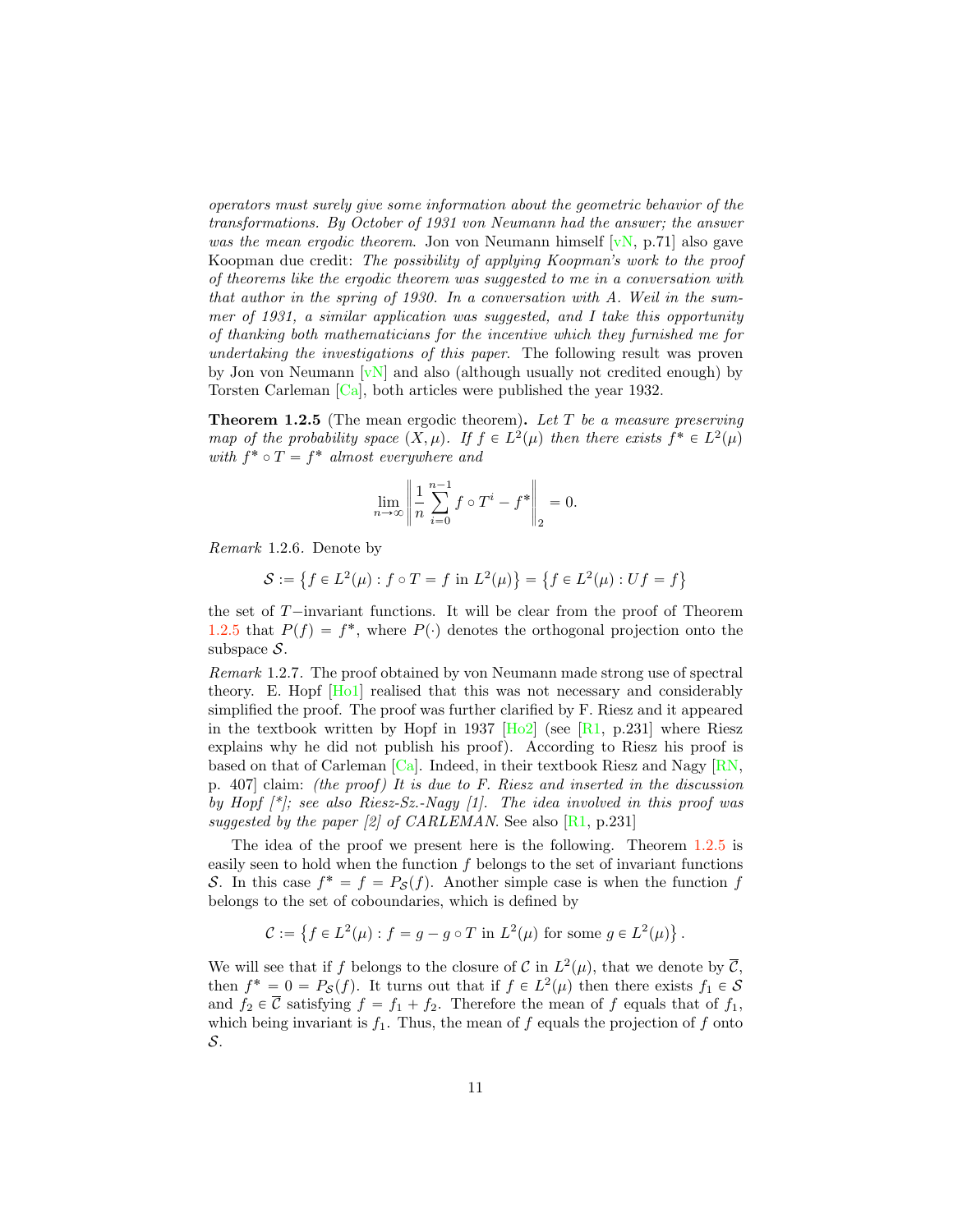*operators must surely give some information about the geometric behavior of the transformations. By October of 1931 von Neumann had the answer; the answer was the mean ergodic theorem.* Jon von Neumann himself [vN, p.71] also gave Koopman due credit: *The possibility of applying Koopman's work to the proof of theorems like the ergodic theorem was suggested to me in a conversation with that author in the spring of 1930. In a conversation with A. Weil in the summer of 1931, a similar application was suggested, and I take this opportunity of thanking both mathematicians for the incentive which they furnished me for undertaking the investigations of this paper.* The following result was proven by Jon von Neumann [vN] and also (although usually not credited enough) by Torsten Carleman [Ca], both articles were published the year 1932.

**Theorem 1.2.5** (The mean ergodic theorem)**.** *Let $T$ be a measure preserving map of the probability space $(X, \mu)$. If $f \in L^2(\mu)$ then there exists $f^* \in L^2(\mu)$ with $f^* \circ T = f^*$ almost everywhere and*

$$\lim_{n\to\infty} \left\| \frac{1}{n} \sum_{i=0}^{n-1} f \circ T^i - f^* \right\|_2 = 0.$$

*Remark* 1.2.6. Denote by

$$\mathcal{S} := \left\{ f \in L^2(\mu) : f \circ T = f \text{ in } L^2(\mu) \right\} = \left\{ f \in L^2(\mu) : Uf = f \right\}$$

the set of $T-$invariant functions. It will be clear from the proof of Theorem 1.2.5 that $P(f) = f^*$, where $P(\cdot)$ denotes the orthogonal projection onto the subspace $\mathcal{S}$.

*Remark* 1.2.7. The proof obtained by von Neumann made strong use of spectral theory. E. Hopf [Ho1] realised that this was not necessary and considerably simplified the proof. The proof was further clarified by F. Riesz and it appeared in the textbook written by Hopf in 1937 [Ho2] (see [R1, p.231] where Riesz explains why he did not publish his proof). According to Riesz his proof is based on that of Carleman [Ca]. Indeed, in their textbook Riesz and Nagy [RN, p. 407] claim: *(the proof) It is due to F. Riesz and inserted in the discussion by Hopf [*]; see also Riesz-Sz.-Nagy [1]. The idea involved in this proof was suggested by the paper [2] of CARLEMAN.* See also [R1, p.231]

The idea of the proof we present here is the following. Theorem 1.2.5 is easily seen to hold when the function $f$ belongs to the set of invariant functions $\mathcal{S}$. In this case $f^* = f = P_{\mathcal{S}}(f)$. Another simple case is when the function $f$ belongs to the set of coboundaries, which is defined by

$$\mathcal{C} := \left\{ f \in L^2(\mu) : f = g - g \circ T \text{ in } L^2(\mu) \text{ for some } g \in L^2(\mu) \right\}.$$

We will see that if $f$ belongs to the closure of $\mathcal{C}$ in $L^2(\mu)$, that we denote by $\overline{\mathcal{C}}$, then $f^* = 0 = P_{\mathcal{S}}(f)$. It turns out that if $f \in L^2(\mu)$ then there exists $f_1 \in \mathcal{S}$ and $f_2 \in \overline{\mathcal{C}}$ satisfying $f = f_1 + f_2$. Therefore the mean of $f$ equals that of $f_1$, which being invariant is $f_1$. Thus, the mean of $f$ equals the projection of $f$ onto $\mathcal{S}$.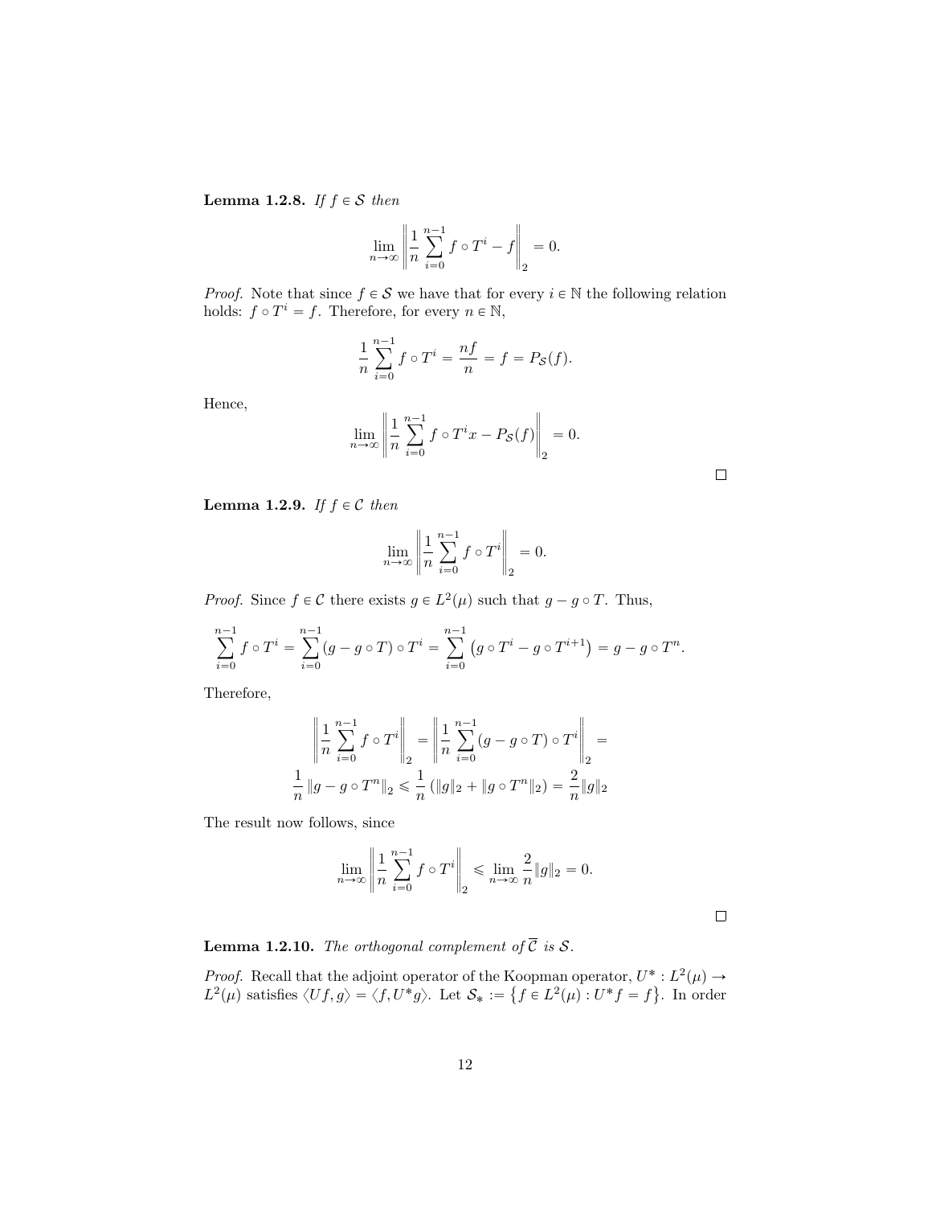**Lemma 1.2.8.** *If $f \in \mathcal{S}$ then*

$$\lim_{n\to\infty} \left\| \frac{1}{n} \sum_{i=0}^{n-1} f \circ T^i - f \right\|_2 = 0.$$

*Proof.* Note that since $f \in \mathcal{S}$ we have that for every $i \in \mathbb{N}$ the following relation holds: $f \circ T^i = f$. Therefore, for every $n \in \mathbb{N}$,

$$\frac{1}{n} \sum_{i=0}^{n-1} f \circ T^i = \frac{nf}{n} = f = P_{\mathcal{S}}(f).$$

Hence,

$$\lim_{n\to\infty} \left\| \frac{1}{n} \sum_{i=0}^{n-1} f \circ T^i x - P_{\mathcal{S}}(f) \right\|_2 = 0.$$

□

**Lemma 1.2.9.** *If $f \in \mathcal{C}$ then*

$$\lim_{n\to\infty} \left\| \frac{1}{n} \sum_{i=0}^{n-1} f \circ T^i \right\|_2 = 0.$$

*Proof.* Since $f \in \mathcal{C}$ there exists $g \in L^2(\mu)$ such that $g - g \circ T$. Thus,

$$\sum_{i=0}^{n-1} f \circ T^i = \sum_{i=0}^{n-1} (g - g \circ T) \circ T^i = \sum_{i=0}^{n-1} \left( g \circ T^i - g \circ T^{i+1} \right) = g - g \circ T^n.$$

Therefore,

$$\left\| \frac{1}{n} \sum_{i=0}^{n-1} f \circ T^i \right\|_2 = \left\| \frac{1}{n} \sum_{i=0}^{n-1} (g - g \circ T) \circ T^i \right\|_2 =$$
$$\frac{1}{n} \left\| g - g \circ T^n \right\|_2 \leqslant \frac{1}{n} \left( \|g\|_2 + \|g \circ T^n\|_2 \right) = \frac{2}{n} \|g\|_2$$

The result now follows, since

$$\lim_{n\to\infty} \left\| \frac{1}{n} \sum_{i=0}^{n-1} f \circ T^i \right\|_2 \leqslant \lim_{n\to\infty} \frac{2}{n} \|g\|_2 = 0.$$

□

**Lemma 1.2.10.** *The orthogonal complement of $\overline{\mathcal{C}}$ is $\mathcal{S}$.*

*Proof.* Recall that the adjoint operator of the Koopman operator, $U^* : L^2(\mu) \to L^2(\mu)$ satisfies $\langle Uf, g \rangle = \langle f, U^* g \rangle$. Let $\mathcal{S}_* := \left\{ f \in L^2(\mu) : U^* f = f \right\}$. In order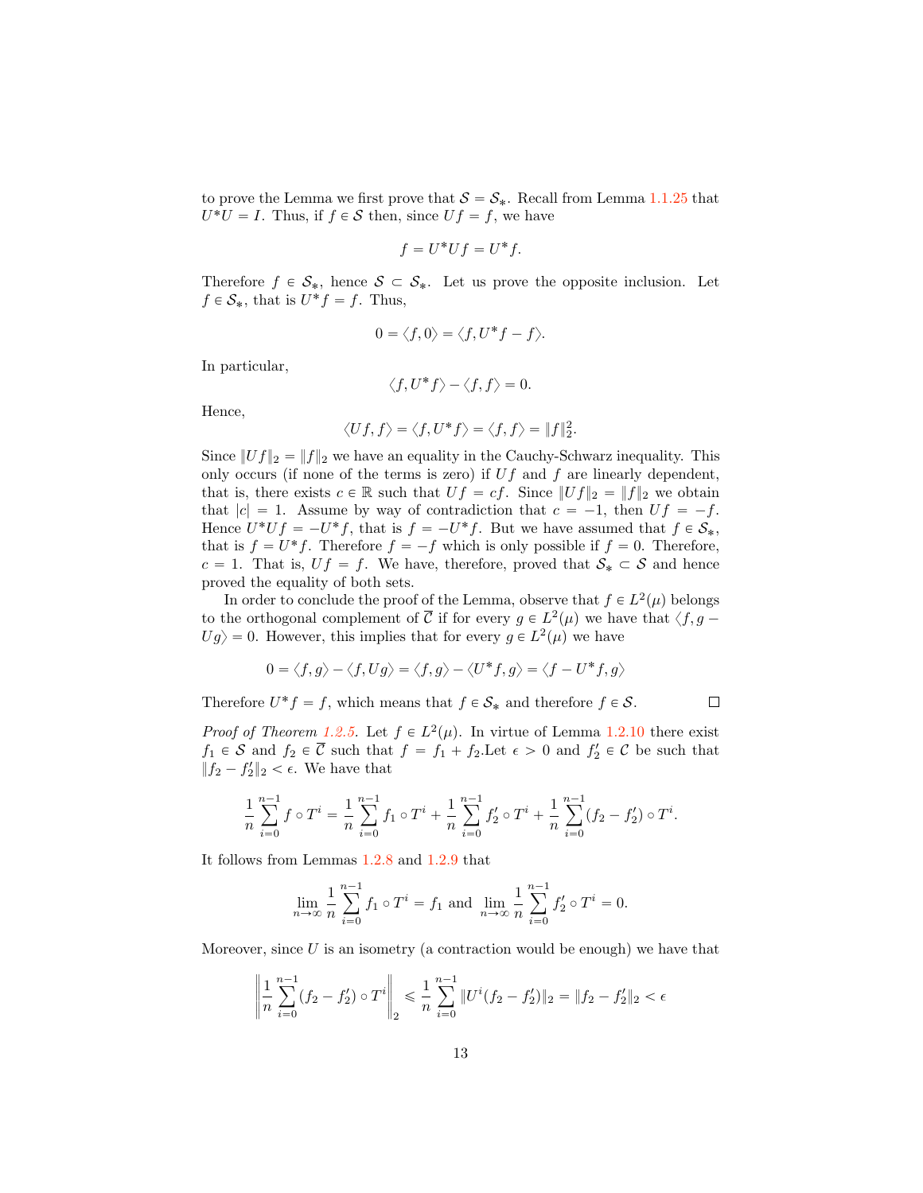to prove the Lemma we first prove that $\mathcal{S} = \mathcal{S}_*$. Recall from Lemma 1.1.25 that $U^*U = I$. Thus, if $f \in \mathcal{S}$ then, since $Uf = f$, we have

$$f = U^*Uf = U^*f.$$

Therefore $f \in \mathcal{S}_*$, hence $\mathcal{S} \subset \mathcal{S}_*$. Let us prove the opposite inclusion. Let $f \in \mathcal{S}_*$, that is $U^*f = f$. Thus,

$$0 = \langle f, 0 \rangle = \langle f, U^*f - f \rangle.$$

In particular,

$$\langle f, U^*f \rangle - \langle f, f \rangle = 0.$$

Hence,

$$\langle Uf, f \rangle = \langle f, U^*f \rangle = \langle f, f \rangle = \|f\|_2^2.$$

Since $\|Uf\|_2 = \|f\|_2$ we have an equality in the Cauchy-Schwarz inequality. This only occurs (if none of the terms is zero) if $Uf$ and $f$ are linearly dependent, that is, there exists $c \in \mathbb{R}$ such that $Uf = cf$. Since $\|Uf\|_2 = \|f\|_2$ we obtain that $|c| = 1$. Assume by way of contradiction that $c = -1$, then $Uf = -f$. Hence $U^*Uf = -U^*f$, that is $f = -U^*f$. But we have assumed that $f \in \mathcal{S}_*$, that is $f = U^*f$. Therefore $f = -f$ which is only possible if $f = 0$. Therefore, $c = 1$. That is, $Uf = f$. We have, therefore, proved that $\mathcal{S}_* \subset \mathcal{S}$ and hence proved the equality of both sets.

In order to conclude the proof of the Lemma, observe that $f \in L^2(\mu)$ belongs to the orthogonal complement of $\overline{\mathcal{C}}$ if for every $g \in L^2(\mu)$ we have that $\langle f, g - Ug \rangle = 0$. However, this implies that for every $g \in L^2(\mu)$ we have

$$0 = \langle f, g \rangle - \langle f, Ug \rangle = \langle f, g \rangle - \langle U^*f, g \rangle = \langle f - U^*f, g \rangle$$

Therefore $U^*f = f$, which means that $f \in \mathcal{S}_*$ and therefore $f \in \mathcal{S}$. □

*Proof of Theorem 1.2.5.* Let $f \in L^2(\mu)$. In virtue of Lemma 1.2.10 there exist $f_1 \in \mathcal{S}$ and $f_2 \in \overline{\mathcal{C}}$ such that $f = f_1 + f_2$.Let $\epsilon > 0$ and $f_2' \in \mathcal{C}$ be such that $\|f_2 - f_2'\|_2 < \epsilon$. We have that

$$\frac{1}{n}\sum_{i=0}^{n-1} f \circ T^i = \frac{1}{n}\sum_{i=0}^{n-1} f_1 \circ T^i + \frac{1}{n}\sum_{i=0}^{n-1} f_2' \circ T^i + \frac{1}{n}\sum_{i=0}^{n-1} (f_2 - f_2') \circ T^i.$$

It follows from Lemmas 1.2.8 and 1.2.9 that

$$\lim_{n\to\infty} \frac{1}{n}\sum_{i=0}^{n-1} f_1 \circ T^i = f_1 \text{ and } \lim_{n\to\infty} \frac{1}{n}\sum_{i=0}^{n-1} f_2' \circ T^i = 0.$$

Moreover, since $U$ is an isometry (a contraction would be enough) we have that

$$\left\| \frac{1}{n}\sum_{i=0}^{n-1} (f_2 - f_2') \circ T^i \right\|_2 \leqslant \frac{1}{n}\sum_{i=0}^{n-1} \|U^i(f_2 - f_2')\|_2 = \|f_2 - f_2'\|_2 < \epsilon$$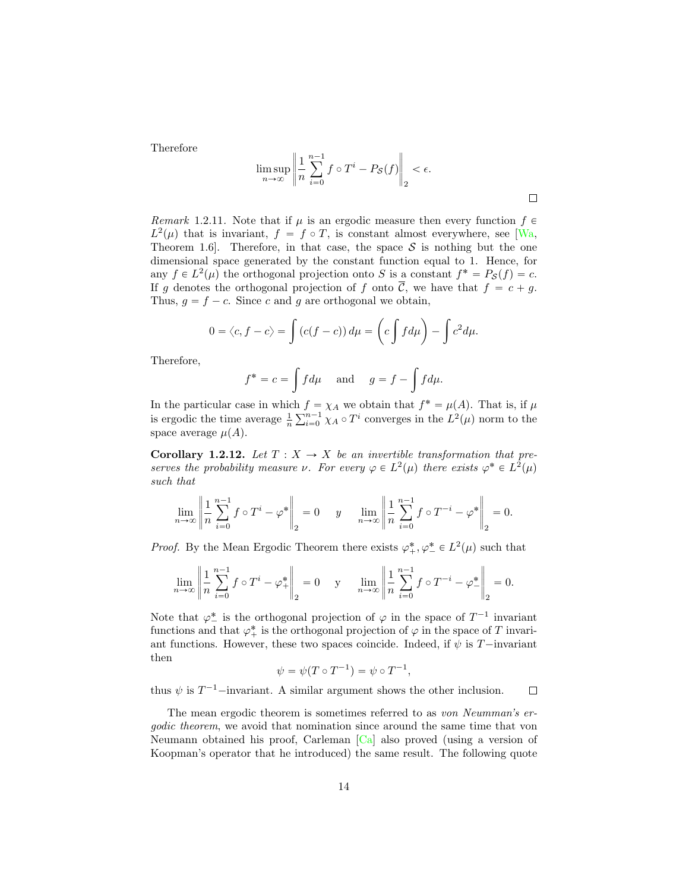Therefore

$$\limsup_{n\to\infty}\left\|\frac{1}{n}\sum_{i=0}^{n-1} f\circ T^i - P_{\mathcal{S}}(f)\right\|_2 < \epsilon.$$

□

*Remark* 1.2.11. Note that if $\mu$ is an ergodic measure then every function $f \in L^2(\mu)$ that is invariant, $f = f \circ T$, is constant almost everywhere, see [Wa, Theorem 1.6]. Therefore, in that case, the space $\mathcal{S}$ is nothing but the one dimensional space generated by the constant function equal to 1. Hence, for any $f \in L^2(\mu)$ the orthogonal projection onto $S$ is a constant $f^* = P_{\mathcal{S}}(f) = c$. If $g$ denotes the orthogonal projection of $f$ onto $\overline{\mathcal{C}}$, we have that $f = c + g$. Thus, $g = f - c$. Since $c$ and $g$ are orthogonal we obtain,

$$0 = \langle c, f - c\rangle = \int (c(f-c))\, d\mu = \left(c\int f d\mu\right) - \int c^2 d\mu.$$

Therefore,

$$f^* = c = \int f d\mu \quad \text{ and } \quad g = f - \int f d\mu.$$

In the particular case in which $f = \chi_A$ we obtain that $f^* = \mu(A)$. That is, if $\mu$ is ergodic the time average $\frac{1}{n}\sum_{i=0}^{n-1}\chi_A \circ T^i$ converges in the $L^2(\mu)$ norm to the space average $\mu(A)$.

**Corollary 1.2.12.** *Let $T : X \to X$ be an invertible transformation that preserves the probability measure $\nu$. For every $\varphi \in L^2(\mu)$ there exists $\varphi^* \in L^2(\mu)$ such that*

$$\lim_{n\to\infty}\left\|\frac{1}{n}\sum_{i=0}^{n-1} f\circ T^i - \varphi^*\right\|_2 = 0 \quad y \quad \lim_{n\to\infty}\left\|\frac{1}{n}\sum_{i=0}^{n-1} f\circ T^{-i} - \varphi^*\right\|_2 = 0.$$

*Proof.* By the Mean Ergodic Theorem there exists $\varphi^*_+, \varphi^*_- \in L^2(\mu)$ such that

$$\lim_{n\to\infty}\left\|\frac{1}{n}\sum_{i=0}^{n-1} f\circ T^i - \varphi^*_+\right\|_2 = 0 \quad \text{y} \quad \lim_{n\to\infty}\left\|\frac{1}{n}\sum_{i=0}^{n-1} f\circ T^{-i} - \varphi^*_-\right\|_2 = 0.$$

Note that $\varphi^*_-$ is the orthogonal projection of $\varphi$ in the space of $T^{-1}$ invariant functions and that $\varphi^*_+$ is the orthogonal projection of $\varphi$ in the space of $T$ invariant functions. However, these two spaces coincide. Indeed, if $\psi$ is $T-$invariant then

$$\psi = \psi(T \circ T^{-1}) = \psi \circ T^{-1},$$

thus $\psi$ is $T^{-1}-$invariant. A similar argument shows the other inclusion. □

The mean ergodic theorem is sometimes referred to as *von Neumman's ergodic theorem*, we avoid that nomination since around the same time that von Neumann obtained his proof, Carleman [Ca] also proved (using a version of Koopman's operator that he introduced) the same result. The following quote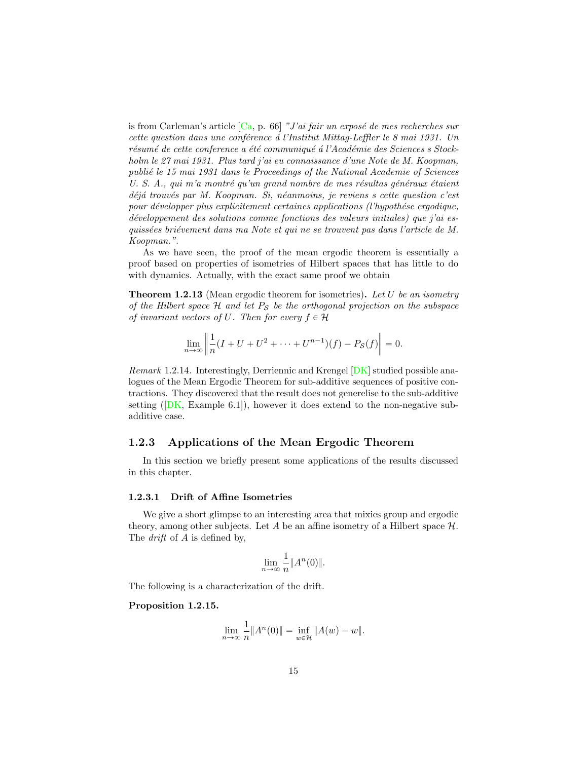is from Carleman's article [Ca, p. 66] *"J'ai fair un exposé de mes recherches sur cette question dans une conférence á l'Institut Mittag-Leffler le 8 mai 1931. Un résumé de cette conference a été communiqué á l'Académie des Sciences s Stockholm le 27 mai 1931. Plus tard j'ai eu connaissance d'une Note de M. Koopman, publié le 15 mai 1931 dans le Proceedings of the National Academie of Sciences U. S. A., qui m'a montré qu'un grand nombre de mes résultas généraux étaient déjá trouvés par M. Koopman. Si, néanmoins, je reviens s cette question c'est pour développer plus explicitement certaines applications (l'hypothése ergodique, développement des solutions comme fonctions des valeurs initiales) que j'ai esquissées briévement dans ma Note et qui ne se trouvent pas dans l'article de M. Koopman."*.

As we have seen, the proof of the mean ergodic theorem is essentially a proof based on properties of isometries of Hilbert spaces that has little to do with dynamics. Actually, with the exact same proof we obtain

**Theorem 1.2.13** (Mean ergodic theorem for isometries)**.** *Let $U$ be an isometry of the Hilbert space $\mathcal{H}$ and let $P_{\mathcal{S}}$ be the orthogonal projection on the subspace of invariant vectors of $U$. Then for every $f \in \mathcal{H}$*

$$\lim_{n\to\infty} \left\| \frac{1}{n}(I + U + U^2 + \cdots + U^{n-1})(f) - P_{\mathcal{S}}(f) \right\| = 0.$$

*Remark* 1.2.14. Interestingly, Derriennic and Krengel [DK] studied possible analogues of the Mean Ergodic Theorem for sub-additive sequences of positive contractions. They discovered that the result does not generelise to the sub-additive setting ([DK, Example 6.1]), however it does extend to the non-negative sub-additive case.

### 1.2.3 Applications of the Mean Ergodic Theorem

In this section we briefly present some applications of the results discussed in this chapter.

#### 1.2.3.1 Drift of Affine Isometries

We give a short glimpse to an interesting area that mixies group and ergodic theory, among other subjects. Let $A$ be an affine isometry of a Hilbert space $\mathcal{H}$. The *drift* of $A$ is defined by,

$$\lim_{n\to\infty} \frac{1}{n}\|A^n(0)\|.$$

The following is a characterization of the drift.

**Proposition 1.2.15.**

$$\lim_{n\to\infty} \frac{1}{n}\|A^n(0)\| = \inf_{w\in\mathcal{H}} \|A(w) - w\|.$$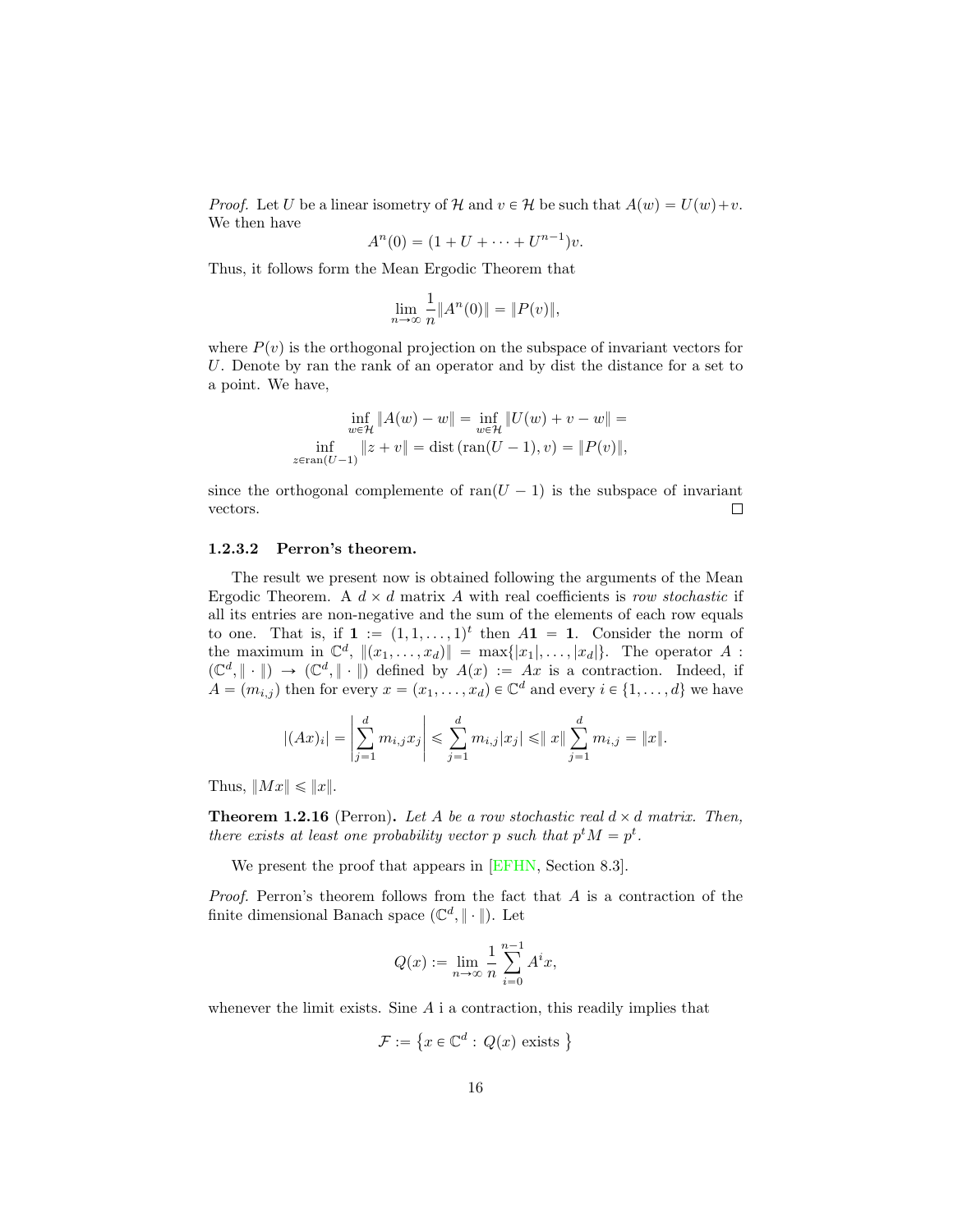*Proof.* Let $U$ be a linear isometry of $\mathcal{H}$ and $v \in \mathcal{H}$ be such that $A(w) = U(w)+v$. We then have

$$A^n(0) = (1 + U + \cdots + U^{n-1})v.$$

Thus, it follows form the Mean Ergodic Theorem that

$$\lim_{n\to\infty} \frac{1}{n}\|A^n(0)\| = \|P(v)\|,$$

where $P(v)$ is the orthogonal projection on the subspace of invariant vectors for $U$. Denote by ran the rank of an operator and by dist the distance for a set to a point. We have,

$$\inf_{w\in\mathcal{H}} \|A(w) - w\| = \inf_{w\in\mathcal{H}} \|U(w) + v - w\| =$$
$$\inf_{z\in\mathrm{ran}(U-1)} \|z + v\| = \mathrm{dist}\,(\mathrm{ran}(U-1), v) = \|P(v)\|,$$

since the orthogonal complemente of $\mathrm{ran}(U-1)$ is the subspace of invariant vectors. □

#### 1.2.3.2 Perron's theorem.

The result we present now is obtained following the arguments of the Mean Ergodic Theorem. A $d \times d$ matrix $A$ with real coefficients is *row stochastic* if all its entries are non-negative and the sum of the elements of each row equals to one. That is, if $\mathbf{1} := (1, 1, \ldots, 1)^t$ then $A\mathbf{1} = \mathbf{1}$. Consider the norm of the maximum in $\mathbb{C}^d$, $\|(x_1, \ldots, x_d)\| = \max\{|x_1|, \ldots, |x_d|\}$. The operator $A : (\mathbb{C}^d, \|\cdot\|) \to (\mathbb{C}^d, \|\cdot\|)$ defined by $A(x) := Ax$ is a contraction. Indeed, if $A = (m_{i,j})$ then for every $x = (x_1, \ldots, x_d) \in \mathbb{C}^d$ and every $i \in \{1, \ldots, d\}$ we have

$$|(Ax)_i| = \left|\sum_{j=1}^{d} m_{i,j}x_j\right| \leqslant \sum_{j=1}^{d} m_{i,j}|x_j| \leqslant \| x\| \sum_{j=1}^{d} m_{i,j} = \|x\|.$$

Thus, $\|Mx\| \leqslant \|x\|$.

**Theorem 1.2.16** (Perron)**.** *Let $A$ be a row stochastic real $d \times d$ matrix. Then, there exists at least one probability vector $p$ such that $p^t M = p^t$.*

We present the proof that appears in [EFHN, Section 8.3].

*Proof.* Perron's theorem follows from the fact that $A$ is a contraction of the finite dimensional Banach space $(\mathbb{C}^d, \|\cdot\|)$. Let

$$Q(x) := \lim_{n\to\infty} \frac{1}{n}\sum_{i=0}^{n-1} A^i x,$$

whenever the limit exists. Sine $A$ i a contraction, this readily implies that

$$\mathcal{F} := \left\{x \in \mathbb{C}^d : Q(x) \text{ exists } \right\}$$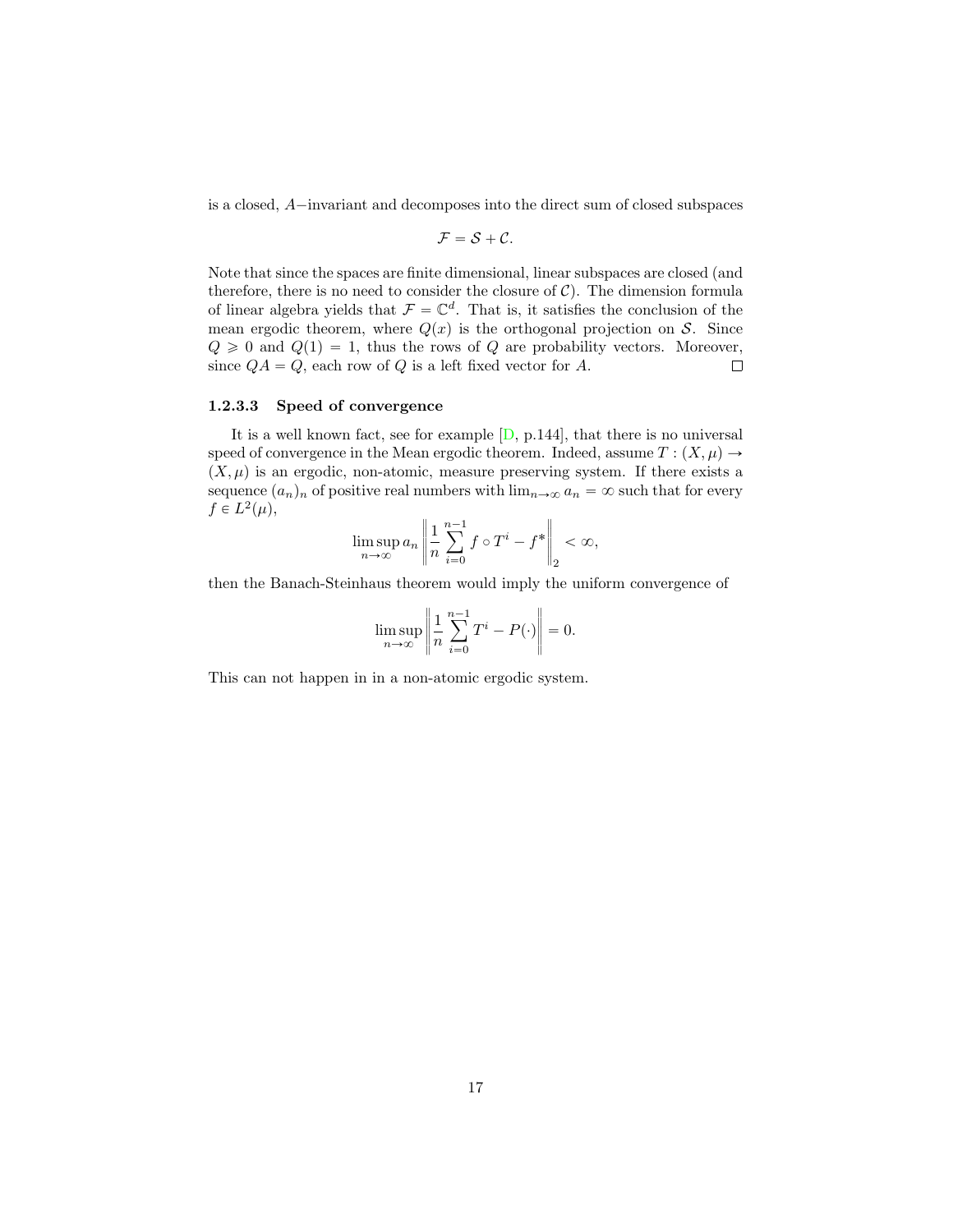is a closed, $A-$invariant and decomposes into the direct sum of closed subspaces

$$\mathcal{F} = \mathcal{S} + \mathcal{C}.$$

Note that since the spaces are finite dimensional, linear subspaces are closed (and therefore, there is no need to consider the closure of $\mathcal{C}$). The dimension formula of linear algebra yields that $\mathcal{F} = \mathbb{C}^d$. That is, it satisfies the conclusion of the mean ergodic theorem, where $Q(x)$ is the orthogonal projection on $\mathcal{S}$. Since $Q \geqslant 0$ and $Q(1) = 1$, thus the rows of $Q$ are probability vectors. Moreover, since $QA = Q$, each row of $Q$ is a left fixed vector for $A$. □

#### 1.2.3.3 Speed of convergence

It is a well known fact, see for example [D, p.144], that there is no universal speed of convergence in the Mean ergodic theorem. Indeed, assume $T : (X, \mu) \to (X, \mu)$ is an ergodic, non-atomic, measure preserving system. If there exists a sequence $(a_n)_n$ of positive real numbers with $\lim_{n\to\infty} a_n = \infty$ such that for every $f \in L^2(\mu)$,

$$\limsup_{n\to\infty} a_n \left\| \frac{1}{n} \sum_{i=0}^{n-1} f \circ T^i - f^* \right\|_2 < \infty,$$

then the Banach-Steinhaus theorem would imply the uniform convergence of

$$\limsup_{n\to\infty} \left\| \frac{1}{n} \sum_{i=0}^{n-1} T^i - P(\cdot) \right\| = 0.$$

This can not happen in in a non-atomic ergodic system.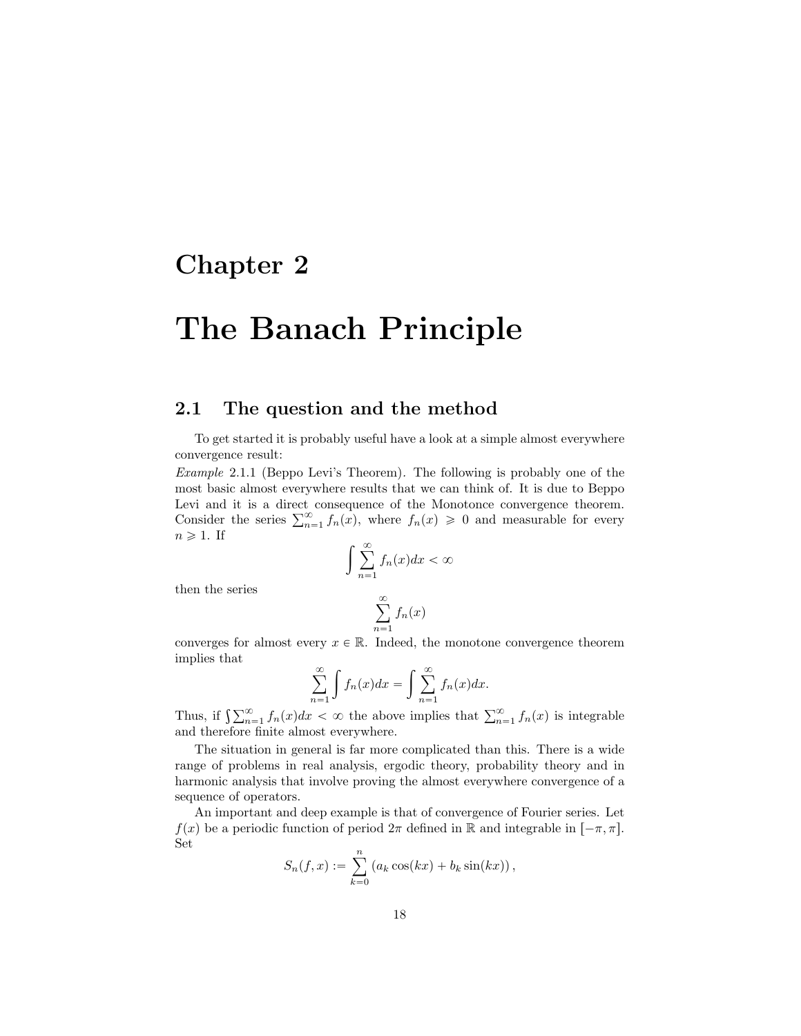# Chapter 2

# The Banach Principle

## 2.1 The question and the method

To get started it is probably useful have a look at a simple almost everywhere convergence result:

*Example* 2.1.1 (Beppo Levi's Theorem). The following is probably one of the most basic almost everywhere results that we can think of. It is due to Beppo Levi and it is a direct consequence of the Monotonce convergence theorem. Consider the series $\sum_{n=1}^{\infty} f_n(x)$, where $f_n(x) \geqslant 0$ and measurable for every $n \geqslant 1$. If

$$\int \sum_{n=1}^{\infty} f_n(x) dx < \infty$$

then the series

$$\sum_{n=1}^{\infty} f_n(x)$$

converges for almost every $x \in \mathbb{R}$. Indeed, the monotone convergence theorem implies that

$$\sum_{n=1}^{\infty} \int f_n(x) dx = \int \sum_{n=1}^{\infty} f_n(x) dx.$$

Thus, if $\int \sum_{n=1}^{\infty} f_n(x) dx < \infty$ the above implies that $\sum_{n=1}^{\infty} f_n(x)$ is integrable and therefore finite almost everywhere.

The situation in general is far more complicated than this. There is a wide range of problems in real analysis, ergodic theory, probability theory and in harmonic analysis that involve proving the almost everywhere convergence of a sequence of operators.

An important and deep example is that of convergence of Fourier series. Let $f(x)$ be a periodic function of period $2\pi$ defined in $\mathbb{R}$ and integrable in $[-\pi, \pi]$. Set

$$S_n(f, x) := \sum_{k=0}^{n} \left( a_k \cos(kx) + b_k \sin(kx) \right),$$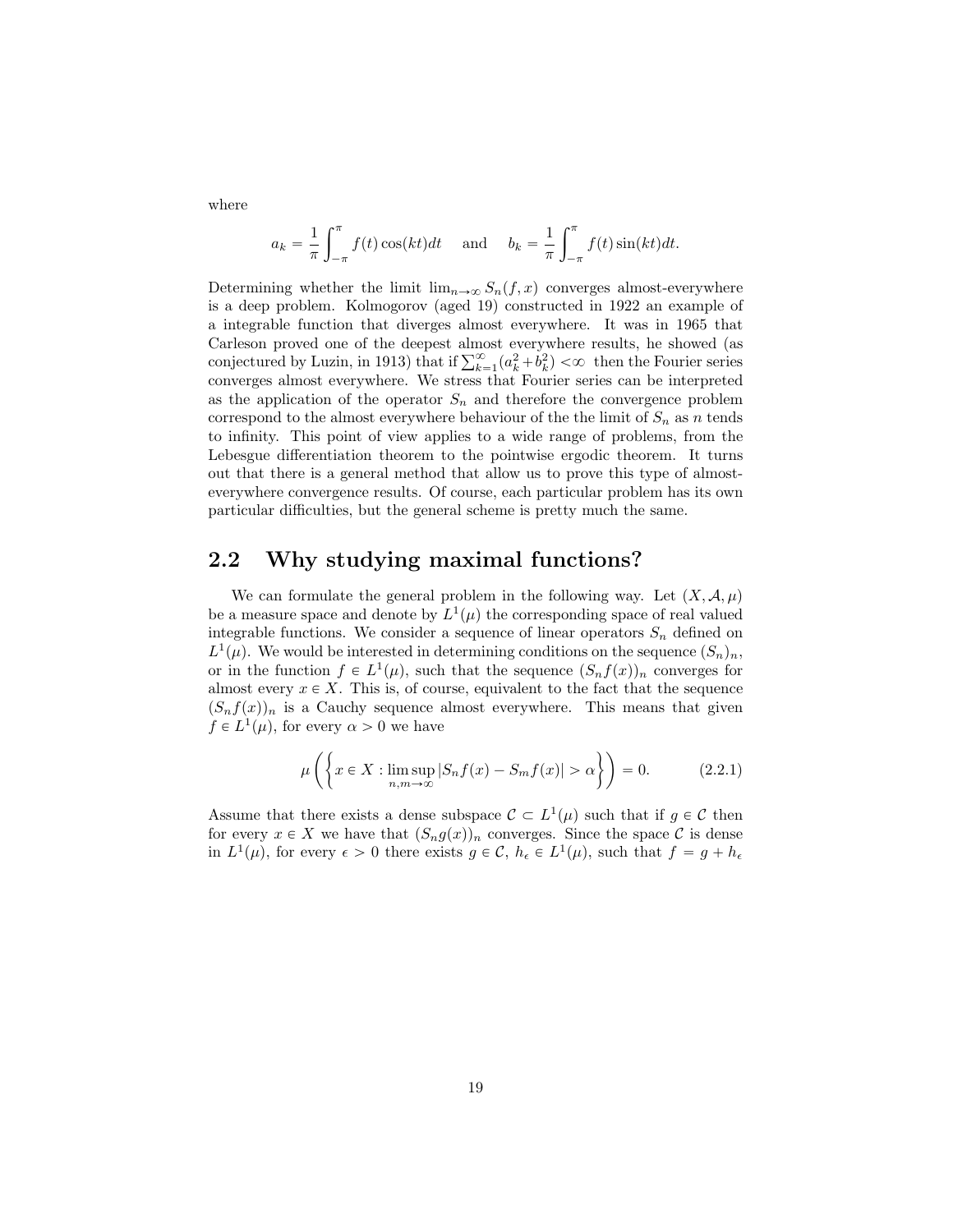where

$$a_k = \frac{1}{\pi} \int_{-\pi}^{\pi} f(t) \cos(kt) dt \quad \text{and} \quad b_k = \frac{1}{\pi} \int_{-\pi}^{\pi} f(t) \sin(kt) dt.$$

Determining whether the limit $\lim_{n\to\infty} S_n(f, x)$ converges almost-everywhere is a deep problem. Kolmogorov (aged 19) constructed in 1922 an example of a integrable function that diverges almost everywhere. It was in 1965 that Carleson proved one of the deepest almost everywhere results, he showed (as conjectured by Luzin, in 1913) that if $\sum_{k=1}^{\infty}(a_k^2 + b_k^2) < \infty$ then the Fourier series converges almost everywhere. We stress that Fourier series can be interpreted as the application of the operator $S_n$ and therefore the convergence problem correspond to the almost everywhere behaviour of the the limit of $S_n$ as $n$ tends to infinity. This point of view applies to a wide range of problems, from the Lebesgue differentiation theorem to the pointwise ergodic theorem. It turns out that there is a general method that allow us to prove this type of almost-everywhere convergence results. Of course, each particular problem has its own particular difficulties, but the general scheme is pretty much the same.

## 2.2 Why studying maximal functions?

We can formulate the general problem in the following way. Let $(X, \mathcal{A}, \mu)$ be a measure space and denote by $L^1(\mu)$ the corresponding space of real valued integrable functions. We consider a sequence of linear operators $S_n$ defined on $L^1(\mu)$. We would be interested in determining conditions on the sequence $(S_n)_n$, or in the function $f \in L^1(\mu)$, such that the sequence $(S_n f(x))_n$ converges for almost every $x \in X$. This is, of course, equivalent to the fact that the sequence $(S_n f(x))_n$ is a Cauchy sequence almost everywhere. This means that given $f \in L^1(\mu)$, for every $\alpha > 0$ we have

$$\mu \left( \left\{ x \in X : \limsup_{n,m\to\infty} |S_n f(x) - S_m f(x)| > \alpha \right\} \right) = 0. \tag{2.2.1}$$

Assume that there exists a dense subspace $\mathcal{C} \subset L^1(\mu)$ such that if $g \in \mathcal{C}$ then for every $x \in X$ we have that $(S_n g(x))_n$ converges. Since the space $\mathcal{C}$ is dense in $L^1(\mu)$, for every $\epsilon > 0$ there exists $g \in \mathcal{C}$, $h_\epsilon \in L^1(\mu)$, such that $f = g + h_\epsilon$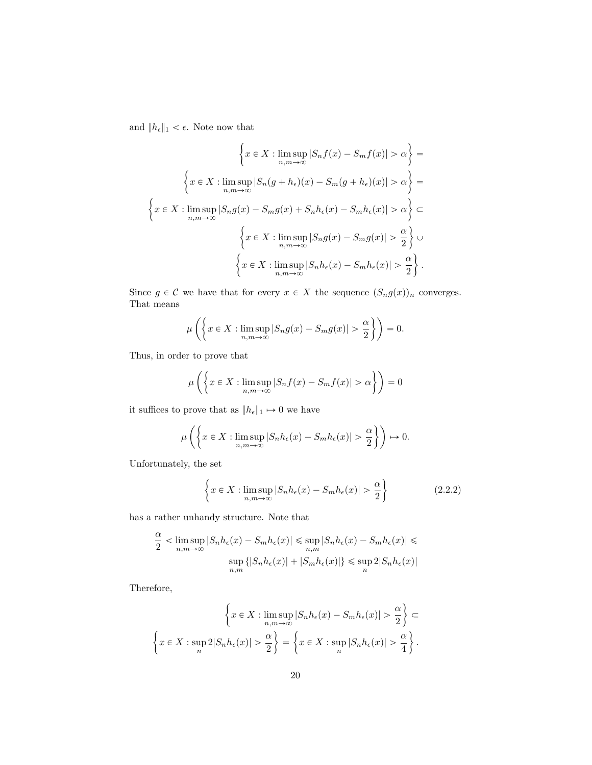and $\|h_\epsilon\|_1 < \epsilon$. Note now that

$$
\begin{aligned}
&\left\{x \in X : \limsup_{n,m\to\infty} |S_n f(x) - S_m f(x)| > \alpha\right\} = \\
&\left\{x \in X : \limsup_{n,m\to\infty} |S_n(g+h_\epsilon)(x) - S_m(g+h_\epsilon)(x)| > \alpha\right\} = \\
&\left\{x \in X : \limsup_{n,m\to\infty} |S_n g(x) - S_m g(x) + S_n h_\epsilon(x) - S_m h_\epsilon(x)| > \alpha\right\} \subset \\
&\left\{x \in X : \limsup_{n,m\to\infty} |S_n g(x) - S_m g(x)| > \frac{\alpha}{2}\right\} \cup \\
&\left\{x \in X : \limsup_{n,m\to\infty} |S_n h_\epsilon(x) - S_m h_\epsilon(x)| > \frac{\alpha}{2}\right\}.
\end{aligned}
$$

Since $g \in \mathcal{C}$ we have that for every $x \in X$ the sequence $(S_n g(x))_n$ converges. That means

$$
\mu\left(\left\{x \in X : \limsup_{n,m\to\infty} |S_n g(x) - S_m g(x)| > \frac{\alpha}{2}\right\}\right) = 0.
$$

Thus, in order to prove that

$$
\mu\left(\left\{x \in X : \limsup_{n,m\to\infty} |S_n f(x) - S_m f(x)| > \alpha\right\}\right) = 0
$$

it suffices to prove that as $\|h_\epsilon\|_1 \mapsto 0$ we have

$$
\mu\left(\left\{x \in X : \limsup_{n,m\to\infty} |S_n h_\epsilon(x) - S_m h_\epsilon(x)| > \frac{\alpha}{2}\right\}\right) \mapsto 0.
$$

Unfortunately, the set

$$
\left\{x \in X : \limsup_{n,m\to\infty} |S_n h_\epsilon(x) - S_m h_\epsilon(x)| > \frac{\alpha}{2}\right\} \tag{2.2.2}
$$

has a rather unhandy structure. Note that

$$
\begin{aligned}
\frac{\alpha}{2} < \limsup_{n,m\to\infty} |S_n h_\epsilon(x) - S_m h_\epsilon(x)| &\leqslant \sup_{n,m} |S_n h_\epsilon(x) - S_m h_\epsilon(x)| \leqslant \\
&\sup_{n,m} \{|S_n h_\epsilon(x)| + |S_m h_\epsilon(x)|\} \leqslant \sup_n 2|S_n h_\epsilon(x)|
\end{aligned}
$$

Therefore,

$$
\begin{aligned}
&\left\{x \in X : \limsup_{n,m\to\infty} |S_n h_\epsilon(x) - S_m h_\epsilon(x)| > \frac{\alpha}{2}\right\} \subset \\
&\left\{x \in X : \sup_n 2|S_n h_\epsilon(x)| > \frac{\alpha}{2}\right\} = \left\{x \in X : \sup_n |S_n h_\epsilon(x)| > \frac{\alpha}{4}\right\}.
\end{aligned}
$$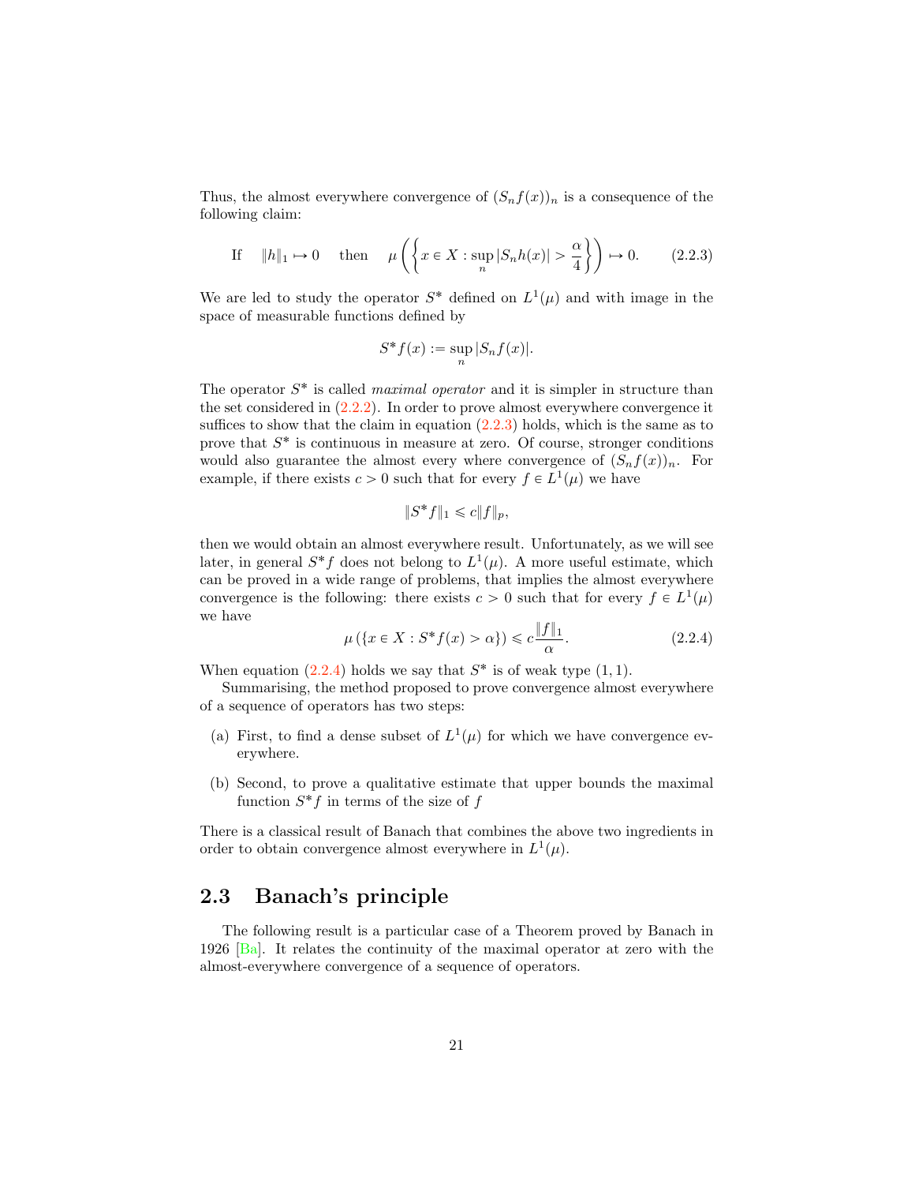Thus, the almost everywhere convergence of $(S_n f(x))_n$ is a consequence of the following claim:

$$\text{If} \quad \|h\|_1 \mapsto 0 \quad \text{then} \quad \mu\left(\left\{x \in X : \sup_n |S_n h(x)| > \frac{\alpha}{4}\right\}\right) \mapsto 0. \tag{2.2.3}$$

We are led to study the operator $S^*$ defined on $L^1(\mu)$ and with image in the space of measurable functions defined by

$$S^* f(x) := \sup_n |S_n f(x)|.$$

The operator $S^*$ is called *maximal operator* and it is simpler in structure than the set considered in (2.2.2). In order to prove almost everywhere convergence it suffices to show that the claim in equation (2.2.3) holds, which is the same as to prove that $S^*$ is continuous in measure at zero. Of course, stronger conditions would also guarantee the almost every where convergence of $(S_n f(x))_n$. For example, if there exists $c > 0$ such that for every $f \in L^1(\mu)$ we have

$$\|S^* f\|_1 \leqslant c\|f\|_p,$$

then we would obtain an almost everywhere result. Unfortunately, as we will see later, in general $S^* f$ does not belong to $L^1(\mu)$. A more useful estimate, which can be proved in a wide range of problems, that implies the almost everywhere convergence is the following: there exists $c > 0$ such that for every $f \in L^1(\mu)$ we have

$$\mu\left(\{x \in X : S^* f(x) > \alpha\}\right) \leqslant c\frac{\|f\|_1}{\alpha}. \tag{2.2.4}$$

When equation (2.2.4) holds we say that $S^*$ is of weak type $(1,1)$.

Summarising, the method proposed to prove convergence almost everywhere of a sequence of operators has two steps:

(a) First, to find a dense subset of $L^1(\mu)$ for which we have convergence everywhere.

(b) Second, to prove a qualitative estimate that upper bounds the maximal function $S^* f$ in terms of the size of $f$

There is a classical result of Banach that combines the above two ingredients in order to obtain convergence almost everywhere in $L^1(\mu)$.

## 2.3 Banach's principle

The following result is a particular case of a Theorem proved by Banach in 1926 [Ba]. It relates the continuity of the maximal operator at zero with the almost-everywhere convergence of a sequence of operators.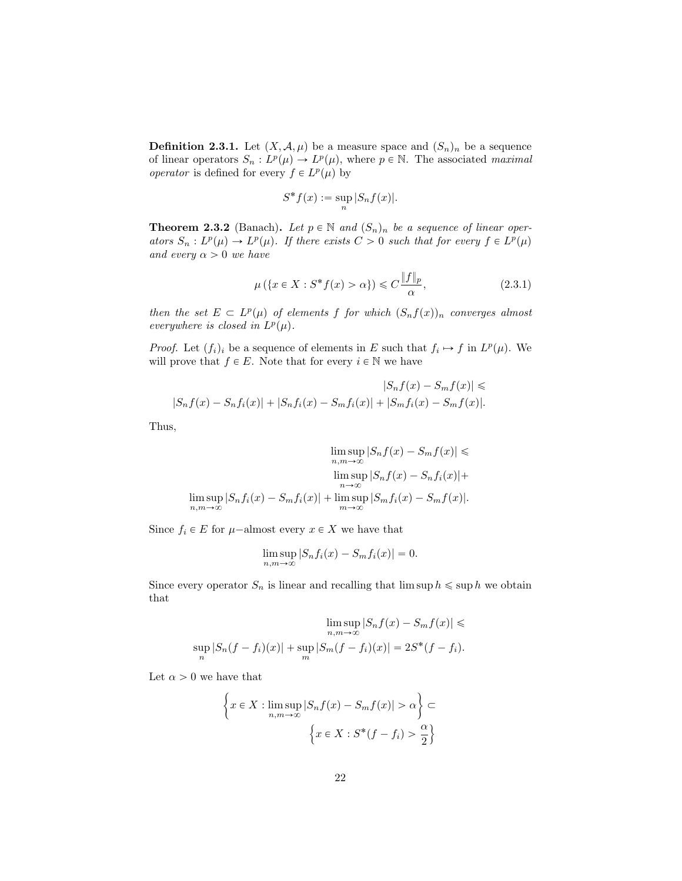**Definition 2.3.1.** Let $(X, \mathcal{A}, \mu)$ be a measure space and $(S_n)_n$ be a sequence of linear operators $S_n : L^p(\mu) \to L^p(\mu)$, where $p \in \mathbb{N}$. The associated *maximal operator* is defined for every $f \in L^p(\mu)$ by

$$S^* f(x) := \sup_n |S_n f(x)|.$$

**Theorem 2.3.2** (Banach)**.** *Let $p \in \mathbb{N}$ and $(S_n)_n$ be a sequence of linear operators $S_n : L^p(\mu) \to L^p(\mu)$. If there exists $C > 0$ such that for every $f \in L^p(\mu)$ and every $\alpha > 0$ we have*

$$\mu \left( \{ x \in X : S^* f(x) > \alpha \} \right) \leqslant C \frac{\|f\|_p}{\alpha}, \tag{2.3.1}$$

*then the set $E \subset L^p(\mu)$ of elements $f$ for which $(S_n f(x))_n$ converges almost everywhere is closed in $L^p(\mu)$.*

*Proof.* Let $(f_i)_i$ be a sequence of elements in $E$ such that $f_i \mapsto f$ in $L^p(\mu)$. We will prove that $f \in E$. Note that for every $i \in \mathbb{N}$ we have

$$|S_n f(x) - S_m f(x)| \leqslant$$
$$|S_n f(x) - S_n f_i(x)| + |S_n f_i(x) - S_m f_i(x)| + |S_m f_i(x) - S_m f(x)|.$$

Thus,

$$\limsup_{n,m \to \infty} |S_n f(x) - S_m f(x)| \leqslant$$
$$\limsup_{n \to \infty} |S_n f(x) - S_n f_i(x)| +$$
$$\limsup_{n,m \to \infty} |S_n f_i(x) - S_m f_i(x)| + \limsup_{m \to \infty} |S_m f_i(x) - S_m f(x)|.$$

Since $f_i \in E$ for $\mu-$almost every $x \in X$ we have that

$$\limsup_{n,m \to \infty} |S_n f_i(x) - S_m f_i(x)| = 0.$$

Since every operator $S_n$ is linear and recalling that $\limsup h \leqslant \sup h$ we obtain that

$$\limsup_{n,m \to \infty} |S_n f(x) - S_m f(x)| \leqslant$$
$$\sup_n |S_n (f - f_i)(x)| + \sup_m |S_m (f - f_i)(x)| = 2S^*(f - f_i).$$

Let $\alpha > 0$ we have that

$$\left\{ x \in X : \limsup_{n,m \to \infty} |S_n f(x) - S_m f(x)| > \alpha \right\} \subset$$
$$\left\{ x \in X : S^*(f - f_i) > \frac{\alpha}{2} \right\}$$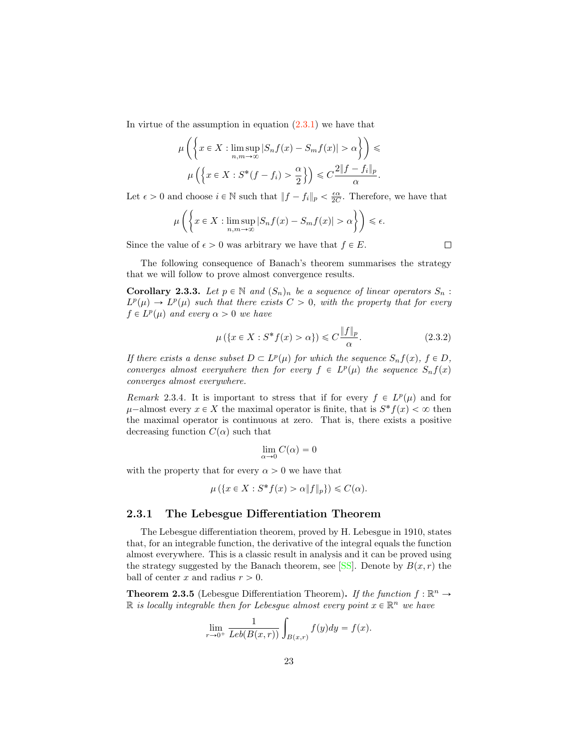In virtue of the assumption in equation (2.3.1) we have that

$$\mu\left(\left\{x \in X : \limsup_{n,m\to\infty} |S_n f(x) - S_m f(x)| > \alpha\right\}\right) \leqslant$$

$$\mu\left(\left\{x \in X : S^*(f - f_i) > \frac{\alpha}{2}\right\}\right) \leqslant C\frac{2\|f - f_i\|_p}{\alpha}.$$

Let $\epsilon > 0$ and choose $i \in \mathbb{N}$ such that $\|f - f_i\|_p < \frac{\epsilon\alpha}{2C}$. Therefore, we have that

$$\mu\left(\left\{x \in X : \limsup_{n,m\to\infty} |S_n f(x) - S_m f(x)| > \alpha\right\}\right) \leqslant \epsilon.$$

Since the value of $\epsilon > 0$ was arbitrary we have that $f \in E$. □

The following consequence of Banach's theorem summarises the strategy that we will follow to prove almost convergence results.

**Corollary 2.3.3.** *Let $p \in \mathbb{N}$ and $(S_n)_n$ be a sequence of linear operators $S_n : L^p(\mu) \to L^p(\mu)$ such that there exists $C > 0$, with the property that for every $f \in L^p(\mu)$ and every $\alpha > 0$ we have*

$$\mu\left(\{x \in X : S^* f(x) > \alpha\}\right) \leqslant C\frac{\|f\|_p}{\alpha}. \tag{2.3.2}$$

*If there exists a dense subset $D \subset L^p(\mu)$ for which the sequence $S_n f(x)$, $f \in D$, converges almost everywhere then for every $f \in L^p(\mu)$ the sequence $S_n f(x)$ converges almost everywhere.*

*Remark* 2.3.4. It is important to stress that if for every $f \in L^p(\mu)$ and for $\mu-$almost every $x \in X$ the maximal operator is finite, that is $S^* f(x) < \infty$ then the maximal operator is continuous at zero. That is, there exists a positive decreasing function $C(\alpha)$ such that

$$\lim_{\alpha\to 0} C(\alpha) = 0$$

with the property that for every $\alpha > 0$ we have that

$$\mu\left(\{x \in X : S^* f(x) > \alpha\|f\|_p\}\right) \leqslant C(\alpha).$$

### 2.3.1 The Lebesgue Differentiation Theorem

The Lebesgue differentiation theorem, proved by H. Lebesgue in 1910, states that, for an integrable function, the derivative of the integral equals the function almost everywhere. This is a classic result in analysis and it can be proved using the strategy suggested by the Banach theorem, see [SS]. Denote by $B(x, r)$ the ball of center $x$ and radius $r > 0$.

**Theorem 2.3.5** (Lebesgue Differentiation Theorem)**.** *If the function $f : \mathbb{R}^n \to \mathbb{R}$ is locally integrable then for Lebesgue almost every point $x \in \mathbb{R}^n$ we have*

$$\lim_{r\to 0^+} \frac{1}{Leb(B(x,r))} \int_{B(x,r)} f(y)dy = f(x).$$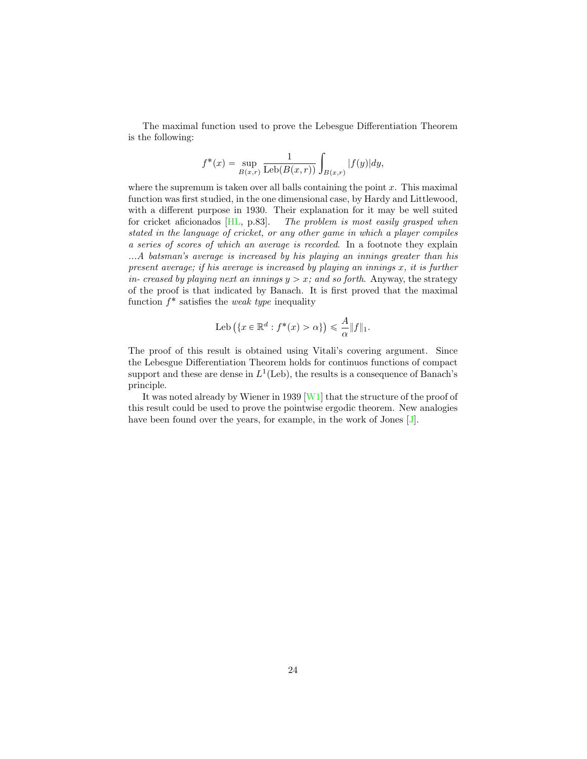The maximal function used to prove the Lebesgue Differentiation Theorem is the following:

$$f^*(x) = \sup_{B(x,r)} \frac{1}{\mathrm{Leb}(B(x,r))} \int_{B(x,r)} |f(y)| dy,$$

where the supremum is taken over all balls containing the point $x$. This maximal function was first studied, in the one dimensional case, by Hardy and Littlewood, with a different purpose in 1930. Their explanation for it may be well suited for cricket aficionados [HL, p.83]. *The problem is most easily grasped when stated in the language of cricket, or any other game in which a player compiles a series of scores of which an average is recorded*. In a footnote they explain *...A batsman's average is increased by his playing an innings greater than his present average; if his average is increased by playing an innings $x$, it is further in- creased by playing next an innings $y > x$; and so forth*. Anyway, the strategy of the proof is that indicated by Banach. It is first proved that the maximal function $f^*$ satisfies the *weak type* inequality

$$\mathrm{Leb}\left(\{x \in \mathbb{R}^d : f^*(x) > \alpha\}\right) \leqslant \frac{A}{\alpha} \|f\|_1.$$

The proof of this result is obtained using Vitali's covering argument. Since the Lebesgue Differentiation Theorem holds for continuos functions of compact support and these are dense in $L^1(\mathrm{Leb})$, the results is a consequence of Banach's principle.

It was noted already by Wiener in 1939 [W1] that the structure of the proof of this result could be used to prove the pointwise ergodic theorem. New analogies have been found over the years, for example, in the work of Jones [J].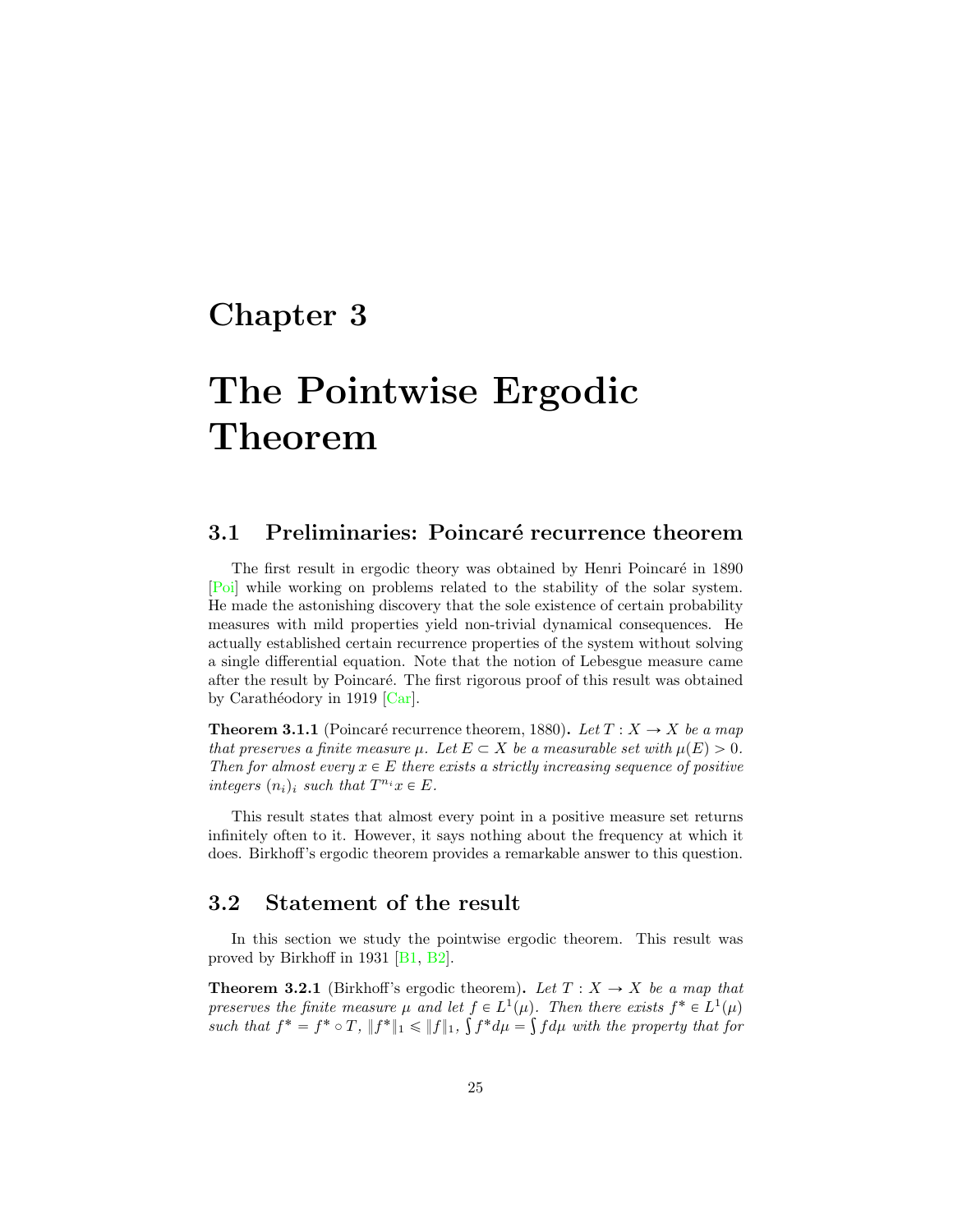# Chapter 3

# The Pointwise Ergodic Theorem

## 3.1 Preliminaries: Poincaré recurrence theorem

The first result in ergodic theory was obtained by Henri Poincaré in 1890 [Poi] while working on problems related to the stability of the solar system. He made the astonishing discovery that the sole existence of certain probability measures with mild properties yield non-trivial dynamical consequences. He actually established certain recurrence properties of the system without solving a single differential equation. Note that the notion of Lebesgue measure came after the result by Poincaré. The first rigorous proof of this result was obtained by Carathéodory in 1919 [Car].

**Theorem 3.1.1** (Poincaré recurrence theorem, 1880)**.** *Let $T : X \to X$ be a map that preserves a finite measure $\mu$. Let $E \subset X$ be a measurable set with $\mu(E) > 0$. Then for almost every $x \in E$ there exists a strictly increasing sequence of positive integers $(n_i)_i$ such that $T^{n_i}x \in E$.*

This result states that almost every point in a positive measure set returns infinitely often to it. However, it says nothing about the frequency at which it does. Birkhoff's ergodic theorem provides a remarkable answer to this question.

## 3.2 Statement of the result

In this section we study the pointwise ergodic theorem. This result was proved by Birkhoff in 1931 [B1, B2].

**Theorem 3.2.1** (Birkhoff's ergodic theorem)**.** *Let $T : X \to X$ be a map that preserves the finite measure $\mu$ and let $f \in L^1(\mu)$. Then there exists $f^* \in L^1(\mu)$ such that $f^* = f^* \circ T$, $\|f^*\|_1 \leqslant \|f\|_1$, $\int f^* d\mu = \int f d\mu$ with the property that for*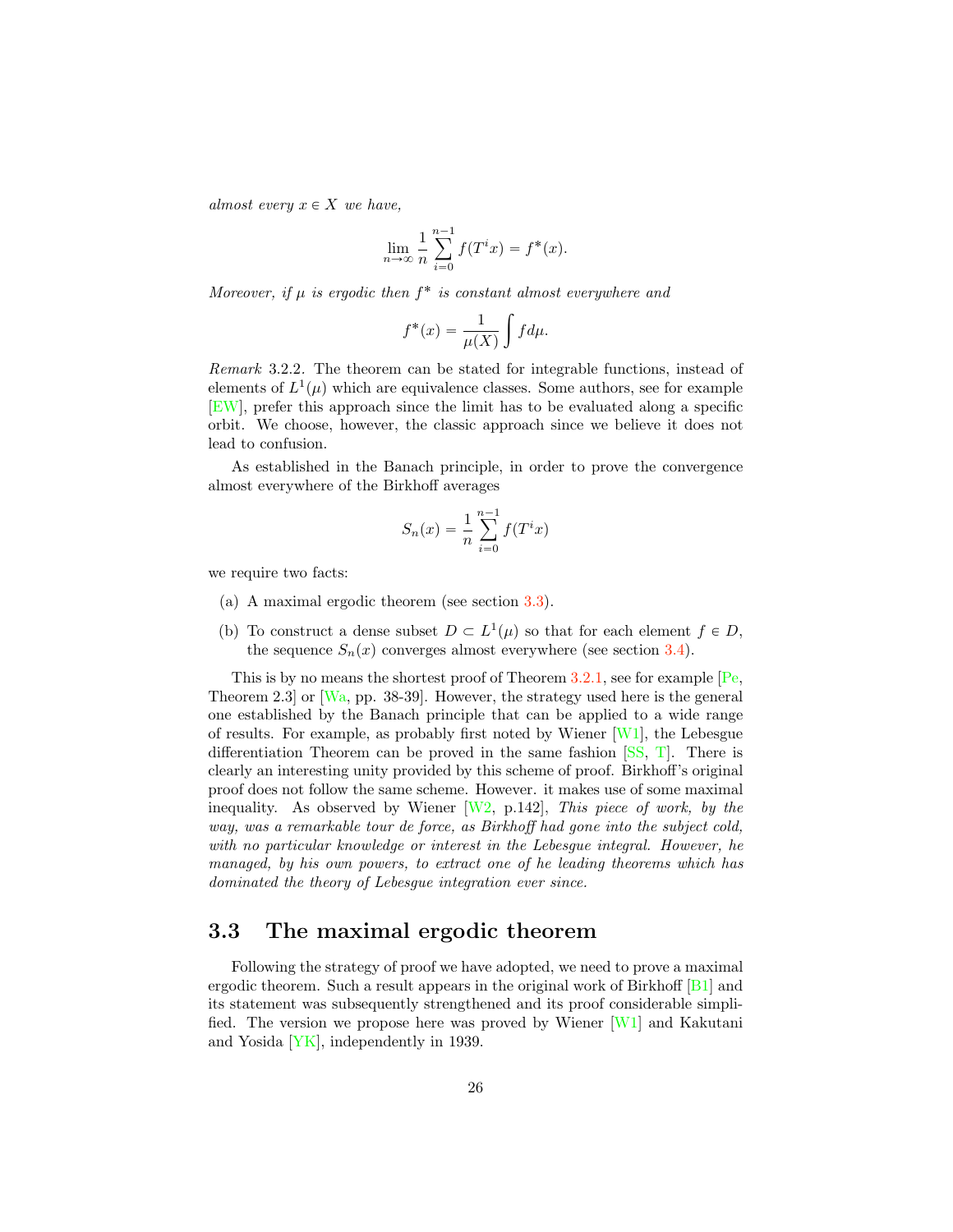*almost every $x \in X$ we have,*

$$\lim_{n\to\infty} \frac{1}{n}\sum_{i=0}^{n-1} f(T^i x) = f^*(x).$$

*Moreover, if $\mu$ is ergodic then $f^*$ is constant almost everywhere and*

$$f^*(x) = \frac{1}{\mu(X)}\int f d\mu.$$

*Remark* 3.2.2. The theorem can be stated for integrable functions, instead of elements of $L^1(\mu)$ which are equivalence classes. Some authors, see for example [EW], prefer this approach since the limit has to be evaluated along a specific orbit. We choose, however, the classic approach since we believe it does not lead to confusion.

As established in the Banach principle, in order to prove the convergence almost everywhere of the Birkhoff averages

$$S_n(x) = \frac{1}{n}\sum_{i=0}^{n-1} f(T^i x)$$

we require two facts:

(a) A maximal ergodic theorem (see section 3.3).

(b) To construct a dense subset $D \subset L^1(\mu)$ so that for each element $f \in D$, the sequence $S_n(x)$ converges almost everywhere (see section 3.4).

This is by no means the shortest proof of Theorem 3.2.1, see for example [Pe, Theorem 2.3] or [Wa, pp. 38-39]. However, the strategy used here is the general one established by the Banach principle that can be applied to a wide range of results. For example, as probably first noted by Wiener [W1], the Lebesgue differentiation Theorem can be proved in the same fashion [SS, T]. There is clearly an interesting unity provided by this scheme of proof. Birkhoff's original proof does not follow the same scheme. However. it makes use of some maximal inequality. As observed by Wiener [W2, p.142], *This piece of work, by the way, was a remarkable tour de force, as Birkhoff had gone into the subject cold, with no particular knowledge or interest in the Lebesgue integral. However, he managed, by his own powers, to extract one of he leading theorems which has dominated the theory of Lebesgue integration ever since.*

## 3.3 The maximal ergodic theorem

Following the strategy of proof we have adopted, we need to prove a maximal ergodic theorem. Such a result appears in the original work of Birkhoff [B1] and its statement was subsequently strengthened and its proof considerable simplified. The version we propose here was proved by Wiener [W1] and Kakutani and Yosida [YK], independently in 1939.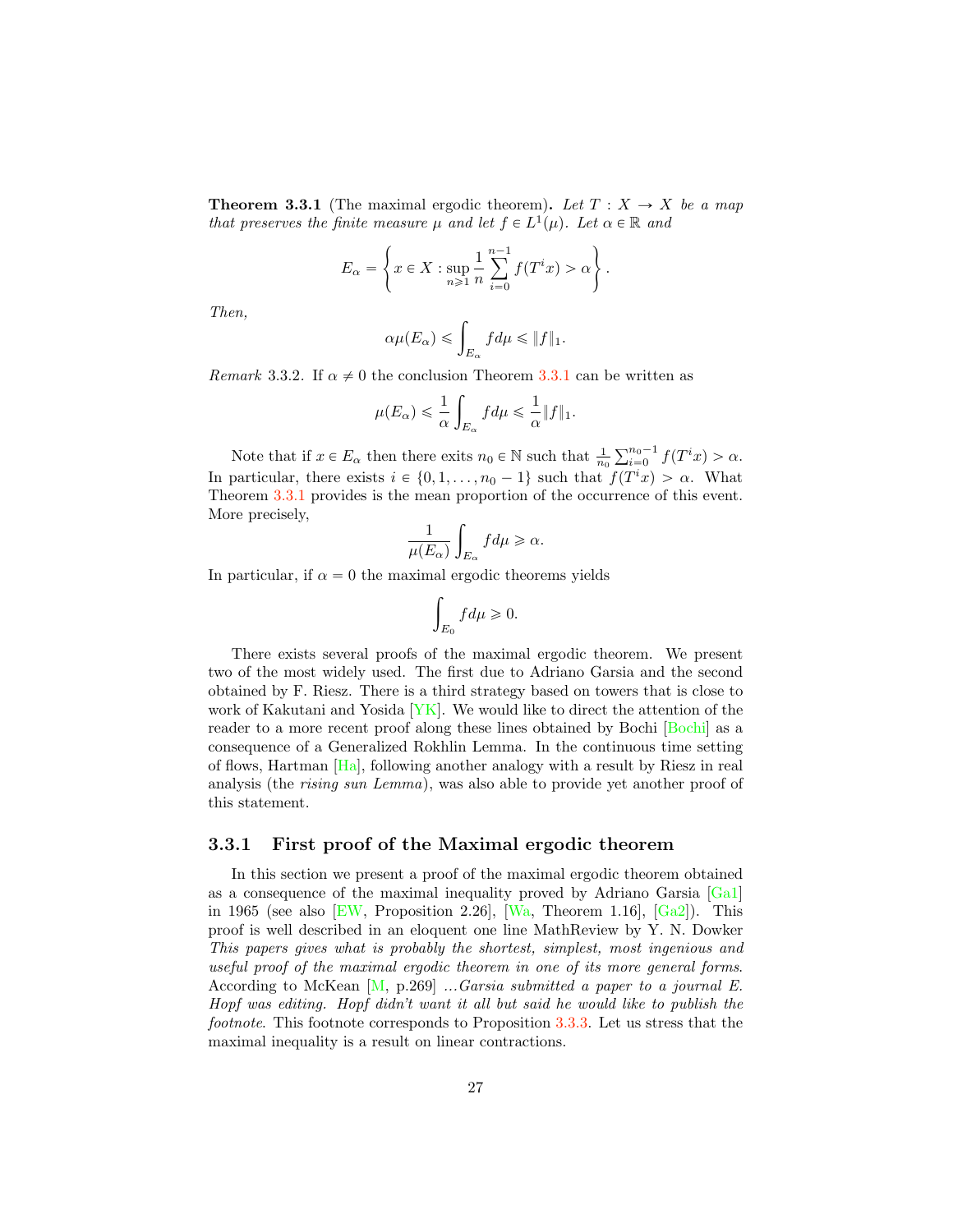**Theorem 3.3.1** (The maximal ergodic theorem)**.** *Let $T : X \to X$ be a map that preserves the finite measure $\mu$ and let $f \in L^1(\mu)$. Let $\alpha \in \mathbb{R}$ and*

$$E_\alpha = \left\{ x \in X : \sup_{n \geqslant 1} \frac{1}{n} \sum_{i=0}^{n-1} f(T^i x) > \alpha \right\}.$$

*Then,*

$$\alpha \mu(E_\alpha) \leqslant \int_{E_\alpha} f d\mu \leqslant \|f\|_1.$$

*Remark* 3.3.2. If $\alpha \neq 0$ the conclusion Theorem 3.3.1 can be written as

$$\mu(E_\alpha) \leqslant \frac{1}{\alpha} \int_{E_\alpha} f d\mu \leqslant \frac{1}{\alpha} \|f\|_1.$$

Note that if $x \in E_\alpha$ then there exits $n_0 \in \mathbb{N}$ such that $\frac{1}{n_0} \sum_{i=0}^{n_0-1} f(T^i x) > \alpha$. In particular, there exists $i \in \{0, 1, \ldots, n_0 - 1\}$ such that $f(T^i x) > \alpha$. What Theorem 3.3.1 provides is the mean proportion of the occurrence of this event. More precisely,

$$\frac{1}{\mu(E_\alpha)} \int_{E_\alpha} f d\mu \geqslant \alpha.$$

In particular, if $\alpha = 0$ the maximal ergodic theorems yields

$$\int_{E_0} f d\mu \geqslant 0.$$

There exists several proofs of the maximal ergodic theorem. We present two of the most widely used. The first due to Adriano Garsia and the second obtained by F. Riesz. There is a third strategy based on towers that is close to work of Kakutani and Yosida [YK]. We would like to direct the attention of the reader to a more recent proof along these lines obtained by Bochi [Bochi] as a consequence of a Generalized Rokhlin Lemma. In the continuous time setting of flows, Hartman [Ha], following another analogy with a result by Riesz in real analysis (the *rising sun Lemma*), was also able to provide yet another proof of this statement.

### 3.3.1 First proof of the Maximal ergodic theorem

In this section we present a proof of the maximal ergodic theorem obtained as a consequence of the maximal inequality proved by Adriano Garsia [Ga1] in 1965 (see also [EW, Proposition 2.26], [Wa, Theorem 1.16], [Ga2]). This proof is well described in an eloquent one line MathReview by Y. N. Dowker *This papers gives what is probably the shortest, simplest, most ingenious and useful proof of the maximal ergodic theorem in one of its more general forms.* According to McKean [M, p.269] *...Garsia submitted a paper to a journal E. Hopf was editing. Hopf didn't want it all but said he would like to publish the footnote*. This footnote corresponds to Proposition 3.3.3. Let us stress that the maximal inequality is a result on linear contractions.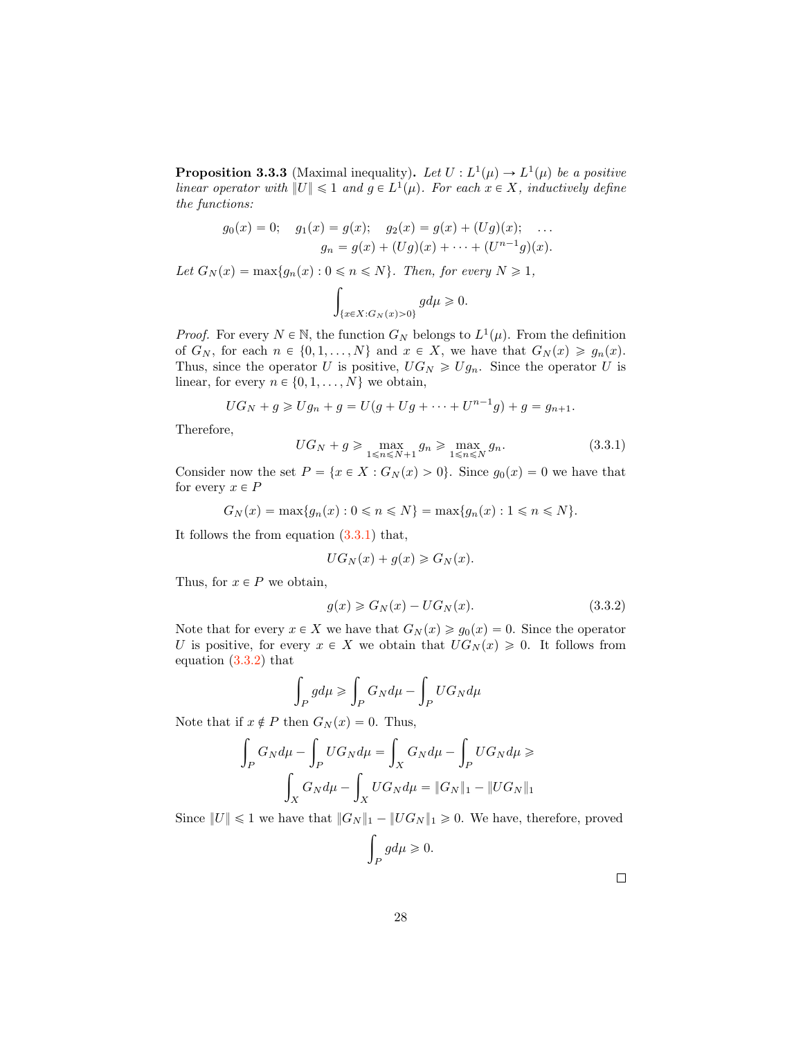**Proposition 3.3.3** (Maximal inequality)**.** *Let $U : L^1(\mu) \to L^1(\mu)$ be a positive linear operator with $\|U\| \leqslant 1$ and $g \in L^1(\mu)$. For each $x \in X$, inductively define the functions:*

$$g_0(x) = 0; \quad g_1(x) = g(x); \quad g_2(x) = g(x) + (Ug)(x); \quad \ldots$$
$$g_n = g(x) + (Ug)(x) + \cdots + (U^{n-1}g)(x).$$

*Let $G_N(x) = \max\{g_n(x) : 0 \leqslant n \leqslant N\}$. Then, for every $N \geqslant 1$,*

$$\int_{\{x \in X : G_N(x) > 0\}} g d\mu \geqslant 0.$$

*Proof.* For every $N \in \mathbb{N}$, the function $G_N$ belongs to $L^1(\mu)$. From the definition of $G_N$, for each $n \in \{0, 1, \ldots, N\}$ and $x \in X$, we have that $G_N(x) \geqslant g_n(x)$. Thus, since the operator $U$ is positive, $UG_N \geqslant Ug_n$. Since the operator $U$ is linear, for every $n \in \{0, 1, \ldots, N\}$ we obtain,

$$UG_N + g \geqslant Ug_n + g = U(g + Ug + \cdots + U^{n-1}g) + g = g_{n+1}.$$

Therefore,

$$UG_N + g \geqslant \max_{1 \leqslant n \leqslant N+1} g_n \geqslant \max_{1 \leqslant n \leqslant N} g_n. \tag{3.3.1}$$

Consider now the set $P = \{x \in X : G_N(x) > 0\}$. Since $g_0(x) = 0$ we have that for every $x \in P$

$$G_N(x) = \max\{g_n(x) : 0 \leqslant n \leqslant N\} = \max\{g_n(x) : 1 \leqslant n \leqslant N\}.$$

It follows the from equation (3.3.1) that,

$$UG_N(x) + g(x) \geqslant G_N(x).$$

Thus, for $x \in P$ we obtain,

$$g(x) \geqslant G_N(x) - UG_N(x). \tag{3.3.2}$$

Note that for every $x \in X$ we have that $G_N(x) \geqslant g_0(x) = 0$. Since the operator $U$ is positive, for every $x \in X$ we obtain that $UG_N(x) \geqslant 0$. It follows from equation (3.3.2) that

$$\int_P g d\mu \geqslant \int_P G_N d\mu - \int_P UG_N d\mu$$

Note that if $x \notin P$ then $G_N(x) = 0$. Thus,

$$\int_P G_N d\mu - \int_P UG_N d\mu = \int_X G_N d\mu - \int_P UG_N d\mu \geqslant$$
$$\int_X G_N d\mu - \int_X UG_N d\mu = \|G_N\|_1 - \|UG_N\|_1$$

Since $\|U\| \leqslant 1$ we have that $\|G_N\|_1 - \|UG_N\|_1 \geqslant 0$. We have, therefore, proved

$$\int_P g d\mu \geqslant 0.$$

□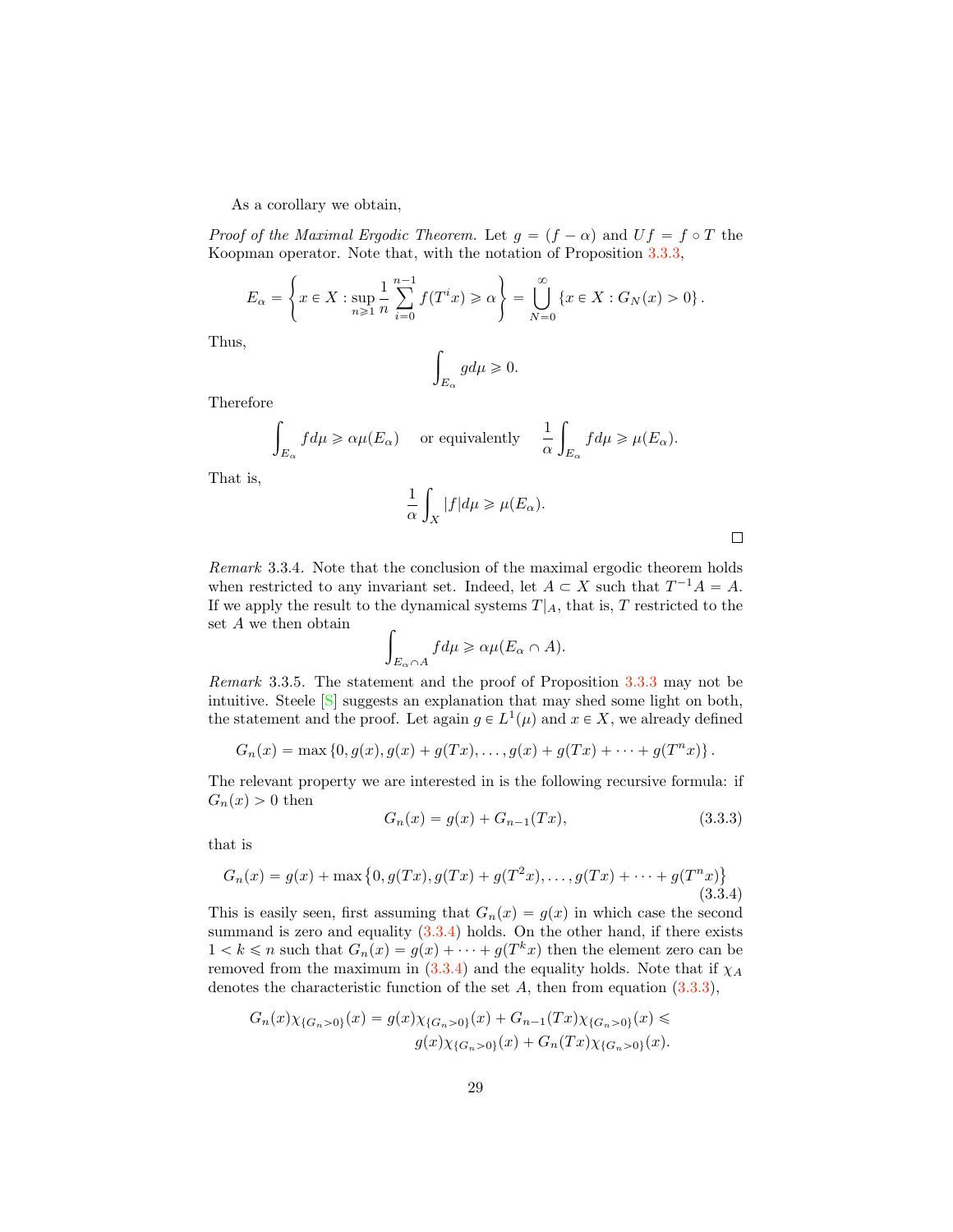As a corollary we obtain,

*Proof of the Maximal Ergodic Theorem.* Let $g = (f - \alpha)$ and $Uf = f \circ T$ the Koopman operator. Note that, with the notation of Proposition 3.3.3,

$$E_\alpha = \left\{ x \in X : \sup_{n \geqslant 1} \frac{1}{n} \sum_{i=0}^{n-1} f(T^i x) \geqslant \alpha \right\} = \bigcup_{N=0}^{\infty} \{x \in X : G_N(x) > 0\}.$$

Thus,

$$\int_{E_\alpha} g d\mu \geqslant 0.$$

Therefore

$$\int_{E_\alpha} f d\mu \geqslant \alpha \mu(E_\alpha) \quad \text{ or equivalently } \quad \frac{1}{\alpha} \int_{E_\alpha} f d\mu \geqslant \mu(E_\alpha).$$

That is,

$$\frac{1}{\alpha} \int_X |f| d\mu \geqslant \mu(E_\alpha).$$

□

*Remark* 3.3.4. Note that the conclusion of the maximal ergodic theorem holds when restricted to any invariant set. Indeed, let $A \subset X$ such that $T^{-1}A = A$. If we apply the result to the dynamical systems $T|_A$, that is, $T$ restricted to the set $A$ we then obtain

$$\int_{E_\alpha \cap A} f d\mu \geqslant \alpha \mu(E_\alpha \cap A).$$

*Remark* 3.3.5. The statement and the proof of Proposition 3.3.3 may not be intuitive. Steele [S] suggests an explanation that may shed some light on both, the statement and the proof. Let again $g \in L^1(\mu)$ and $x \in X$, we already defined

$$G_n(x) = \max\{0, g(x), g(x) + g(Tx), \ldots, g(x) + g(Tx) + \cdots + g(T^n x)\}.$$

The relevant property we are interested in is the following recursive formula: if $G_n(x) > 0$ then

$$G_n(x) = g(x) + G_{n-1}(Tx), \tag{3.3.3}$$

that is

$$G_n(x) = g(x) + \max\left\{0, g(Tx), g(Tx) + g(T^2 x), \ldots, g(Tx) + \cdots + g(T^n x)\right\} \tag{3.3.4}$$

This is easily seen, first assuming that $G_n(x) = g(x)$ in which case the second summand is zero and equality (3.3.4) holds. On the other hand, if there exists $1 < k \leqslant n$ such that $G_n(x) = g(x) + \cdots + g(T^k x)$ then the element zero can be removed from the maximum in (3.3.4) and the equality holds. Note that if $\chi_A$ denotes the characteristic function of the set $A$, then from equation (3.3.3),

$$G_n(x)\chi_{\{G_n > 0\}}(x) = g(x)\chi_{\{G_n > 0\}}(x) + G_{n-1}(Tx)\chi_{\{G_n > 0\}}(x) \leqslant$$
$$g(x)\chi_{\{G_n > 0\}}(x) + G_n(Tx)\chi_{\{G_n > 0\}}(x).$$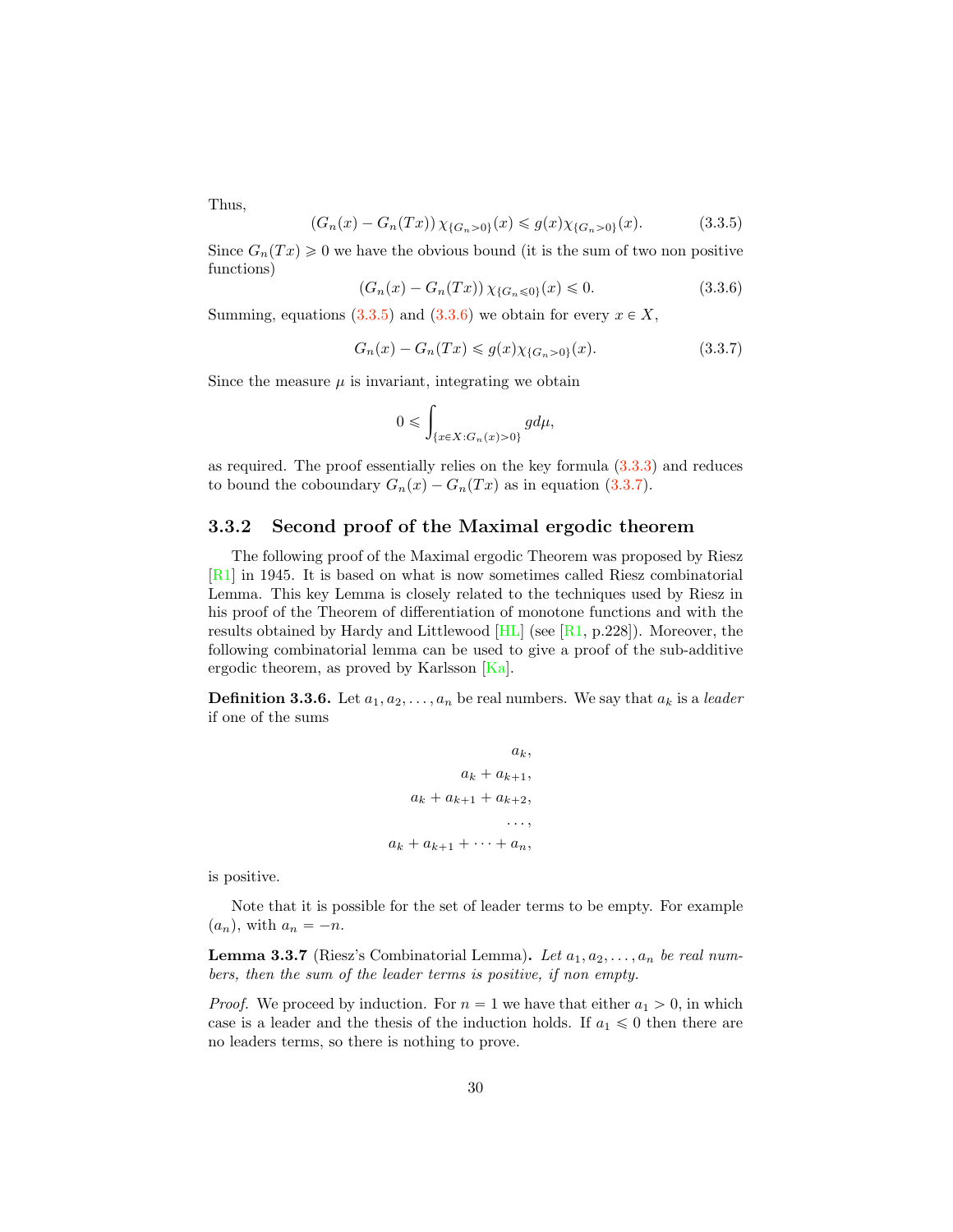Thus,

$$\left(G_n(x) - G_n(Tx)\right)\chi_{\{G_n>0\}}(x) \leqslant g(x)\chi_{\{G_n>0\}}(x). \tag{3.3.5}$$

Since $G_n(Tx) \geqslant 0$ we have the obvious bound (it is the sum of two non positive functions)

$$\left(G_n(x) - G_n(Tx)\right)\chi_{\{G_n\leqslant 0\}}(x) \leqslant 0. \tag{3.3.6}$$

Summing, equations (3.3.5) and (3.3.6) we obtain for every $x \in X$,

$$G_n(x) - G_n(Tx) \leqslant g(x)\chi_{\{G_n>0\}}(x). \tag{3.3.7}$$

Since the measure $\mu$ is invariant, integrating we obtain

$$0 \leqslant \int_{\{x\in X: G_n(x)>0\}} g d\mu,$$

as required. The proof essentially relies on the key formula (3.3.3) and reduces to bound the coboundary $G_n(x) - G_n(Tx)$ as in equation (3.3.7).

### 3.3.2 Second proof of the Maximal ergodic theorem

The following proof of the Maximal ergodic Theorem was proposed by Riesz [R1] in 1945. It is based on what is now sometimes called Riesz combinatorial Lemma. This key Lemma is closely related to the techniques used by Riesz in his proof of the Theorem of differentiation of monotone functions and with the results obtained by Hardy and Littlewood [HL] (see [R1, p.228]). Moreover, the following combinatorial lemma can be used to give a proof of the sub-additive ergodic theorem, as proved by Karlsson [Ka].

**Definition 3.3.6.** Let $a_1, a_2, \dots, a_n$ be real numbers. We say that $a_k$ is a *leader* if one of the sums

$$\begin{aligned} a_k&,\\ a_k + a_{k+1}&,\\ a_k + a_{k+1} + a_{k+2}&,\\ \dots&,\\ a_k + a_{k+1} + \dots + a_n&, \end{aligned}$$

is positive.

Note that it is possible for the set of leader terms to be empty. For example $(a_n)$, with $a_n = -n$.

**Lemma 3.3.7** (Riesz's Combinatorial Lemma)**.** *Let $a_1, a_2, \dots, a_n$ be real numbers, then the sum of the leader terms is positive, if non empty.*

*Proof.* We proceed by induction. For $n = 1$ we have that either $a_1 > 0$, in which case is a leader and the thesis of the induction holds. If $a_1 \leqslant 0$ then there are no leaders terms, so there is nothing to prove.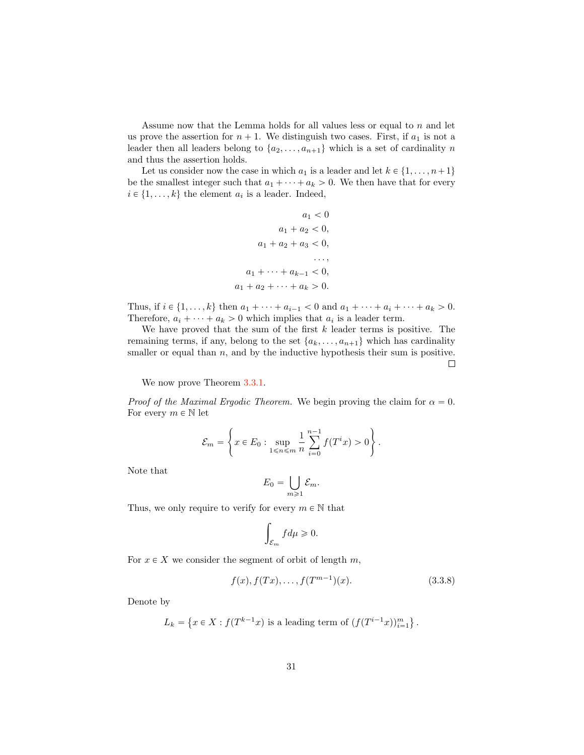Assume now that the Lemma holds for all values less or equal to $n$ and let us prove the assertion for $n+1$. We distinguish two cases. First, if $a_1$ is not a leader then all leaders belong to $\{a_2, \ldots, a_{n+1}\}$ which is a set of cardinality $n$ and thus the assertion holds.

Let us consider now the case in which $a_1$ is a leader and let $k \in \{1, \ldots, n+1\}$ be the smallest integer such that $a_1 + \cdots + a_k > 0$. We then have that for every $i \in \{1, \ldots, k\}$ the element $a_i$ is a leader. Indeed,

$$
\begin{aligned}
a_1 &< 0 \\
a_1 + a_2 &< 0, \\
a_1 + a_2 + a_3 &< 0, \\
&\ldots, \\
a_1 + \cdots + a_{k-1} &< 0, \\
a_1 + a_2 + \cdots + a_k &> 0.
\end{aligned}
$$

Thus, if $i \in \{1, \ldots, k\}$ then $a_1 + \cdots + a_{i-1} < 0$ and $a_1 + \cdots + a_i + \cdots + a_k > 0$. Therefore, $a_i + \cdots + a_k > 0$ which implies that $a_i$ is a leader term.

We have proved that the sum of the first $k$ leader terms is positive. The remaining terms, if any, belong to the set $\{a_k, \ldots, a_{n+1}\}$ which has cardinality smaller or equal than $n$, and by the inductive hypothesis their sum is positive. □

We now prove Theorem 3.3.1.

*Proof of the Maximal Ergodic Theorem.* We begin proving the claim for $\alpha = 0$. For every $m \in \mathbb{N}$ let

$$
\mathcal{E}_m = \left\{ x \in E_0 : \sup_{1 \leqslant n \leqslant m} \frac{1}{n} \sum_{i=0}^{n-1} f(T^i x) > 0 \right\}.
$$

Note that

$$
E_0 = \bigcup_{m \geqslant 1} \mathcal{E}_m.
$$

Thus, we only require to verify for every $m \in \mathbb{N}$ that

$$
\int_{\mathcal{E}_m} f d\mu \geqslant 0.
$$

For $x \in X$ we consider the segment of orbit of length $m$,

$$
f(x), f(Tx), \ldots, f(T^{m-1})(x). \tag{3.3.8}
$$

Denote by

$$
L_k = \left\{ x \in X : f(T^{k-1}x) \text{ is a leading term of } (f(T^{i-1}x))_{i=1}^m \right\}.
$$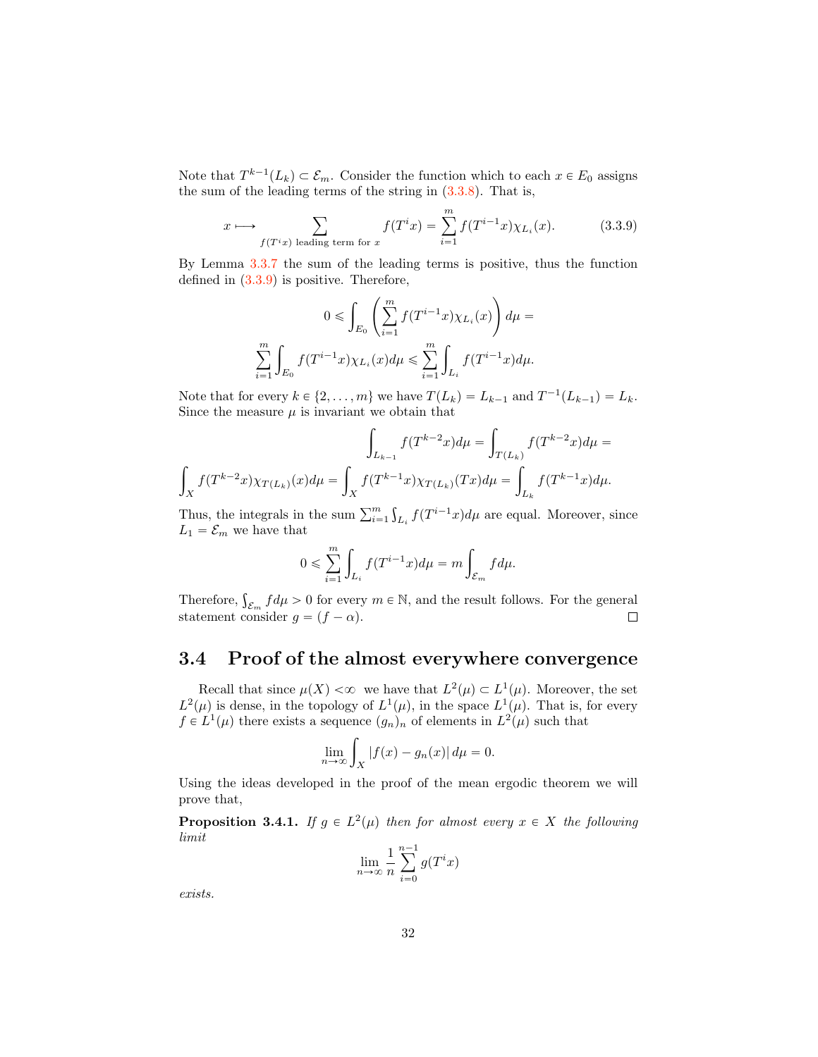Note that $T^{k-1}(L_k) \subset \mathcal{E}_m$. Consider the function which to each $x \in E_0$ assigns the sum of the leading terms of the string in (3.3.8). That is,

$$x \longmapsto \sum_{f(T^i x) \text{ leading term for } x} f(T^i x) = \sum_{i=1}^{m} f(T^{i-1}x)\chi_{L_i}(x). \tag{3.3.9}$$

By Lemma 3.3.7 the sum of the leading terms is positive, thus the function defined in (3.3.9) is positive. Therefore,

$$0 \leqslant \int_{E_0} \left( \sum_{i=1}^{m} f(T^{i-1}x)\chi_{L_i}(x) \right) d\mu =$$

$$\sum_{i=1}^{m} \int_{E_0} f(T^{i-1}x)\chi_{L_i}(x) d\mu \leqslant \sum_{i=1}^{m} \int_{L_i} f(T^{i-1}x) d\mu.$$

Note that for every $k \in \{2, \dots, m\}$ we have $T(L_k) = L_{k-1}$ and $T^{-1}(L_{k-1}) = L_k$. Since the measure $\mu$ is invariant we obtain that

$$\int_{L_{k-1}} f(T^{k-2}x) d\mu = \int_{T(L_k)} f(T^{k-2}x) d\mu =$$

$$\int_X f(T^{k-2}x)\chi_{T(L_k)}(x) d\mu = \int_X f(T^{k-1}x)\chi_{T(L_k)}(Tx) d\mu = \int_{L_k} f(T^{k-1}x) d\mu.$$

Thus, the integrals in the sum $\sum_{i=1}^{m} \int_{L_i} f(T^{i-1}x) d\mu$ are equal. Moreover, since $L_1 = \mathcal{E}_m$ we have that

$$0 \leqslant \sum_{i=1}^{m} \int_{L_i} f(T^{i-1}x) d\mu = m \int_{\mathcal{E}_m} f d\mu.$$

Therefore, $\int_{\mathcal{E}_m} f d\mu > 0$ for every $m \in \mathbb{N}$, and the result follows. For the general statement consider $g = (f - \alpha)$. □

## 3.4 Proof of the almost everywhere convergence

Recall that since $\mu(X) < \infty$ we have that $L^2(\mu) \subset L^1(\mu)$. Moreover, the set $L^2(\mu)$ is dense, in the topology of $L^1(\mu)$, in the space $L^1(\mu)$. That is, for every $f \in L^1(\mu)$ there exists a sequence $(g_n)_n$ of elements in $L^2(\mu)$ such that

$$\lim_{n \to \infty} \int_X |f(x) - g_n(x)| \, d\mu = 0.$$

Using the ideas developed in the proof of the mean ergodic theorem we will prove that,

**Proposition 3.4.1.** *If $g \in L^2(\mu)$ then for almost every $x \in X$ the following limit*

$$\lim_{n \to \infty} \frac{1}{n} \sum_{i=0}^{n-1} g(T^i x)$$

*exists.*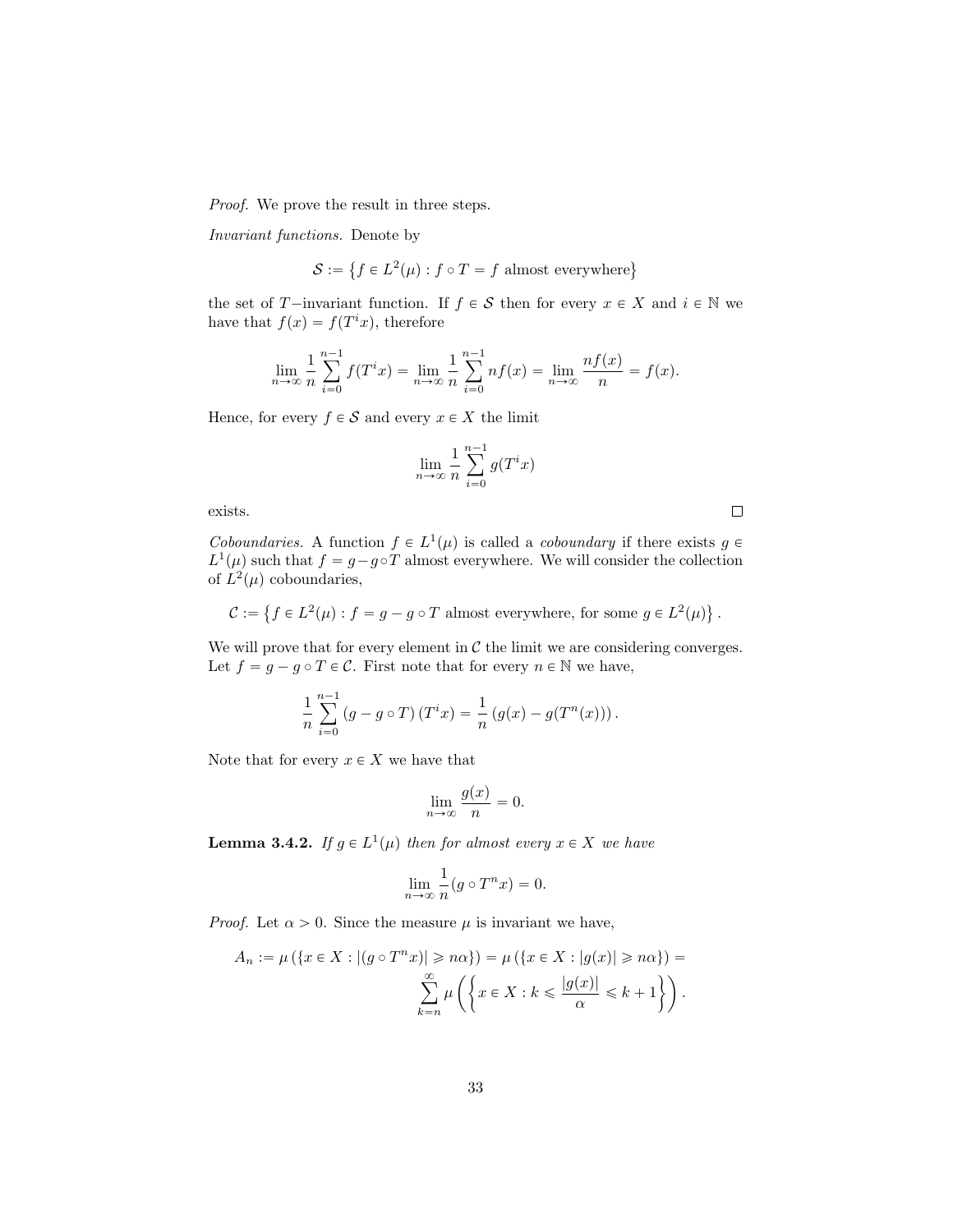*Proof.* We prove the result in three steps.

*Invariant functions.* Denote by

$$\mathcal{S} := \left\{f \in L^2(\mu) : f \circ T = f \text{ almost everywhere}\right\}$$

the set of $T-$invariant function. If $f \in \mathcal{S}$ then for every $x \in X$ and $i \in \mathbb{N}$ we have that $f(x) = f(T^i x)$, therefore

$$\lim_{n\to\infty} \frac{1}{n} \sum_{i=0}^{n-1} f(T^i x) = \lim_{n\to\infty} \frac{1}{n} \sum_{i=0}^{n-1} n f(x) = \lim_{n\to\infty} \frac{n f(x)}{n} = f(x).$$

Hence, for every $f \in \mathcal{S}$ and every $x \in X$ the limit

$$\lim_{n\to\infty} \frac{1}{n} \sum_{i=0}^{n-1} g(T^i x)$$

exists. ∎

*Coboundaries.* A function $f \in L^1(\mu)$ is called a *coboundary* if there exists $g \in L^1(\mu)$ such that $f = g - g \circ T$ almost everywhere. We will consider the collection of $L^2(\mu)$ coboundaries,

$$\mathcal{C} := \left\{f \in L^2(\mu) : f = g - g \circ T \text{ almost everywhere, for some } g \in L^2(\mu)\right\}.$$

We will prove that for every element in $\mathcal{C}$ the limit we are considering converges. Let $f = g - g \circ T \in \mathcal{C}$. First note that for every $n \in \mathbb{N}$ we have,

$$\frac{1}{n} \sum_{i=0}^{n-1} (g - g \circ T)(T^i x) = \frac{1}{n} \left(g(x) - g(T^n(x))\right).$$

Note that for every $x \in X$ we have that

$$\lim_{n\to\infty} \frac{g(x)}{n} = 0.$$

**Lemma 3.4.2.** *If $g \in L^1(\mu)$ then for almost every $x \in X$ we have*

$$\lim_{n\to\infty} \frac{1}{n}(g \circ T^n x) = 0.$$

*Proof.* Let $\alpha > 0$. Since the measure $\mu$ is invariant we have,

$$A_n := \mu\left(\{x \in X : |(g \circ T^n x)| \geqslant n\alpha\}\right) = \mu\left(\{x \in X : |g(x)| \geqslant n\alpha\}\right) = \sum_{k=n}^{\infty} \mu\left(\left\{x \in X : k \leqslant \frac{|g(x)|}{\alpha} \leqslant k+1\right\}\right).$$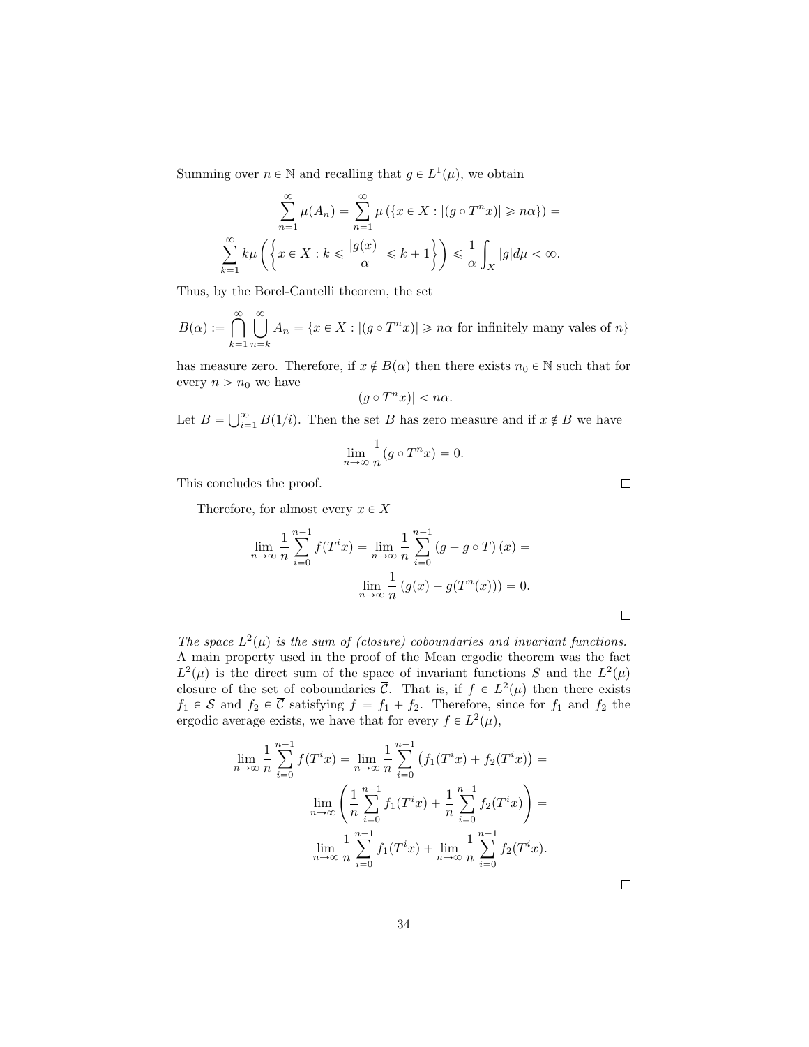Summing over $n \in \mathbb{N}$ and recalling that $g \in L^1(\mu)$, we obtain

$$\sum_{n=1}^{\infty} \mu(A_n) = \sum_{n=1}^{\infty} \mu\left(\{x \in X : |(g \circ T^n x)| \geqslant n\alpha\}\right) =$$

$$\sum_{k=1}^{\infty} k\mu\left(\left\{x \in X : k \leqslant \frac{|g(x)|}{\alpha} \leqslant k+1\right\}\right) \leqslant \frac{1}{\alpha}\int_X |g| d\mu < \infty.$$

Thus, by the Borel-Cantelli theorem, the set

$$B(\alpha) := \bigcap_{k=1}^{\infty} \bigcup_{n=k}^{\infty} A_n = \{x \in X : |(g \circ T^n x)| \geqslant n\alpha \text{ for infinitely many vales of } n\}$$

has measure zero. Therefore, if $x \notin B(\alpha)$ then there exists $n_0 \in \mathbb{N}$ such that for every $n > n_0$ we have

$$|(g \circ T^n x)| < n\alpha.$$

Let $B = \bigcup_{i=1}^{\infty} B(1/i)$. Then the set $B$ has zero measure and if $x \notin B$ we have

$$\lim_{n\to\infty} \frac{1}{n}(g \circ T^n x) = 0.$$

This concludes the proof. □

Therefore, for almost every $x \in X$

$$\lim_{n\to\infty} \frac{1}{n}\sum_{i=0}^{n-1} f(T^i x) = \lim_{n\to\infty} \frac{1}{n}\sum_{i=0}^{n-1} \left(g - g \circ T\right)(x) =$$

$$\lim_{n\to\infty} \frac{1}{n}\left(g(x) - g(T^n(x))\right) = 0.$$

□

*The space $L^2(\mu)$ is the sum of (closure) coboundaries and invariant functions.* A main property used in the proof of the Mean ergodic theorem was the fact $L^2(\mu)$ is the direct sum of the space of invariant functions $S$ and the $L^2(\mu)$ closure of the set of coboundaries $\overline{\mathcal{C}}$. That is, if $f \in L^2(\mu)$ then there exists $f_1 \in \mathcal{S}$ and $f_2 \in \overline{\mathcal{C}}$ satisfying $f = f_1 + f_2$. Therefore, since for $f_1$ and $f_2$ the ergodic average exists, we have that for every $f \in L^2(\mu)$,

$$\lim_{n\to\infty} \frac{1}{n}\sum_{i=0}^{n-1} f(T^i x) = \lim_{n\to\infty} \frac{1}{n}\sum_{i=0}^{n-1}\left(f_1(T^i x) + f_2(T^i x)\right) =$$

$$\lim_{n\to\infty}\left(\frac{1}{n}\sum_{i=0}^{n-1} f_1(T^i x) + \frac{1}{n}\sum_{i=0}^{n-1} f_2(T^i x)\right) =$$

$$\lim_{n\to\infty} \frac{1}{n}\sum_{i=0}^{n-1} f_1(T^i x) + \lim_{n\to\infty} \frac{1}{n}\sum_{i=0}^{n-1} f_2(T^i x).$$

□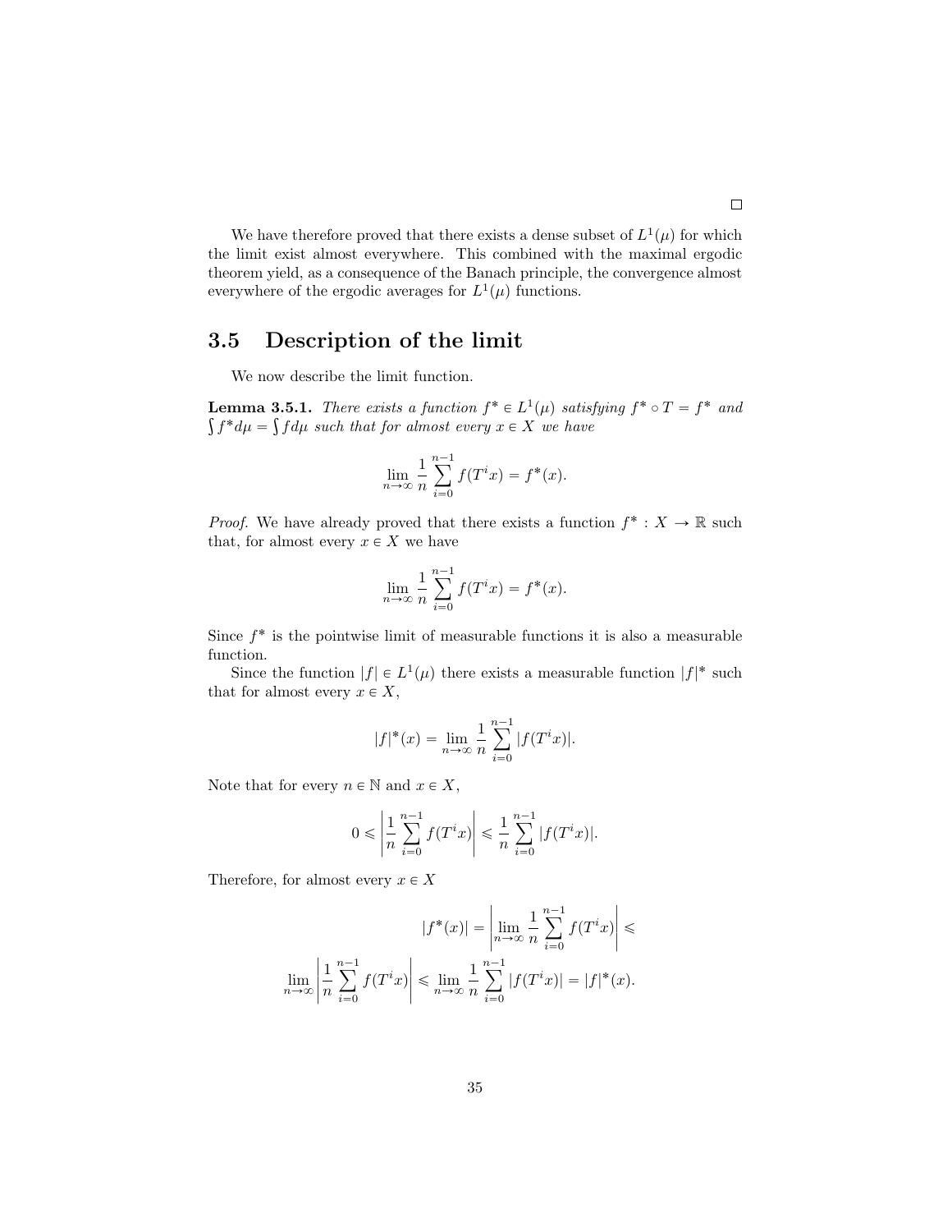□

We have therefore proved that there exists a dense subset of $L^1(\mu)$ for which the limit exist almost everywhere. This combined with the maximal ergodic theorem yield, as a consequence of the Banach principle, the convergence almost everywhere of the ergodic averages for $L^1(\mu)$ functions.

## 3.5 Description of the limit

We now describe the limit function.

**Lemma 3.5.1.** *There exists a function $f^* \in L^1(\mu)$ satisfying $f^* \circ T = f^*$ and $\int f^* d\mu = \int f d\mu$ such that for almost every $x \in X$ we have*

$$\lim_{n\to\infty} \frac{1}{n} \sum_{i=0}^{n-1} f(T^i x) = f^*(x).$$

*Proof.* We have already proved that there exists a function $f^* : X \to \mathbb{R}$ such that, for almost every $x \in X$ we have

$$\lim_{n\to\infty} \frac{1}{n} \sum_{i=0}^{n-1} f(T^i x) = f^*(x).$$

Since $f^*$ is the pointwise limit of measurable functions it is also a measurable function.

Since the function $|f| \in L^1(\mu)$ there exists a measurable function $|f|^*$ such that for almost every $x \in X$,

$$|f|^*(x) = \lim_{n\to\infty} \frac{1}{n} \sum_{i=0}^{n-1} |f(T^i x)|.$$

Note that for every $n \in \mathbb{N}$ and $x \in X$,

$$0 \leqslant \left| \frac{1}{n} \sum_{i=0}^{n-1} f(T^i x) \right| \leqslant \frac{1}{n} \sum_{i=0}^{n-1} |f(T^i x)|.$$

Therefore, for almost every $x \in X$

$$|f^*(x)| = \left| \lim_{n\to\infty} \frac{1}{n} \sum_{i=0}^{n-1} f(T^i x) \right| \leqslant$$

$$\lim_{n\to\infty} \left| \frac{1}{n} \sum_{i=0}^{n-1} f(T^i x) \right| \leqslant \lim_{n\to\infty} \frac{1}{n} \sum_{i=0}^{n-1} |f(T^i x)| = |f|^*(x).$$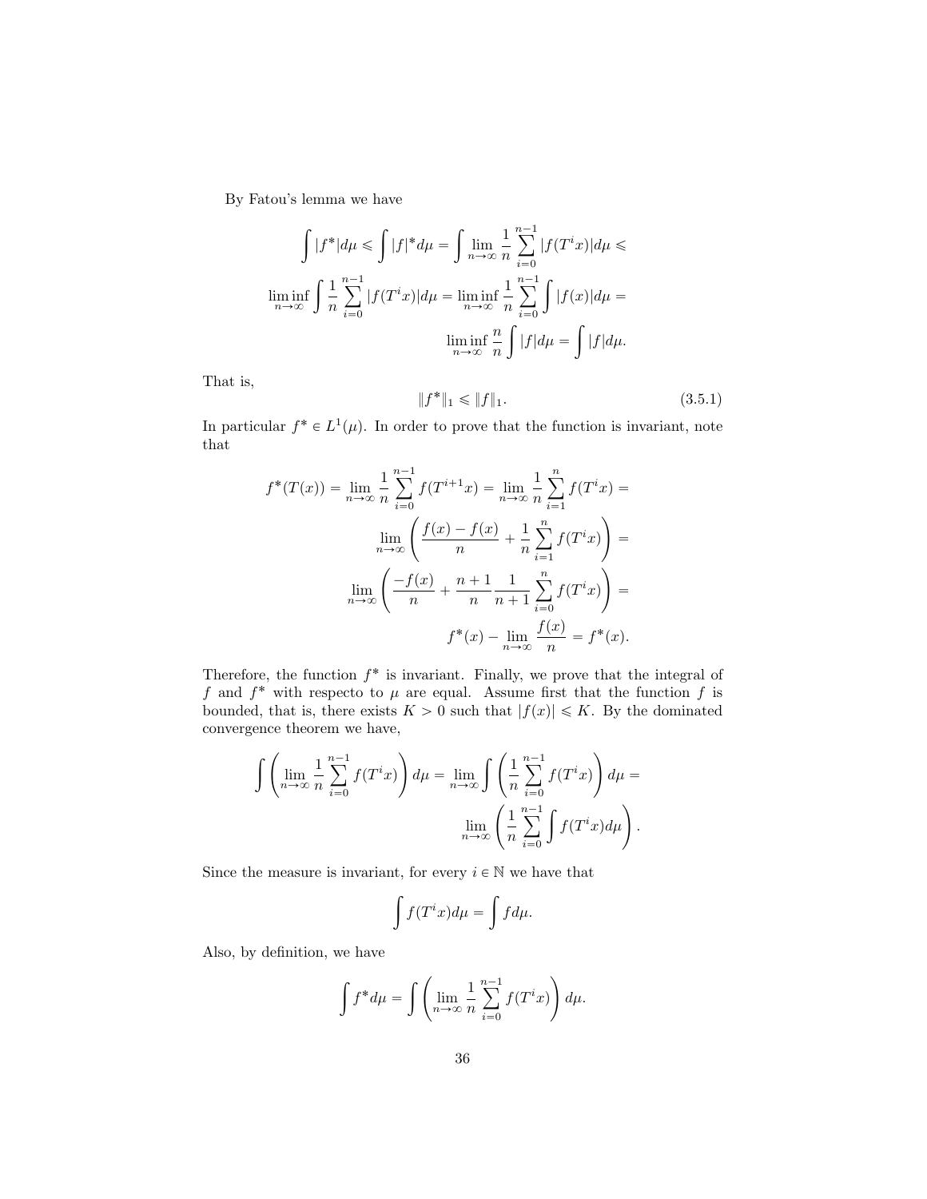By Fatou's lemma we have

$$
\int |f^*| d\mu \leqslant \int |f|^* d\mu = \int \lim_{n\to\infty} \frac{1}{n} \sum_{i=0}^{n-1} |f(T^i x)| d\mu \leqslant
$$

$$
\liminf_{n\to\infty} \int \frac{1}{n} \sum_{i=0}^{n-1} |f(T^i x)| d\mu = \liminf_{n\to\infty} \frac{1}{n} \sum_{i=0}^{n-1} \int |f(x)| d\mu =
$$

$$
\liminf_{n\to\infty} \frac{n}{n} \int |f| d\mu = \int |f| d\mu.
$$

That is,

$$
\|f^*\|_1 \leqslant \|f\|_1. \tag{3.5.1}
$$

In particular $f^* \in L^1(\mu)$. In order to prove that the function is invariant, note that

$$
f^*(T(x)) = \lim_{n\to\infty} \frac{1}{n} \sum_{i=0}^{n-1} f(T^{i+1} x) = \lim_{n\to\infty} \frac{1}{n} \sum_{i=1}^{n} f(T^i x) =
$$

$$
\lim_{n\to\infty} \left( \frac{f(x) - f(x)}{n} + \frac{1}{n} \sum_{i=1}^{n} f(T^i x) \right) =
$$

$$
\lim_{n\to\infty} \left( \frac{-f(x)}{n} + \frac{n+1}{n} \frac{1}{n+1} \sum_{i=0}^{n} f(T^i x) \right) =
$$

$$
f^*(x) - \lim_{n\to\infty} \frac{f(x)}{n} = f^*(x).
$$

Therefore, the function $f^*$ is invariant. Finally, we prove that the integral of $f$ and $f^*$ with respecto to $\mu$ are equal. Assume first that the function $f$ is bounded, that is, there exists $K > 0$ such that $|f(x)| \leqslant K$. By the dominated convergence theorem we have,

$$
\int \left( \lim_{n\to\infty} \frac{1}{n} \sum_{i=0}^{n-1} f(T^i x) \right) d\mu = \lim_{n\to\infty} \int \left( \frac{1}{n} \sum_{i=0}^{n-1} f(T^i x) \right) d\mu =
$$

$$
\lim_{n\to\infty} \left( \frac{1}{n} \sum_{i=0}^{n-1} \int f(T^i x) d\mu \right).
$$

Since the measure is invariant, for every $i \in \mathbb{N}$ we have that

$$
\int f(T^i x) d\mu = \int f d\mu.
$$

Also, by definition, we have

$$
\int f^* d\mu = \int \left( \lim_{n\to\infty} \frac{1}{n} \sum_{i=0}^{n-1} f(T^i x) \right) d\mu.
$$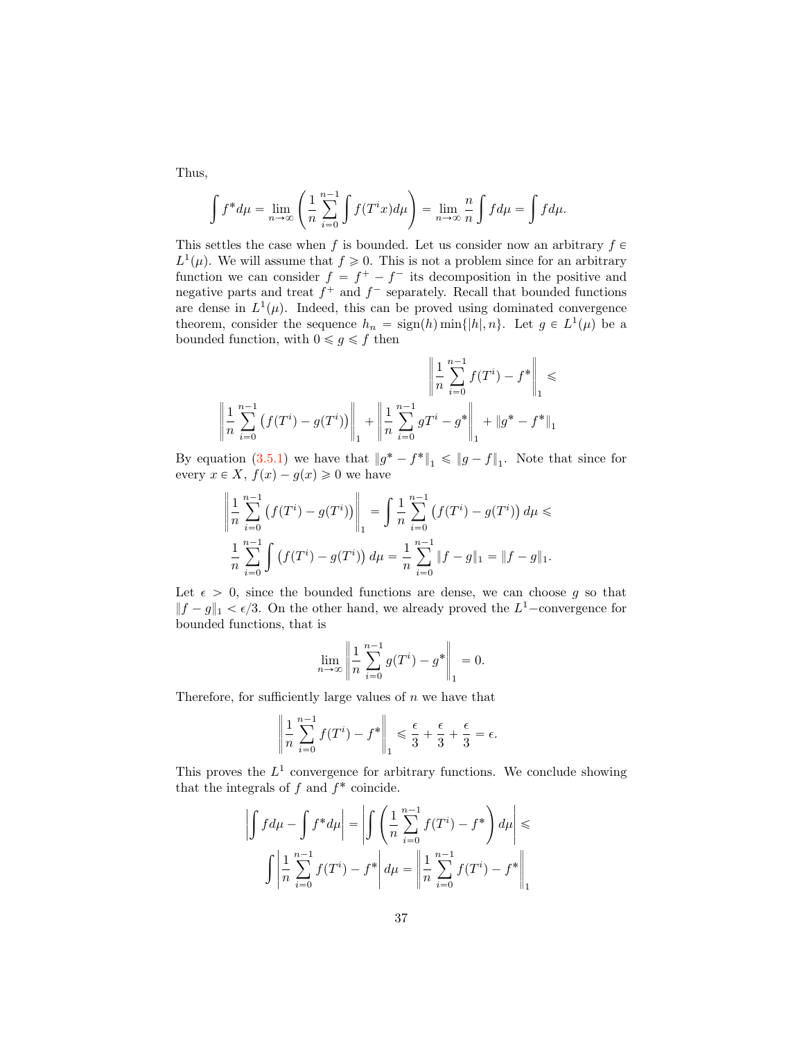Thus,

$$\int f^* d\mu = \lim_{n\to\infty} \left( \frac{1}{n} \sum_{i=0}^{n-1} \int f(T^i x) d\mu \right) = \lim_{n\to\infty} \frac{n}{n} \int f d\mu = \int f d\mu.$$

This settles the case when $f$ is bounded. Let us consider now an arbitrary $f \in L^1(\mu)$. We will assume that $f \geqslant 0$. This is not a problem since for an arbitrary function we can consider $f = f^+ - f^-$ its decomposition in the positive and negative parts and treat $f^+$ and $f^-$ separately. Recall that bounded functions are dense in $L^1(\mu)$. Indeed, this can be proved using dominated convergence theorem, consider the sequence $h_n = \text{sign}(h)\min\{|h|, n\}$. Let $g \in L^1(\mu)$ be a bounded function, with $0 \leqslant g \leqslant f$ then

$$\left\| \frac{1}{n} \sum_{i=0}^{n-1} f(T^i) - f^* \right\|_1 \leqslant$$

$$\left\| \frac{1}{n} \sum_{i=0}^{n-1} \left( f(T^i) - g(T^i) \right) \right\|_1 + \left\| \frac{1}{n} \sum_{i=0}^{n-1} gT^i - g^* \right\|_1 + \|g^* - f^*\|_1$$

By equation (3.5.1) we have that $\|g^* - f^*\|_1 \leqslant \|g - f\|_1$. Note that since for every $x \in X$, $f(x) - g(x) \geqslant 0$ we have

$$\left\| \frac{1}{n} \sum_{i=0}^{n-1} \left( f(T^i) - g(T^i) \right) \right\|_1 = \int \frac{1}{n} \sum_{i=0}^{n-1} \left( f(T^i) - g(T^i) \right) d\mu \leqslant$$

$$\frac{1}{n} \sum_{i=0}^{n-1} \int \left( f(T^i) - g(T^i) \right) d\mu = \frac{1}{n} \sum_{i=0}^{n-1} \|f - g\|_1 = \|f - g\|_1.$$

Let $\epsilon > 0$, since the bounded functions are dense, we can choose $g$ so that $\|f - g\|_1 < \epsilon/3$. On the other hand, we already proved the $L^1-$convergence for bounded functions, that is

$$\lim_{n\to\infty} \left\| \frac{1}{n} \sum_{i=0}^{n-1} g(T^i) - g^* \right\|_1 = 0.$$

Therefore, for sufficiently large values of $n$ we have that

$$\left\| \frac{1}{n} \sum_{i=0}^{n-1} f(T^i) - f^* \right\|_1 \leqslant \frac{\epsilon}{3} + \frac{\epsilon}{3} + \frac{\epsilon}{3} = \epsilon.$$

This proves the $L^1$ convergence for arbitrary functions. We conclude showing that the integrals of $f$ and $f^*$ coincide.

$$\left| \int f d\mu - \int f^* d\mu \right| = \left| \int \left( \frac{1}{n} \sum_{i=0}^{n-1} f(T^i) - f^* \right) d\mu \right| \leqslant$$

$$\int \left| \frac{1}{n} \sum_{i=0}^{n-1} f(T^i) - f^* \right| d\mu = \left\| \frac{1}{n} \sum_{i=0}^{n-1} f(T^i) - f^* \right\|_1$$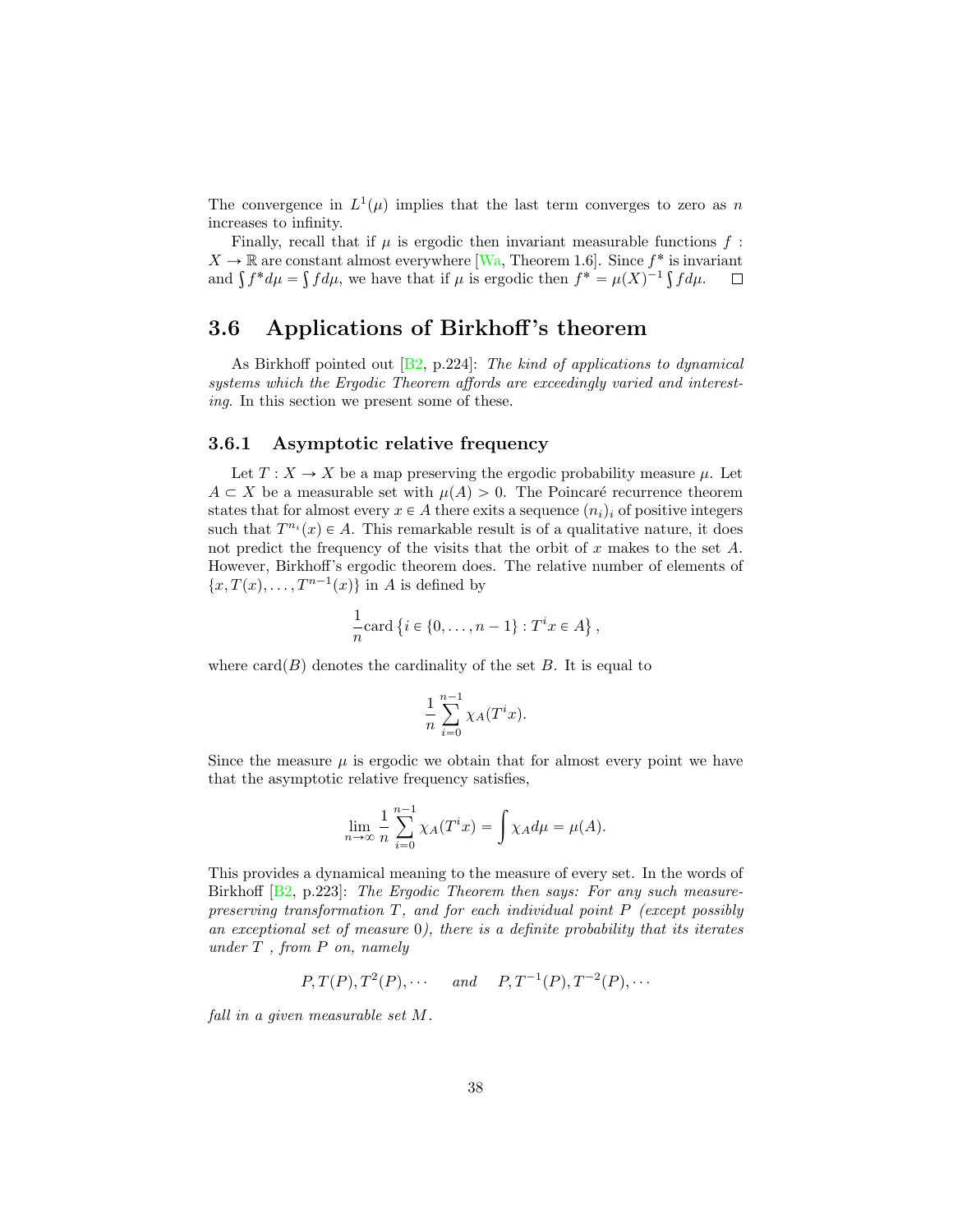The convergence in $L^1(\mu)$ implies that the last term converges to zero as $n$ increases to infinity.

Finally, recall that if $\mu$ is ergodic then invariant measurable functions $f : X \to \mathbb{R}$ are constant almost everywhere [Wa, Theorem 1.6]. Since $f^*$ is invariant and $\int f^* d\mu = \int f d\mu$, we have that if $\mu$ is ergodic then $f^* = \mu(X)^{-1} \int f d\mu$. □

## 3.6 Applications of Birkhoff's theorem

As Birkhoff pointed out [B2, p.224]: *The kind of applications to dynamical systems which the Ergodic Theorem affords are exceedingly varied and interesting*. In this section we present some of these.

### 3.6.1 Asymptotic relative frequency

Let $T : X \to X$ be a map preserving the ergodic probability measure $\mu$. Let $A \subset X$ be a measurable set with $\mu(A) > 0$. The Poincaré recurrence theorem states that for almost every $x \in A$ there exits a sequence $(n_i)_i$ of positive integers such that $T^{n_i}(x) \in A$. This remarkable result is of a qualitative nature, it does not predict the frequency of the visits that the orbit of $x$ makes to the set $A$. However, Birkhoff's ergodic theorem does. The relative number of elements of $\{x, T(x), \dots, T^{n-1}(x)\}$ in $A$ is defined by

$$\frac{1}{n} \text{card} \left\{ i \in \{0, \dots, n-1\} : T^i x \in A \right\},$$

where $\text{card}(B)$ denotes the cardinality of the set $B$. It is equal to

$$\frac{1}{n} \sum_{i=0}^{n-1} \chi_A(T^i x).$$

Since the measure $\mu$ is ergodic we obtain that for almost every point we have that the asymptotic relative frequency satisfies,

$$\lim_{n \to \infty} \frac{1}{n} \sum_{i=0}^{n-1} \chi_A(T^i x) = \int \chi_A d\mu = \mu(A).$$

This provides a dynamical meaning to the measure of every set. In the words of Birkhoff [B2, p.223]: *The Ergodic Theorem then says: For any such measure-preserving transformation $T$, and for each individual point $P$ (except possibly an exceptional set of measure $0$), there is a definite probability that its iterates under $T$ , from $P$ on, namely*

$$P, T(P), T^2(P), \cdots \quad \textit{and} \quad P, T^{-1}(P), T^{-2}(P), \cdots$$

*fall in a given measurable set $M$.*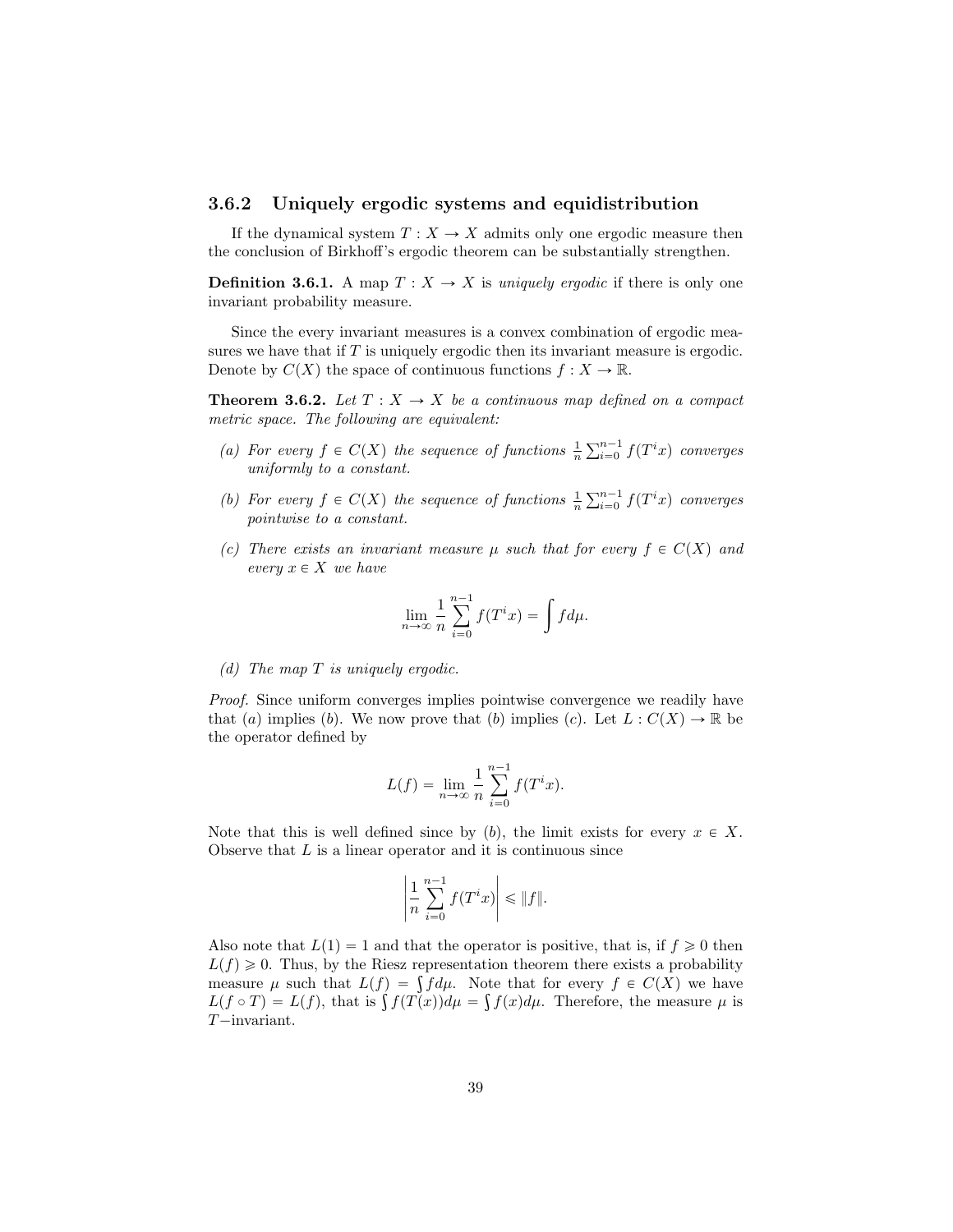### 3.6.2 Uniquely ergodic systems and equidistribution

If the dynamical system $T : X \to X$ admits only one ergodic measure then the conclusion of Birkhoff's ergodic theorem can be substantially strengthen.

**Definition 3.6.1.** A map $T : X \to X$ is *uniquely ergodic* if there is only one invariant probability measure.

Since the every invariant measures is a convex combination of ergodic measures we have that if $T$ is uniquely ergodic then its invariant measure is ergodic. Denote by $C(X)$ the space of continuous functions $f : X \to \mathbb{R}$.

**Theorem 3.6.2.** *Let $T : X \to X$ be a continuous map defined on a compact metric space. The following are equivalent:*

*(a) For every $f \in C(X)$ the sequence of functions $\frac{1}{n}\sum_{i=0}^{n-1} f(T^i x)$ converges uniformly to a constant.*

*(b) For every $f \in C(X)$ the sequence of functions $\frac{1}{n}\sum_{i=0}^{n-1} f(T^i x)$ converges pointwise to a constant.*

*(c) There exists an invariant measure $\mu$ such that for every $f \in C(X)$ and every $x \in X$ we have*

$$\lim_{n\to\infty} \frac{1}{n}\sum_{i=0}^{n-1} f(T^i x) = \int f d\mu.$$

*(d) The map $T$ is uniquely ergodic.*

*Proof.* Since uniform converges implies pointwise convergence we readily have that $(a)$ implies $(b)$. We now prove that $(b)$ implies $(c)$. Let $L : C(X) \to \mathbb{R}$ be the operator defined by

$$L(f) = \lim_{n\to\infty} \frac{1}{n}\sum_{i=0}^{n-1} f(T^i x).$$

Note that this is well defined since by $(b)$, the limit exists for every $x \in X$. Observe that $L$ is a linear operator and it is continuous since

$$\left| \frac{1}{n}\sum_{i=0}^{n-1} f(T^i x) \right| \leqslant \|f\|.$$

Also note that $L(1) = 1$ and that the operator is positive, that is, if $f \geqslant 0$ then $L(f) \geqslant 0$. Thus, by the Riesz representation theorem there exists a probability measure $\mu$ such that $L(f) = \int f d\mu$. Note that for every $f \in C(X)$ we have $L(f \circ T) = L(f)$, that is $\int f(T(x))d\mu = \int f(x)d\mu$. Therefore, the measure $\mu$ is $T-$invariant.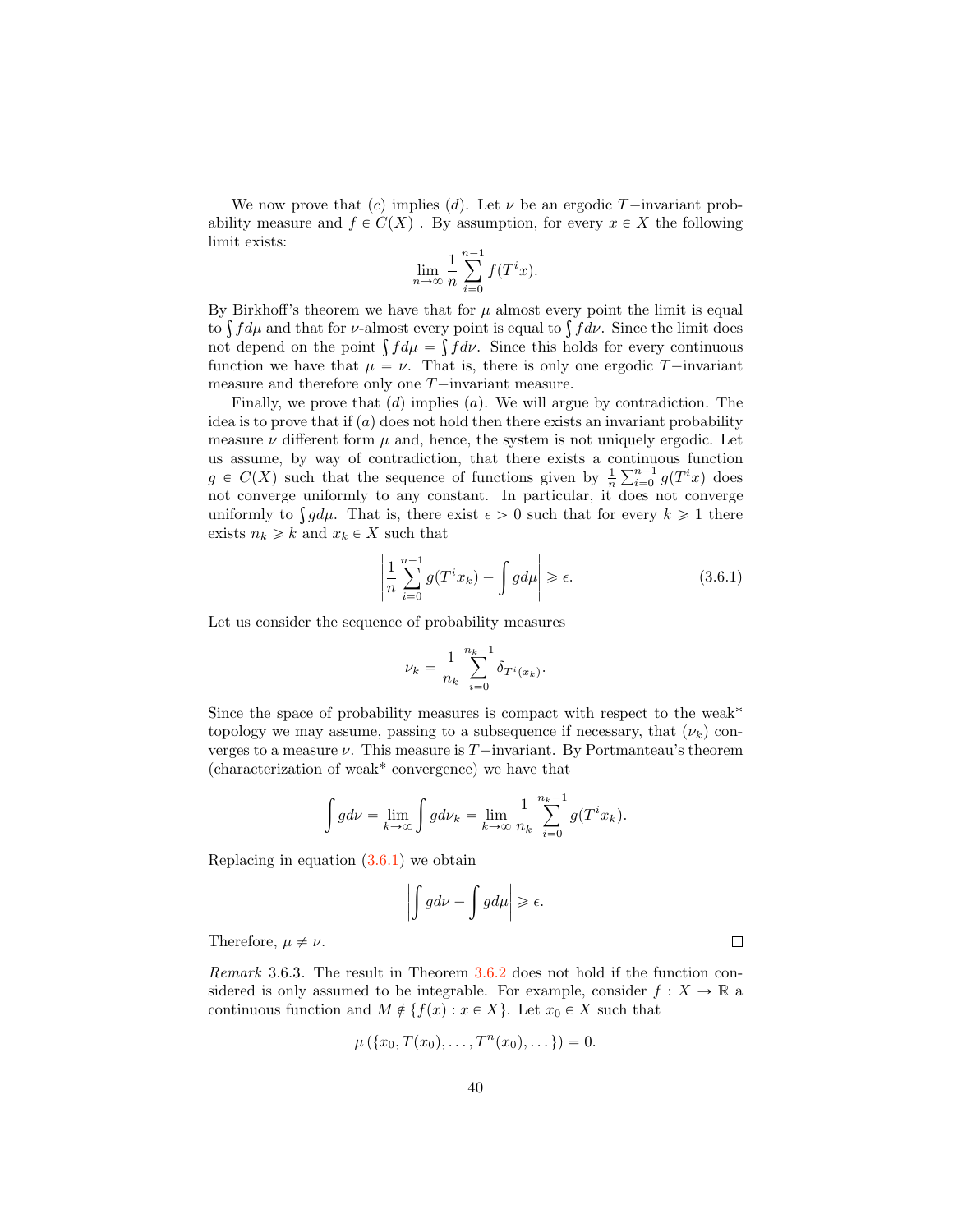We now prove that $(c)$ implies $(d)$. Let $\nu$ be an ergodic $T-$invariant probability measure and $f \in C(X)$ . By assumption, for every $x \in X$ the following limit exists:

$$\lim_{n\to\infty} \frac{1}{n} \sum_{i=0}^{n-1} f(T^i x).$$

By Birkhoff's theorem we have that for $\mu$ almost every point the limit is equal to $\int f d\mu$ and that for $\nu$-almost every point is equal to $\int f d\nu$. Since the limit does not depend on the point $\int f d\mu = \int f d\nu$. Since this holds for every continuous function we have that $\mu = \nu$. That is, there is only one ergodic $T-$invariant measure and therefore only one $T-$invariant measure.

Finally, we prove that $(d)$ implies $(a)$. We will argue by contradiction. The idea is to prove that if $(a)$ does not hold then there exists an invariant probability measure $\nu$ different form $\mu$ and, hence, the system is not uniquely ergodic. Let us assume, by way of contradiction, that there exists a continuous function $g \in C(X)$ such that the sequence of functions given by $\frac{1}{n}\sum_{i=0}^{n-1} g(T^i x)$ does not converge uniformly to any constant. In particular, it does not converge uniformly to $\int g d\mu$. That is, there exist $\epsilon > 0$ such that for every $k \geqslant 1$ there exists $n_k \geqslant k$ and $x_k \in X$ such that

$$\left| \frac{1}{n} \sum_{i=0}^{n-1} g(T^i x_k) - \int g d\mu \right| \geqslant \epsilon. \tag{3.6.1}$$

Let us consider the sequence of probability measures

$$\nu_k = \frac{1}{n_k} \sum_{i=0}^{n_k-1} \delta_{T^i(x_k)}.$$

Since the space of probability measures is compact with respect to the weak* topology we may assume, passing to a subsequence if necessary, that $(\nu_k)$ converges to a measure $\nu$. This measure is $T-$invariant. By Portmanteau's theorem (characterization of weak* convergence) we have that

$$\int g d\nu = \lim_{k\to\infty} \int g d\nu_k = \lim_{k\to\infty} \frac{1}{n_k} \sum_{i=0}^{n_k-1} g(T^i x_k).$$

Replacing in equation (3.6.1) we obtain

$$\left| \int g d\nu - \int g d\mu \right| \geqslant \epsilon.$$

Therefore, $\mu \neq \nu$. □

*Remark* 3.6.3. The result in Theorem 3.6.2 does not hold if the function considered is only assumed to be integrable. For example, consider $f : X \to \mathbb{R}$ a continuous function and $M \notin \{f(x) : x \in X\}$. Let $x_0 \in X$ such that

$$\mu\left(\{x_0, T(x_0), \ldots, T^n(x_0), \ldots\}\right) = 0.$$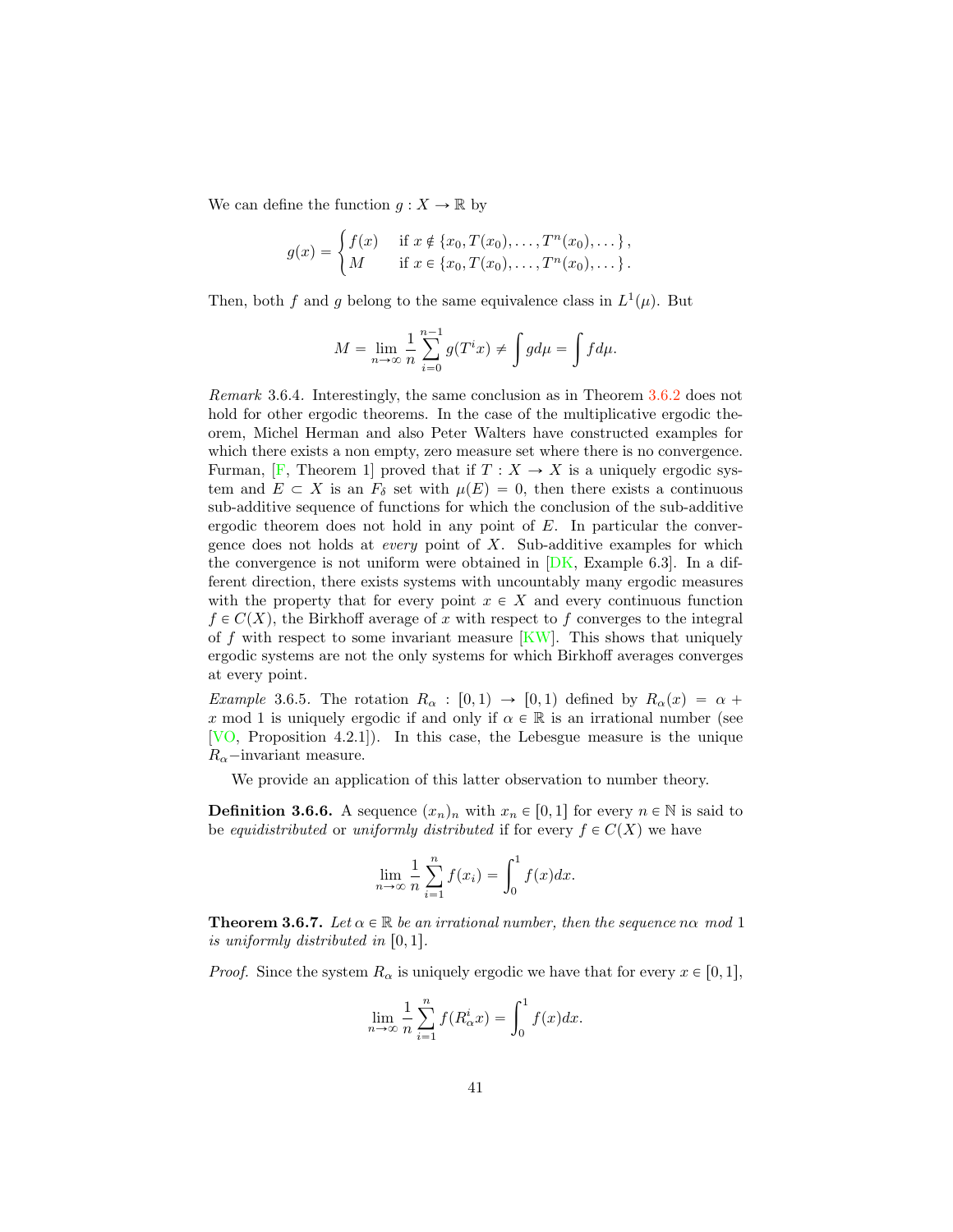We can define the function $g : X \to \mathbb{R}$ by

$$g(x) = \begin{cases} f(x) & \text{if } x \notin \{x_0, T(x_0), \dots, T^n(x_0), \dots\}, \\ M & \text{if } x \in \{x_0, T(x_0), \dots, T^n(x_0), \dots\}. \end{cases}$$

Then, both $f$ and $g$ belong to the same equivalence class in $L^1(\mu)$. But

$$M = \lim_{n\to\infty} \frac{1}{n} \sum_{i=0}^{n-1} g(T^i x) \neq \int g d\mu = \int f d\mu.$$

*Remark* 3.6.4. Interestingly, the same conclusion as in Theorem 3.6.2 does not hold for other ergodic theorems. In the case of the multiplicative ergodic theorem, Michel Herman and also Peter Walters have constructed examples for which there exists a non empty, zero measure set where there is no convergence. Furman, [F, Theorem 1] proved that if $T : X \to X$ is a uniquely ergodic system and $E \subset X$ is an $F_\delta$ set with $\mu(E) = 0$, then there exists a continuous sub-additive sequence of functions for which the conclusion of the sub-additive ergodic theorem does not hold in any point of $E$. In particular the convergence does not holds at *every* point of $X$. Sub-additive examples for which the convergence is not uniform were obtained in [DK, Example 6.3]. In a different direction, there exists systems with uncountably many ergodic measures with the property that for every point $x \in X$ and every continuous function $f \in C(X)$, the Birkhoff average of $x$ with respect to $f$ converges to the integral of $f$ with respect to some invariant measure [KW]. This shows that uniquely ergodic systems are not the only systems for which Birkhoff averages converges at every point.

*Example* 3.6.5. The rotation $R_\alpha : [0,1) \to [0,1)$ defined by $R_\alpha(x) = \alpha + x \bmod 1$ is uniquely ergodic if and only if $\alpha \in \mathbb{R}$ is an irrational number (see [VO, Proposition 4.2.1]). In this case, the Lebesgue measure is the unique $R_\alpha-$invariant measure.

We provide an application of this latter observation to number theory.

**Definition 3.6.6.** A sequence $(x_n)_n$ with $x_n \in [0,1]$ for every $n \in \mathbb{N}$ is said to be *equidistributed* or *uniformly distributed* if for every $f \in C(X)$ we have

$$\lim_{n\to\infty} \frac{1}{n} \sum_{i=1}^{n} f(x_i) = \int_0^1 f(x) dx.$$

**Theorem 3.6.7.** *Let $\alpha \in \mathbb{R}$ be an irrational number, then the sequence $n\alpha \bmod 1$ is uniformly distributed in $[0,1]$.*

*Proof.* Since the system $R_\alpha$ is uniquely ergodic we have that for every $x \in [0,1]$,

$$\lim_{n\to\infty} \frac{1}{n} \sum_{i=1}^{n} f(R_\alpha^i x) = \int_0^1 f(x) dx.$$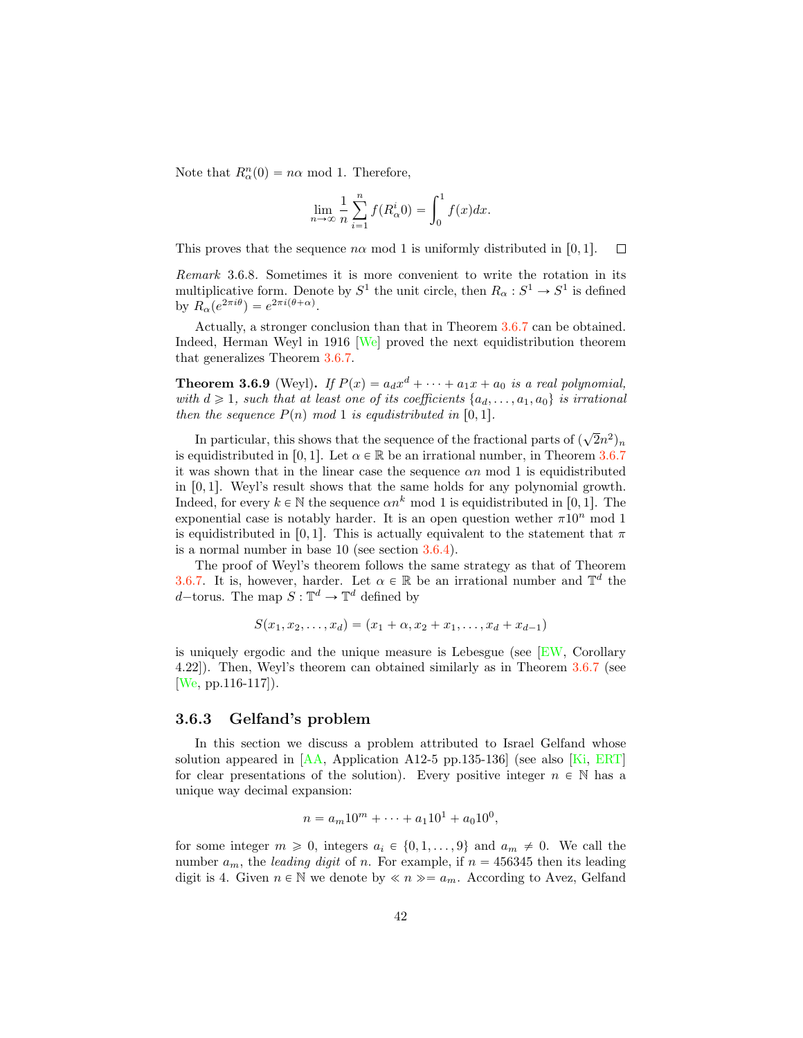Note that $R_\alpha^n(0) = n\alpha \mod 1$. Therefore,

$$\lim_{n\to\infty} \frac{1}{n} \sum_{i=1}^{n} f(R_\alpha^i 0) = \int_0^1 f(x)dx.$$

This proves that the sequence $n\alpha \mod 1$ is uniformly distributed in $[0,1]$. $\square$

*Remark* 3.6.8. Sometimes it is more convenient to write the rotation in its multiplicative form. Denote by $S^1$ the unit circle, then $R_\alpha : S^1 \to S^1$ is defined by $R_\alpha(e^{2\pi i\theta}) = e^{2\pi i(\theta+\alpha)}$.

Actually, a stronger conclusion than that in Theorem 3.6.7 can be obtained. Indeed, Herman Weyl in 1916 [We] proved the next equidistribution theorem that generalizes Theorem 3.6.7.

**Theorem 3.6.9** (Weyl)**.** *If $P(x) = a_d x^d + \cdots + a_1 x + a_0$ is a real polynomial, with $d \geqslant 1$, such that at least one of its coefficients $\{a_d, \ldots, a_1, a_0\}$ is irrational then the sequence $P(n)$ mod 1 is equdistributed in* $[0,1]$.

In particular, this shows that the sequence of the fractional parts of $(\sqrt{2}n^2)_n$ is equidistributed in $[0,1]$. Let $\alpha \in \mathbb{R}$ be an irrational number, in Theorem 3.6.7 it was shown that in the linear case the sequence $\alpha n \mod 1$ is equidistributed in $[0,1]$. Weyl's result shows that the same holds for any polynomial growth. Indeed, for every $k \in \mathbb{N}$ the sequence $\alpha n^k \mod 1$ is equidistributed in $[0,1]$. The exponential case is notably harder. It is an open question wether $\pi 10^n \mod 1$ is equidistributed in $[0,1]$. This is actually equivalent to the statement that $\pi$ is a normal number in base 10 (see section 3.6.4).

The proof of Weyl's theorem follows the same strategy as that of Theorem 3.6.7. It is, however, harder. Let $\alpha \in \mathbb{R}$ be an irrational number and $\mathbb{T}^d$ the $d-$torus. The map $S : \mathbb{T}^d \to \mathbb{T}^d$ defined by

$$S(x_1, x_2, \ldots, x_d) = (x_1 + \alpha, x_2 + x_1, \ldots, x_d + x_{d-1})$$

is uniquely ergodic and the unique measure is Lebesgue (see [EW, Corollary 4.22]). Then, Weyl's theorem can obtained similarly as in Theorem 3.6.7 (see [We, pp.116-117]).

### 3.6.3 Gelfand's problem

In this section we discuss a problem attributed to Israel Gelfand whose solution appeared in [AA, Application A12-5 pp.135-136] (see also [Ki, ERT] for clear presentations of the solution). Every positive integer $n \in \mathbb{N}$ has a unique way decimal expansion:

$$n = a_m 10^m + \cdots + a_1 10^1 + a_0 10^0,$$

for some integer $m \geqslant 0$, integers $a_i \in \{0, 1, \ldots, 9\}$ and $a_m \neq 0$. We call the number $a_m$, the *leading digit* of $n$. For example, if $n = 456345$ then its leading digit is 4. Given $n \in \mathbb{N}$ we denote by $\ll n \gg = a_m$. According to Avez, Gelfand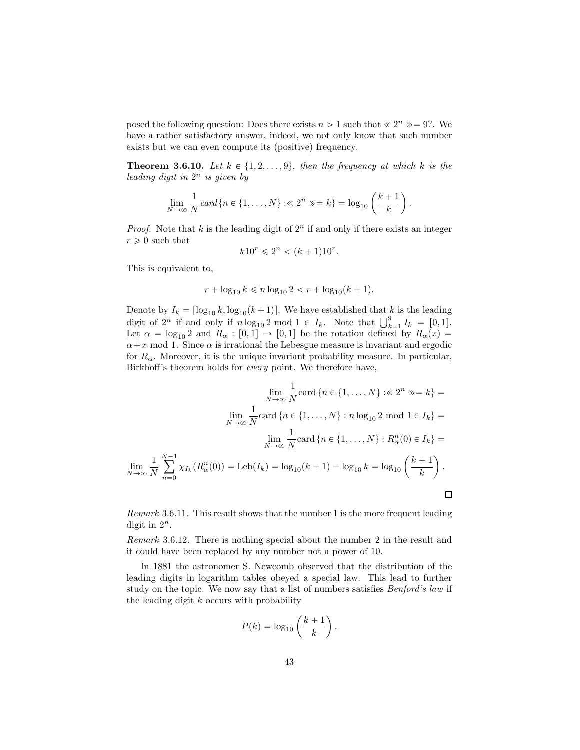posed the following question: Does there exists $n > 1$ such that $\ll 2^n \gg = 9$?. We have a rather satisfactory answer, indeed, we not only know that such number exists but we can even compute its (positive) frequency.

**Theorem 3.6.10.** *Let $k \in \{1, 2, \ldots, 9\}$, then the frequency at which $k$ is the leading digit in $2^n$ is given by*

$$\lim_{N \to \infty} \frac{1}{N} \text{card}\,\{n \in \{1, \ldots, N\} : \ll 2^n \gg = k\} = \log_{10}\left(\frac{k+1}{k}\right).$$

*Proof.* Note that $k$ is the leading digit of $2^n$ if and only if there exists an integer $r \geqslant 0$ such that

$$k10^r \leqslant 2^n < (k+1)10^r.$$

This is equivalent to,

$$r + \log_{10} k \leqslant n \log_{10} 2 < r + \log_{10}(k+1).$$

Denote by $I_k = [\log_{10} k, \log_{10}(k+1)]$. We have established that $k$ is the leading digit of $2^n$ if and only if $n \log_{10} 2 \bmod 1 \in I_k$. Note that $\bigcup_{k=1}^{9} I_k = [0,1]$. Let $\alpha = \log_{10} 2$ and $R_\alpha : [0,1] \to [0,1]$ be the rotation defined by $R_\alpha(x) = \alpha + x \bmod 1$. Since $\alpha$ is irrational the Lebesgue measure is invariant and ergodic for $R_\alpha$. Moreover, it is the unique invariant probability measure. In particular, Birkhoff's theorem holds for *every* point. We therefore have,

$$\lim_{N \to \infty} \frac{1}{N} \text{card}\,\{n \in \{1, \ldots, N\} : \ll 2^n \gg = k\} =$$

$$\lim_{N \to \infty} \frac{1}{N} \text{card}\,\{n \in \{1, \ldots, N\} : n \log_{10} 2 \bmod 1 \in I_k\} =$$

$$\lim_{N \to \infty} \frac{1}{N} \text{card}\,\{n \in \{1, \ldots, N\} : R_\alpha^n(0) \in I_k\} =$$

$$\lim_{N \to \infty} \frac{1}{N} \sum_{n=0}^{N-1} \chi_{I_k}(R_\alpha^n(0)) = \text{Leb}(I_k) = \log_{10}(k+1) - \log_{10} k = \log_{10}\left(\frac{k+1}{k}\right).$$

□

*Remark* 3.6.11. This result shows that the number 1 is the more frequent leading digit in $2^n$.

*Remark* 3.6.12. There is nothing special about the number 2 in the result and it could have been replaced by any number not a power of 10.

In 1881 the astronomer S. Newcomb observed that the distribution of the leading digits in logarithm tables obeyed a special law. This lead to further study on the topic. We now say that a list of numbers satisfies *Benford's law* if the leading digit $k$ occurs with probability

$$P(k) = \log_{10}\left(\frac{k+1}{k}\right).$$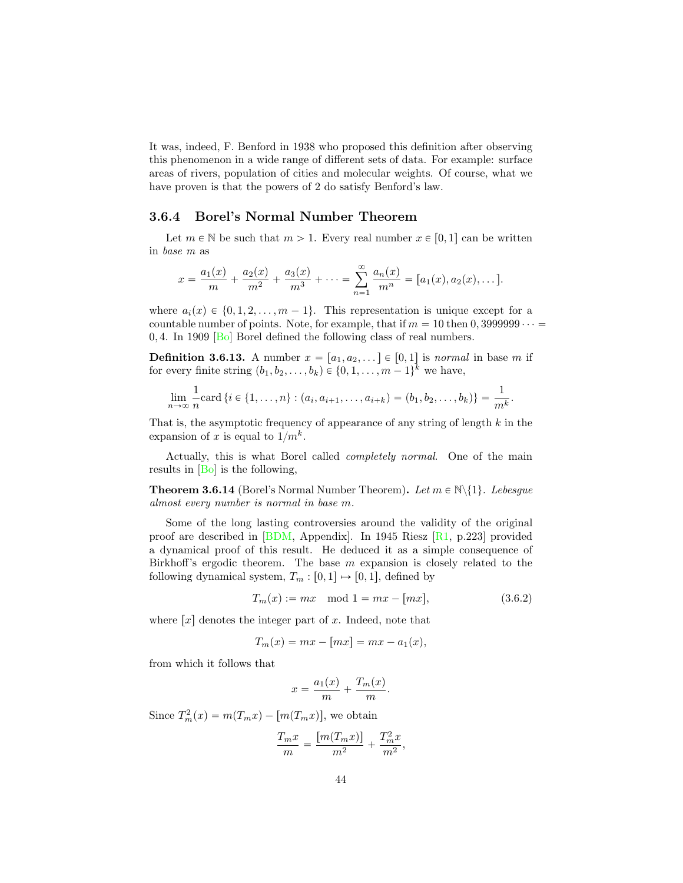It was, indeed, F. Benford in 1938 who proposed this definition after observing this phenomenon in a wide range of different sets of data. For example: surface areas of rivers, population of cities and molecular weights. Of course, what we have proven is that the powers of 2 do satisfy Benford's law.

### 3.6.4 Borel's Normal Number Theorem

Let $m \in \mathbb{N}$ be such that $m > 1$. Every real number $x \in [0,1]$ can be written in *base m* as

$$x = \frac{a_1(x)}{m} + \frac{a_2(x)}{m^2} + \frac{a_3(x)}{m^3} + \cdots = \sum_{n=1}^{\infty} \frac{a_n(x)}{m^n} = [a_1(x), a_2(x), \dots].$$

where $a_i(x) \in \{0, 1, 2, \dots, m-1\}$. This representation is unique except for a countable number of points. Note, for example, that if $m = 10$ then $0,3999999\cdots = 0,4$. In 1909 [Bo] Borel defined the following class of real numbers.

**Definition 3.6.13.** A number $x = [a_1, a_2, \dots] \in [0,1]$ is *normal* in base $m$ if for every finite string $(b_1, b_2, \dots, b_k) \in \{0, 1, \dots, m-1\}^k$ we have,

$$\lim_{n\to\infty} \frac{1}{n} \text{card}\,\{i \in \{1, \dots, n\} : (a_i, a_{i+1}, \dots, a_{i+k}) = (b_1, b_2, \dots, b_k)\} = \frac{1}{m^k}.$$

That is, the asymptotic frequency of appearance of any string of length $k$ in the expansion of $x$ is equal to $1/m^k$.

Actually, this is what Borel called *completely normal*. One of the main results in [Bo] is the following,

**Theorem 3.6.14** (Borel's Normal Number Theorem)**.** *Let $m \in \mathbb{N}\backslash\{1\}$. Lebesgue almost every number is normal in base $m$.*

Some of the long lasting controversies around the validity of the original proof are described in [BDM, Appendix]. In 1945 Riesz [R1, p.223] provided a dynamical proof of this result. He deduced it as a simple consequence of Birkhoff's ergodic theorem. The base $m$ expansion is closely related to the following dynamical system, $T_m : [0,1] \mapsto [0,1]$, defined by

$$T_m(x) := mx \mod 1 = mx - [mx], \tag{3.6.2}$$

where $[x]$ denotes the integer part of $x$. Indeed, note that

$$T_m(x) = mx - [mx] = mx - a_1(x),$$

from which it follows that

$$x = \frac{a_1(x)}{m} + \frac{T_m(x)}{m}.$$

Since $T_m^2(x) = m(T_m x) - [m(T_m x)]$, we obtain

$$\frac{T_m x}{m} = \frac{[m(T_m x)]}{m^2} + \frac{T_m^2 x}{m^2},$$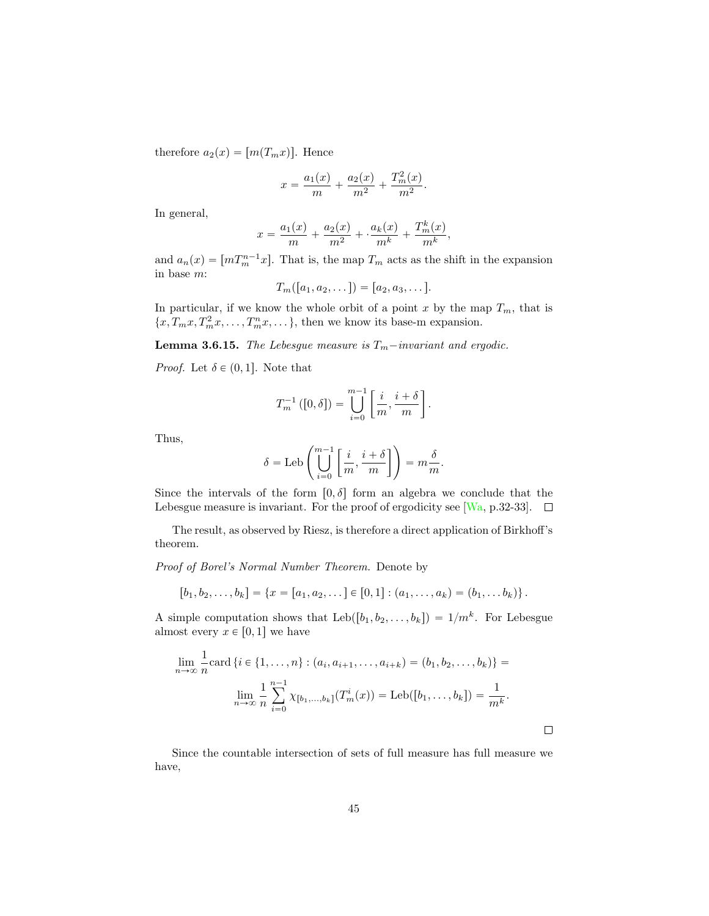therefore $a_2(x) = [m(T_m x)]$. Hence

$$x = \frac{a_1(x)}{m} + \frac{a_2(x)}{m^2} + \frac{T_m^2(x)}{m^2}.$$

In general,

$$x = \frac{a_1(x)}{m} + \frac{a_2(x)}{m^2} + \cdot \frac{a_k(x)}{m^k} + \frac{T_m^k(x)}{m^k},$$

and $a_n(x) = [mT_m^{n-1}x]$. That is, the map $T_m$ acts as the shift in the expansion in base $m$:

$$T_m([a_1, a_2, \dots]) = [a_2, a_3, \dots].$$

In particular, if we know the whole orbit of a point $x$ by the map $T_m$, that is $\{x, T_m x, T_m^2 x, \dots, T_m^n x, \dots\}$, then we know its base-m expansion.

**Lemma 3.6.15.** *The Lebesgue measure is $T_m-$invariant and ergodic.*

*Proof.* Let $\delta \in (0, 1]$. Note that

$$T_m^{-1}([0, \delta]) = \bigcup_{i=0}^{m-1} \left[ \frac{i}{m}, \frac{i+\delta}{m} \right].$$

Thus,

$$\delta = \text{Leb}\left( \bigcup_{i=0}^{m-1} \left[ \frac{i}{m}, \frac{i+\delta}{m} \right] \right) = m\frac{\delta}{m}.$$

Since the intervals of the form $[0, \delta]$ form an algebra we conclude that the Lebesgue measure is invariant. For the proof of ergodicity see [Wa, p.32-33]. □

The result, as observed by Riesz, is therefore a direct application of Birkhoff's theorem.

*Proof of Borel's Normal Number Theorem.* Denote by

$$[b_1, b_2, \dots, b_k] = \{x = [a_1, a_2, \dots] \in [0, 1] : (a_1, \dots, a_k) = (b_1, \dots b_k)\}.$$

A simple computation shows that $\text{Leb}([b_1, b_2, \dots, b_k]) = 1/m^k$. For Lebesgue almost every $x \in [0, 1]$ we have

$$\lim_{n \to \infty} \frac{1}{n} \text{card}\{i \in \{1, \dots, n\} : (a_i, a_{i+1}, \dots, a_{i+k}) = (b_1, b_2, \dots, b_k)\} =$$

$$\lim_{n \to \infty} \frac{1}{n} \sum_{i=0}^{n-1} \chi_{[b_1, \dots, b_k]}(T_m^i(x)) = \text{Leb}([b_1, \dots, b_k]) = \frac{1}{m^k}.$$

□

Since the countable intersection of sets of full measure has full measure we have,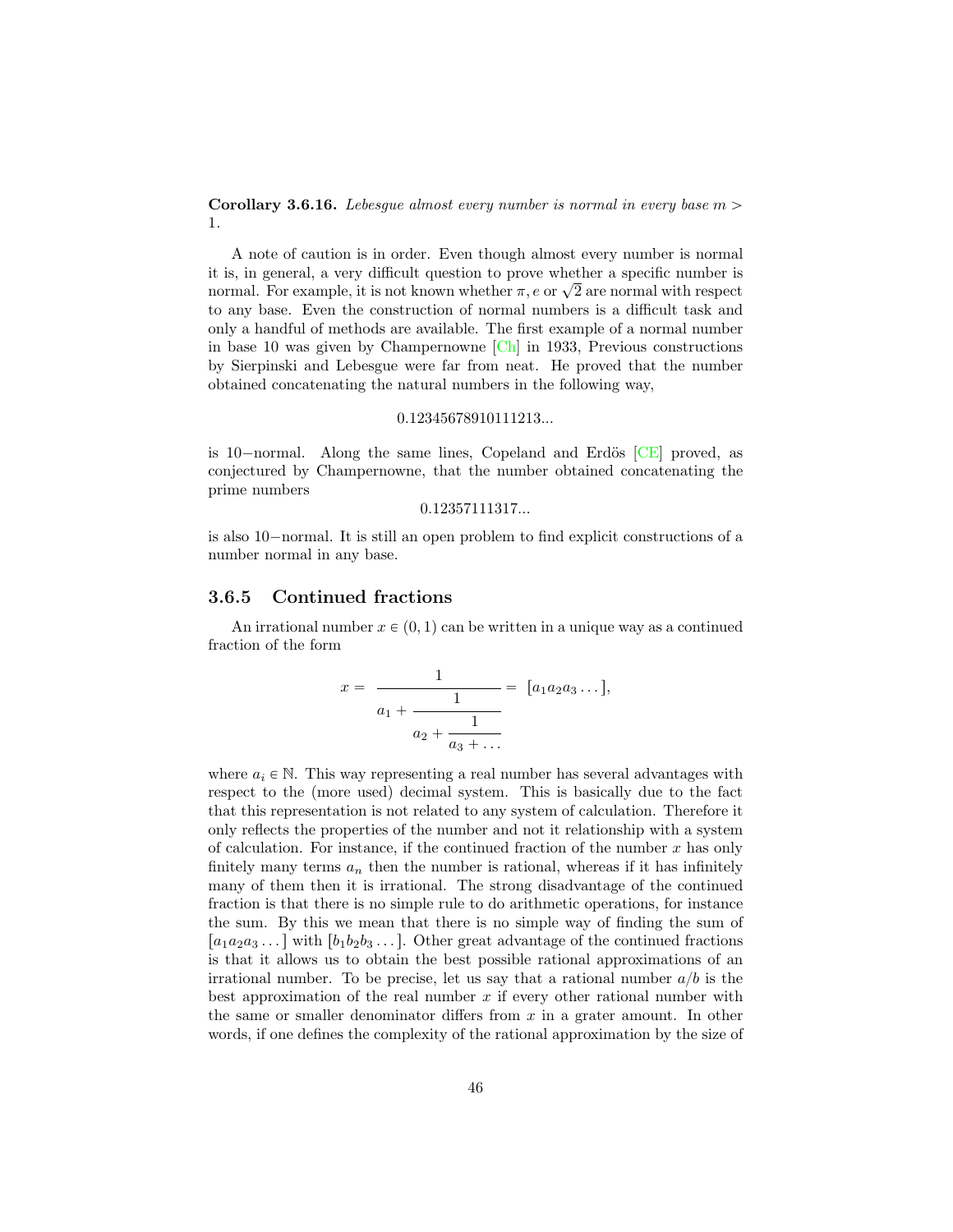**Corollary 3.6.16.** *Lebesgue almost every number is normal in every base $m > 1$.*

A note of caution is in order. Even though almost every number is normal it is, in general, a very difficult question to prove whether a specific number is normal. For example, it is not known whether $\pi, e$ or $\sqrt{2}$ are normal with respect to any base. Even the construction of normal numbers is a difficult task and only a handful of methods are available. The first example of a normal number in base 10 was given by Champernowne [Ch] in 1933, Previous constructions by Sierpinski and Lebesgue were far from neat. He proved that the number obtained concatenating the natural numbers in the following way,

$$0.12345678910111213...$$

is 10−normal. Along the same lines, Copeland and Erdös [CE] proved, as conjectured by Champernowne, that the number obtained concatenating the prime numbers

$$0.12357111317...$$

is also 10−normal. It is still an open problem to find explicit constructions of a number normal in any base.

### 3.6.5 Continued fractions

An irrational number $x \in (0, 1)$ can be written in a unique way as a continued fraction of the form

$$x = \cfrac{1}{a_1 + \cfrac{1}{a_2 + \cfrac{1}{a_3 + \dots}}} = [a_1 a_2 a_3 \dots],$$

where $a_i \in \mathbb{N}$. This way representing a real number has several advantages with respect to the (more used) decimal system. This is basically due to the fact that this representation is not related to any system of calculation. Therefore it only reflects the properties of the number and not it relationship with a system of calculation. For instance, if the continued fraction of the number $x$ has only finitely many terms $a_n$ then the number is rational, whereas if it has infinitely many of them then it is irrational. The strong disadvantage of the continued fraction is that there is no simple rule to do arithmetic operations, for instance the sum. By this we mean that there is no simple way of finding the sum of $[a_1 a_2 a_3 \dots]$ with $[b_1 b_2 b_3 \dots]$. Other great advantage of the continued fractions is that it allows us to obtain the best possible rational approximations of an irrational number. To be precise, let us say that a rational number $a/b$ is the best approximation of the real number $x$ if every other rational number with the same or smaller denominator differs from $x$ in a grater amount. In other words, if one defines the complexity of the rational approximation by the size of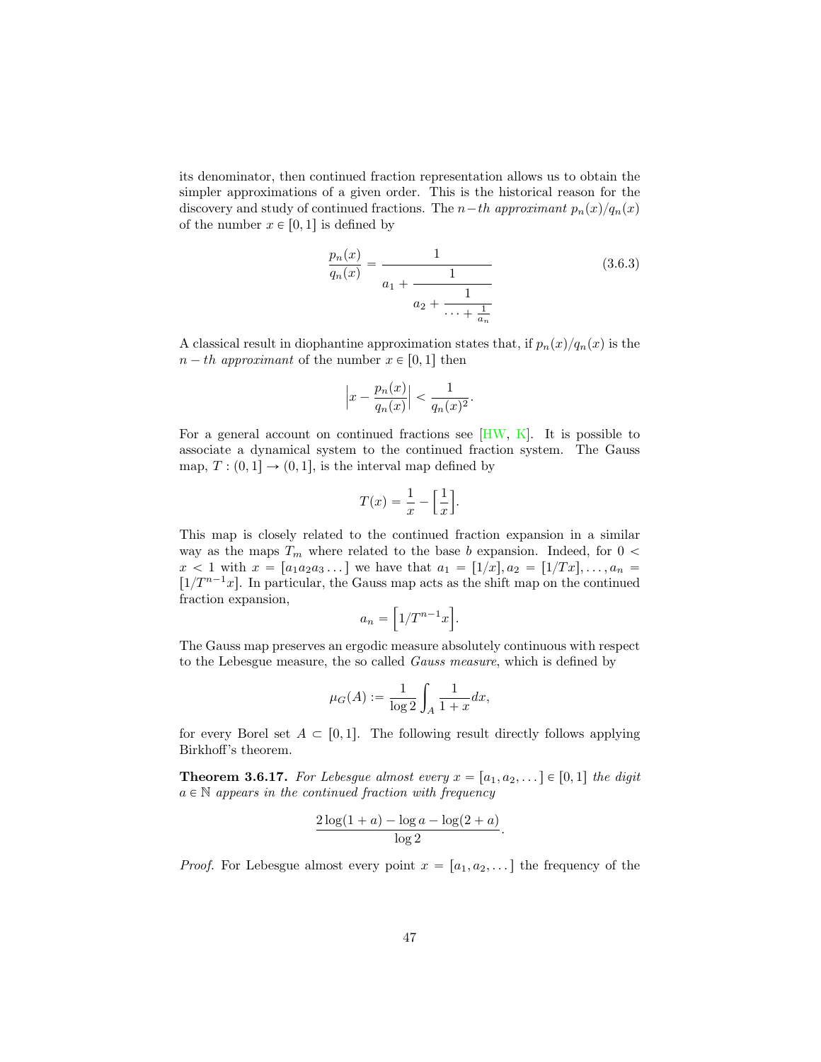its denominator, then continued fraction representation allows us to obtain the simpler approximations of a given order. This is the historical reason for the discovery and study of continued fractions. The $n-th$ *approximant* $p_n(x)/q_n(x)$ of the number $x \in [0,1]$ is defined by

$$\frac{p_n(x)}{q_n(x)} = \cfrac{1}{a_1 + \cfrac{1}{a_2 + \cfrac{1}{\cdots + \frac{1}{a_n}}}} \tag{3.6.3}$$

A classical result in diophantine approximation states that, if $p_n(x)/q_n(x)$ is the $n-th$ *approximant* of the number $x \in [0,1]$ then

$$\left| x - \frac{p_n(x)}{q_n(x)} \right| < \frac{1}{q_n(x)^2}.$$

For a general account on continued fractions see [HW, K]. It is possible to associate a dynamical system to the continued fraction system. The Gauss map, $T : (0,1] \to (0,1]$, is the interval map defined by

$$T(x) = \frac{1}{x} - \left[\frac{1}{x}\right].$$

This map is closely related to the continued fraction expansion in a similar way as the maps $T_m$ where related to the base $b$ expansion. Indeed, for $0 < x < 1$ with $x = [a_1 a_2 a_3 \dots]$ we have that $a_1 = [1/x], a_2 = [1/Tx], \dots, a_n = [1/T^{n-1}x]$. In particular, the Gauss map acts as the shift map on the continued fraction expansion,

$$a_n = \left[1/T^{n-1}x\right].$$

The Gauss map preserves an ergodic measure absolutely continuous with respect to the Lebesgue measure, the so called *Gauss measure*, which is defined by

$$\mu_G(A) := \frac{1}{\log 2} \int_A \frac{1}{1+x} dx,$$

for every Borel set $A \subset [0,1]$. The following result directly follows applying Birkhoff's theorem.

**Theorem 3.6.17.** *For Lebesgue almost every $x = [a_1, a_2, \dots] \in [0,1]$ the digit $a \in \mathbb{N}$ appears in the continued fraction with frequency*

$$\frac{2\log(1+a) - \log a - \log(2+a)}{\log 2}.$$

*Proof.* For Lebesgue almost every point $x = [a_1, a_2, \dots]$ the frequency of the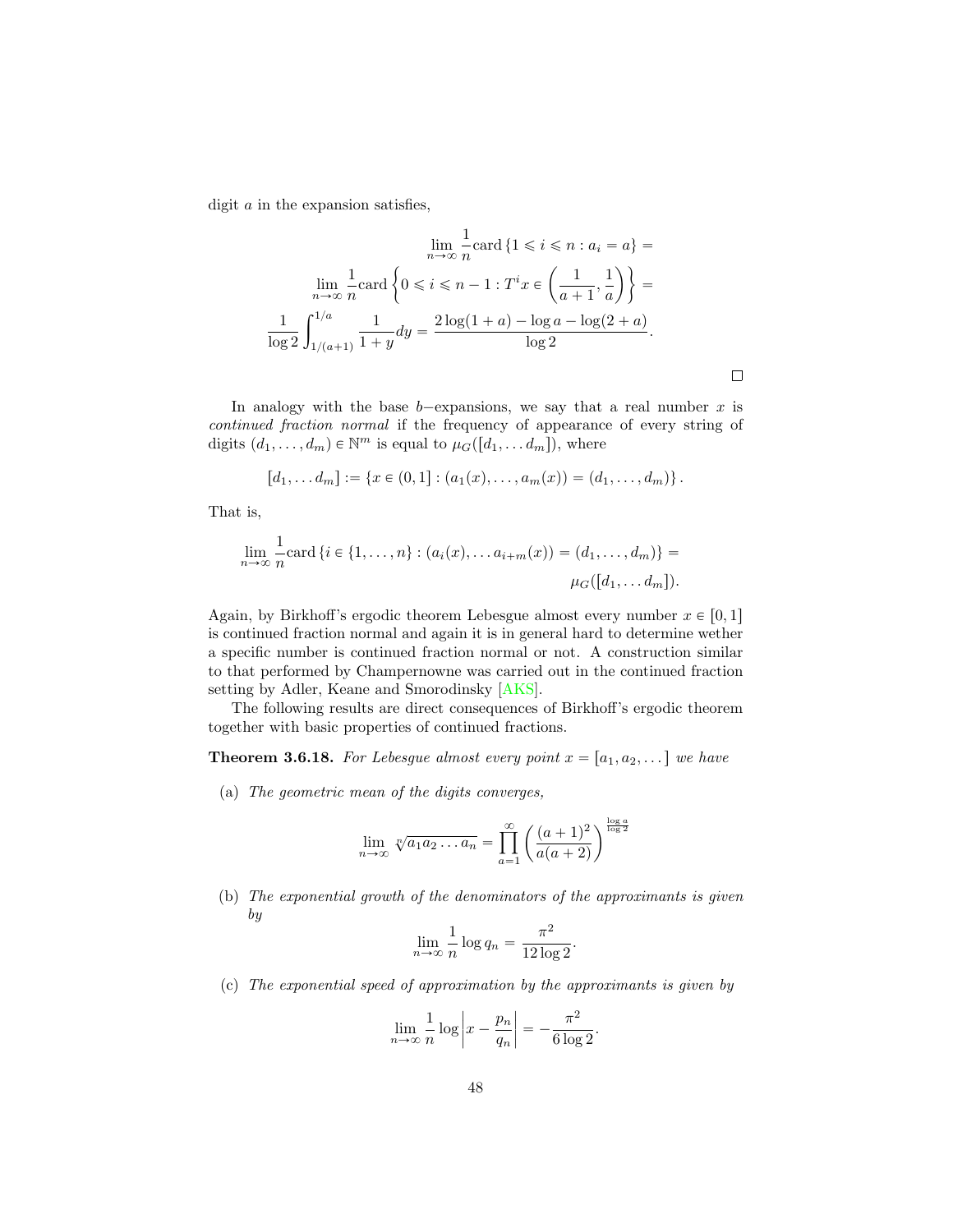digit $a$ in the expansion satisfies,

$$
\lim_{n\to\infty} \frac{1}{n} \text{card}\left\{1 \leqslant i \leqslant n : a_i = a\right\} =
$$

$$
\lim_{n\to\infty} \frac{1}{n} \text{card}\left\{0 \leqslant i \leqslant n-1 : T^i x \in \left(\frac{1}{a+1}, \frac{1}{a}\right)\right\} =
$$

$$
\frac{1}{\log 2} \int_{1/(a+1)}^{1/a} \frac{1}{1+y} dy = \frac{2\log(1+a) - \log a - \log(2+a)}{\log 2}.
$$

□

In analogy with the base $b$−expansions, we say that a real number $x$ is *continued fraction normal* if the frequency of appearance of every string of digits $(d_1, \ldots, d_m) \in \mathbb{N}^m$ is equal to $\mu_G([d_1, \ldots d_m])$, where

$$
[d_1, \ldots d_m] := \left\{x \in (0, 1] : (a_1(x), \ldots, a_m(x)) = (d_1, \ldots, d_m)\right\}.
$$

That is,

$$
\lim_{n\to\infty} \frac{1}{n} \text{card}\left\{i \in \{1, \ldots, n\} : (a_i(x), \ldots a_{i+m}(x)) = (d_1, \ldots, d_m)\right\} = \mu_G([d_1, \ldots d_m]).
$$

Again, by Birkhoff's ergodic theorem Lebesgue almost every number $x \in [0, 1]$ is continued fraction normal and again it is in general hard to determine wether a specific number is continued fraction normal or not. A construction similar to that performed by Champernowne was carried out in the continued fraction setting by Adler, Keane and Smorodinsky [AKS].

The following results are direct consequences of Birkhoff's ergodic theorem together with basic properties of continued fractions.

**Theorem 3.6.18.** *For Lebesgue almost every point $x = [a_1, a_2, \ldots]$ we have*

(a) *The geometric mean of the digits converges,*

$$
\lim_{n\to\infty} \sqrt[n]{a_1 a_2 \ldots a_n} = \prod_{a=1}^{\infty} \left(\frac{(a+1)^2}{a(a+2)}\right)^{\frac{\log a}{\log 2}}
$$

(b) *The exponential growth of the denominators of the approximants is given by*

$$
\lim_{n\to\infty} \frac{1}{n} \log q_n = \frac{\pi^2}{12 \log 2}.
$$

(c) *The exponential speed of approximation by the approximants is given by*

$$
\lim_{n\to\infty} \frac{1}{n} \log \left| x - \frac{p_n}{q_n} \right| = -\frac{\pi^2}{6 \log 2}.
$$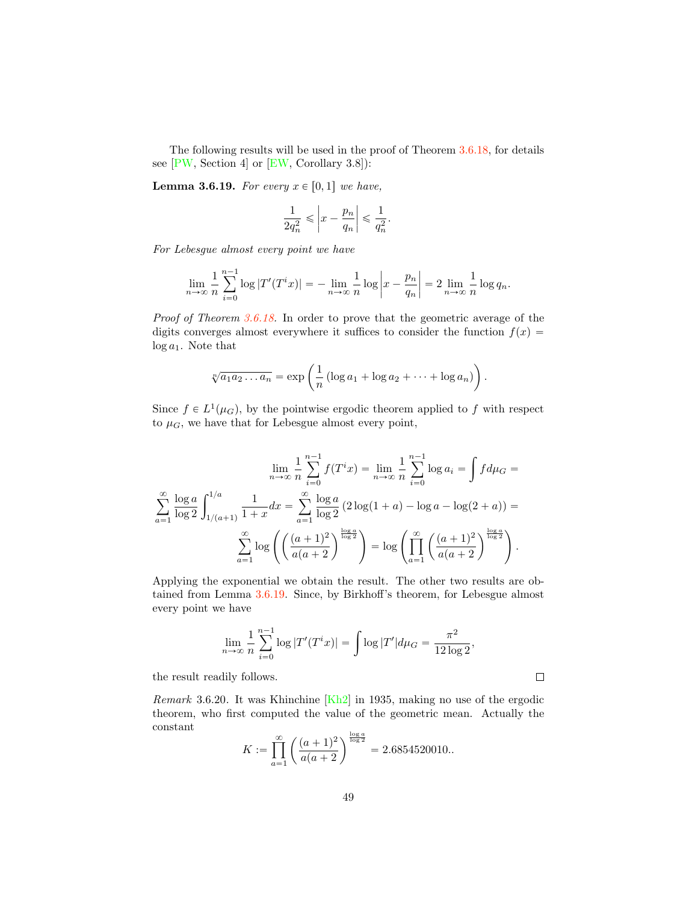The following results will be used in the proof of Theorem 3.6.18, for details see [PW, Section 4] or [EW, Corollary 3.8]):

**Lemma 3.6.19.** *For every $x \in [0,1]$ we have,*

$$\frac{1}{2q_n^2} \leqslant \left| x - \frac{p_n}{q_n} \right| \leqslant \frac{1}{q_n^2}.$$

*For Lebesgue almost every point we have*

$$\lim_{n\to\infty} \frac{1}{n} \sum_{i=0}^{n-1} \log |T'(T^i x)| = - \lim_{n\to\infty} \frac{1}{n} \log \left| x - \frac{p_n}{q_n} \right| = 2 \lim_{n\to\infty} \frac{1}{n} \log q_n.$$

*Proof of Theorem 3.6.18.* In order to prove that the geometric average of the digits converges almost everywhere it suffices to consider the function $f(x) = \log a_1$. Note that

$$\sqrt[n]{a_1 a_2 \dots a_n} = \exp\left( \frac{1}{n} \left( \log a_1 + \log a_2 + \cdots + \log a_n \right) \right).$$

Since $f \in L^1(\mu_G)$, by the pointwise ergodic theorem applied to $f$ with respect to $\mu_G$, we have that for Lebesgue almost every point,

$$\lim_{n\to\infty} \frac{1}{n} \sum_{i=0}^{n-1} f(T^i x) = \lim_{n\to\infty} \frac{1}{n} \sum_{i=0}^{n-1} \log a_i = \int f d\mu_G =$$

$$\sum_{a=1}^{\infty} \frac{\log a}{\log 2} \int_{1/(a+1)}^{1/a} \frac{1}{1+x} dx = \sum_{a=1}^{\infty} \frac{\log a}{\log 2} \left( 2\log(1+a) - \log a - \log(2+a) \right) =$$

$$\sum_{a=1}^{\infty} \log \left( \left( \frac{(a+1)^2}{a(a+2)} \right)^{\frac{\log a}{\log 2}} \right) = \log \left( \prod_{a=1}^{\infty} \left( \frac{(a+1)^2}{a(a+2)} \right)^{\frac{\log a}{\log 2}} \right).$$

Applying the exponential we obtain the result. The other two results are obtained from Lemma 3.6.19. Since, by Birkhoff's theorem, for Lebesgue almost every point we have

$$\lim_{n\to\infty} \frac{1}{n} \sum_{i=0}^{n-1} \log |T'(T^i x)| = \int \log |T'| d\mu_G = \frac{\pi^2}{12 \log 2},$$

the result readily follows. ∎

*Remark* 3.6.20. It was Khinchine [Kh2] in 1935, making no use of the ergodic theorem, who first computed the value of the geometric mean. Actually the constant

$$K := \prod_{a=1}^{\infty} \left( \frac{(a+1)^2}{a(a+2)} \right)^{\frac{\log a}{\log 2}} = 2.6854520010..$$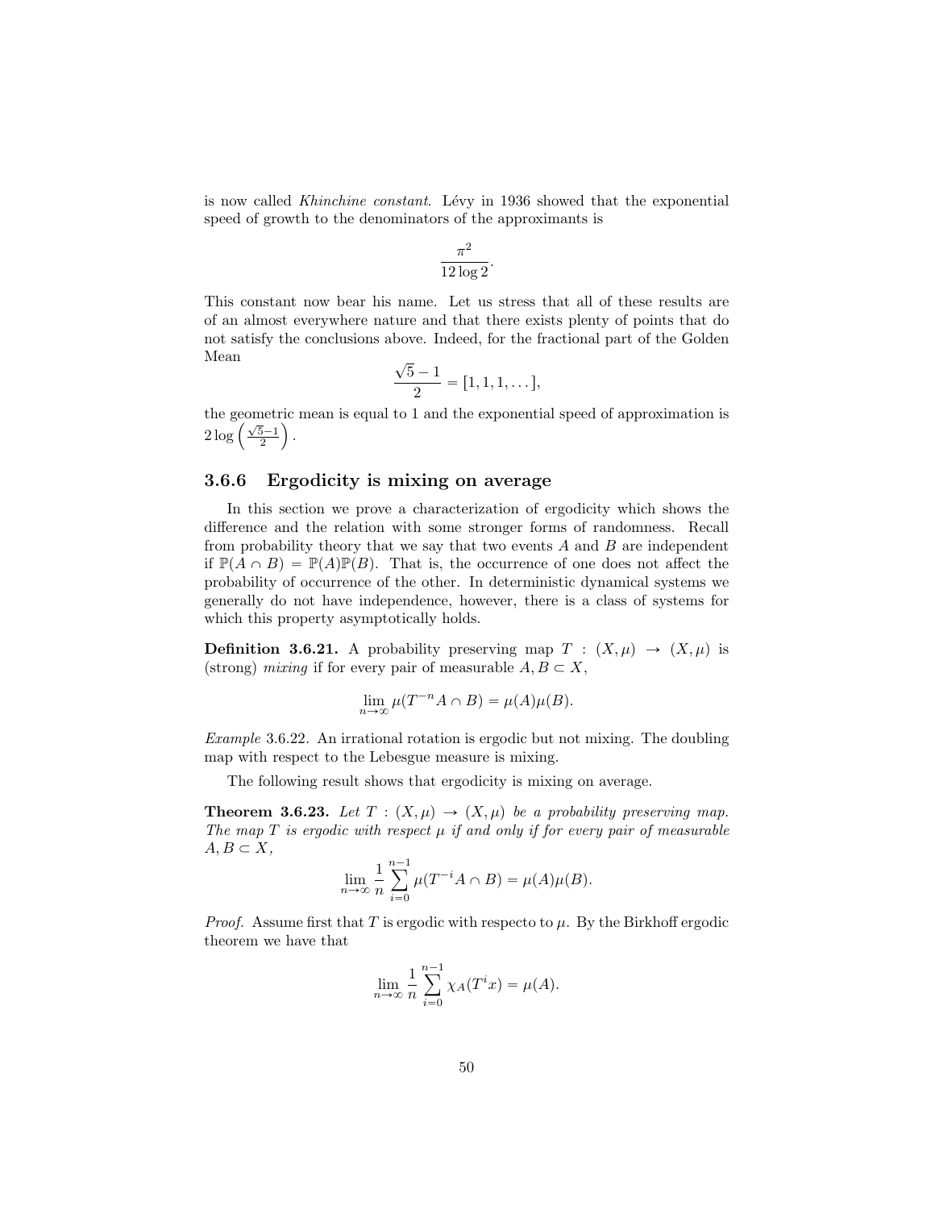is now called *Khinchine constant*. Lévy in 1936 showed that the exponential speed of growth to the denominators of the approximants is

$$\frac{\pi^2}{12 \log 2}.$$

This constant now bear his name. Let us stress that all of these results are of an almost everywhere nature and that there exists plenty of points that do not satisfy the conclusions above. Indeed, for the fractional part of the Golden Mean

$$\frac{\sqrt{5}-1}{2} = [1, 1, 1, \dots],$$

the geometric mean is equal to 1 and the exponential speed of approximation is $2 \log \left( \frac{\sqrt{5}-1}{2} \right)$.

### 3.6.6 Ergodicity is mixing on average

In this section we prove a characterization of ergodicity which shows the difference and the relation with some stronger forms of randomness. Recall from probability theory that we say that two events $A$ and $B$ are independent if $\mathbb{P}(A \cap B) = \mathbb{P}(A)\mathbb{P}(B)$. That is, the occurrence of one does not affect the probability of occurrence of the other. In deterministic dynamical systems we generally do not have independence, however, there is a class of systems for which this property asymptotically holds.

**Definition 3.6.21.** A probability preserving map $T : (X, \mu) \to (X, \mu)$ is (strong) *mixing* if for every pair of measurable $A, B \subset X$,

$$\lim_{n \to \infty} \mu(T^{-n} A \cap B) = \mu(A)\mu(B).$$

*Example* 3.6.22. An irrational rotation is ergodic but not mixing. The doubling map with respect to the Lebesgue measure is mixing.

The following result shows that ergodicity is mixing on average.

**Theorem 3.6.23.** *Let $T : (X, \mu) \to (X, \mu)$ be a probability preserving map. The map $T$ is ergodic with respect $\mu$ if and only if for every pair of measurable $A, B \subset X$,*

$$\lim_{n \to \infty} \frac{1}{n} \sum_{i=0}^{n-1} \mu(T^{-i} A \cap B) = \mu(A)\mu(B).$$

*Proof.* Assume first that $T$ is ergodic with respecto to $\mu$. By the Birkhoff ergodic theorem we have that

$$\lim_{n \to \infty} \frac{1}{n} \sum_{i=0}^{n-1} \chi_A(T^i x) = \mu(A).$$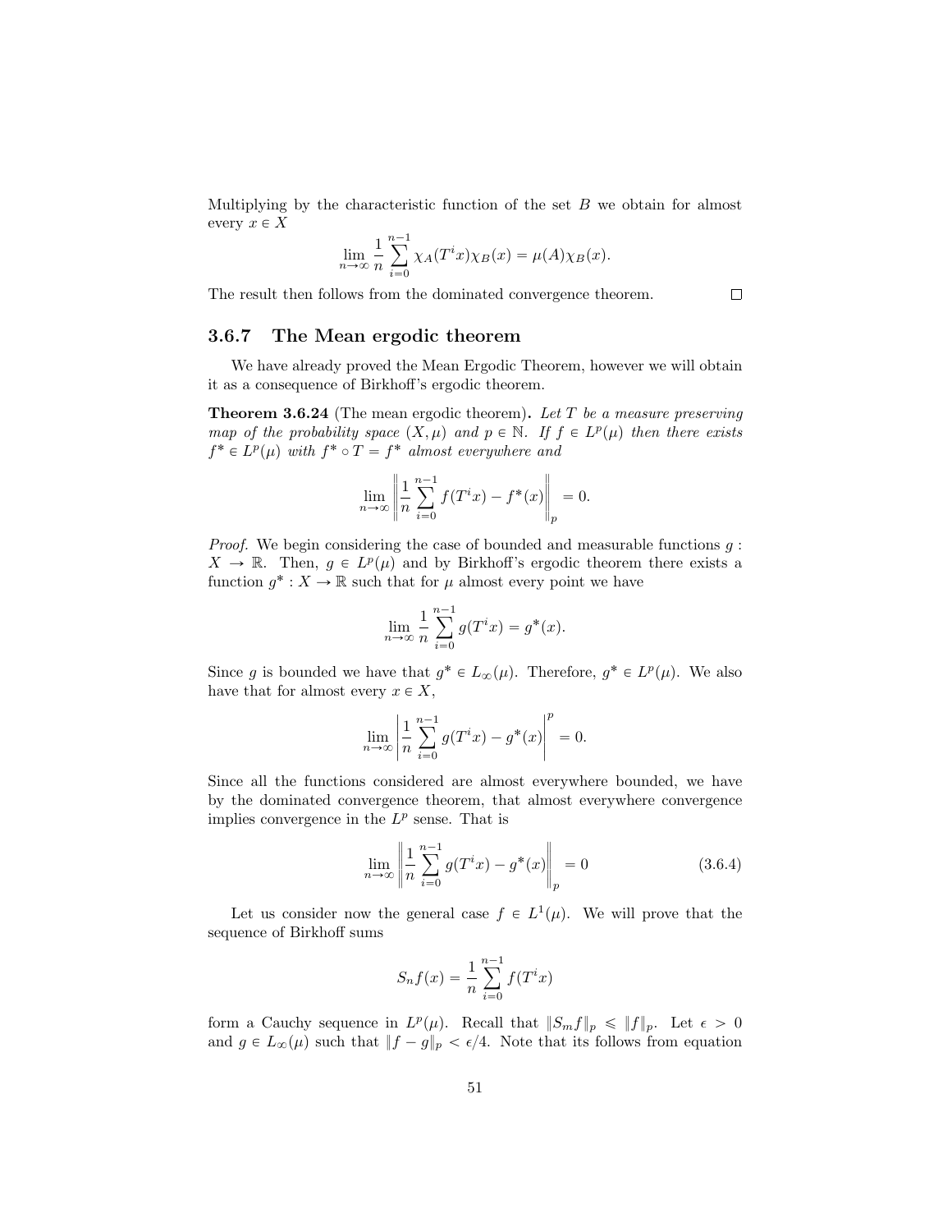Multiplying by the characteristic function of the set $B$ we obtain for almost every $x \in X$

$$\lim_{n\to\infty} \frac{1}{n}\sum_{i=0}^{n-1} \chi_A(T^i x)\chi_B(x) = \mu(A)\chi_B(x).$$

The result then follows from the dominated convergence theorem. $\square$

### 3.6.7 The Mean ergodic theorem

We have already proved the Mean Ergodic Theorem, however we will obtain it as a consequence of Birkhoff's ergodic theorem.

**Theorem 3.6.24** (The mean ergodic theorem)**.** *Let $T$ be a measure preserving map of the probability space $(X, \mu)$ and $p \in \mathbb{N}$. If $f \in L^p(\mu)$ then there exists $f^* \in L^p(\mu)$ with $f^* \circ T = f^*$ almost everywhere and*

$$\lim_{n\to\infty} \left\| \frac{1}{n}\sum_{i=0}^{n-1} f(T^i x) - f^*(x) \right\|_p = 0.$$

*Proof.* We begin considering the case of bounded and measurable functions $g : X \to \mathbb{R}$. Then, $g \in L^p(\mu)$ and by Birkhoff's ergodic theorem there exists a function $g^* : X \to \mathbb{R}$ such that for $\mu$ almost every point we have

$$\lim_{n\to\infty} \frac{1}{n}\sum_{i=0}^{n-1} g(T^i x) = g^*(x).$$

Since $g$ is bounded we have that $g^* \in L_\infty(\mu)$. Therefore, $g^* \in L^p(\mu)$. We also have that for almost every $x \in X$,

$$\lim_{n\to\infty} \left| \frac{1}{n}\sum_{i=0}^{n-1} g(T^i x) - g^*(x) \right|^p = 0.$$

Since all the functions considered are almost everywhere bounded, we have by the dominated convergence theorem, that almost everywhere convergence implies convergence in the $L^p$ sense. That is

$$\lim_{n\to\infty} \left\| \frac{1}{n}\sum_{i=0}^{n-1} g(T^i x) - g^*(x) \right\|_p = 0 \tag{3.6.4}$$

Let us consider now the general case $f \in L^1(\mu)$. We will prove that the sequence of Birkhoff sums

$$S_n f(x) = \frac{1}{n}\sum_{i=0}^{n-1} f(T^i x)$$

form a Cauchy sequence in $L^p(\mu)$. Recall that $\|S_m f\|_p \leqslant \|f\|_p$. Let $\epsilon > 0$ and $g \in L_\infty(\mu)$ such that $\|f - g\|_p < \epsilon/4$. Note that its follows from equation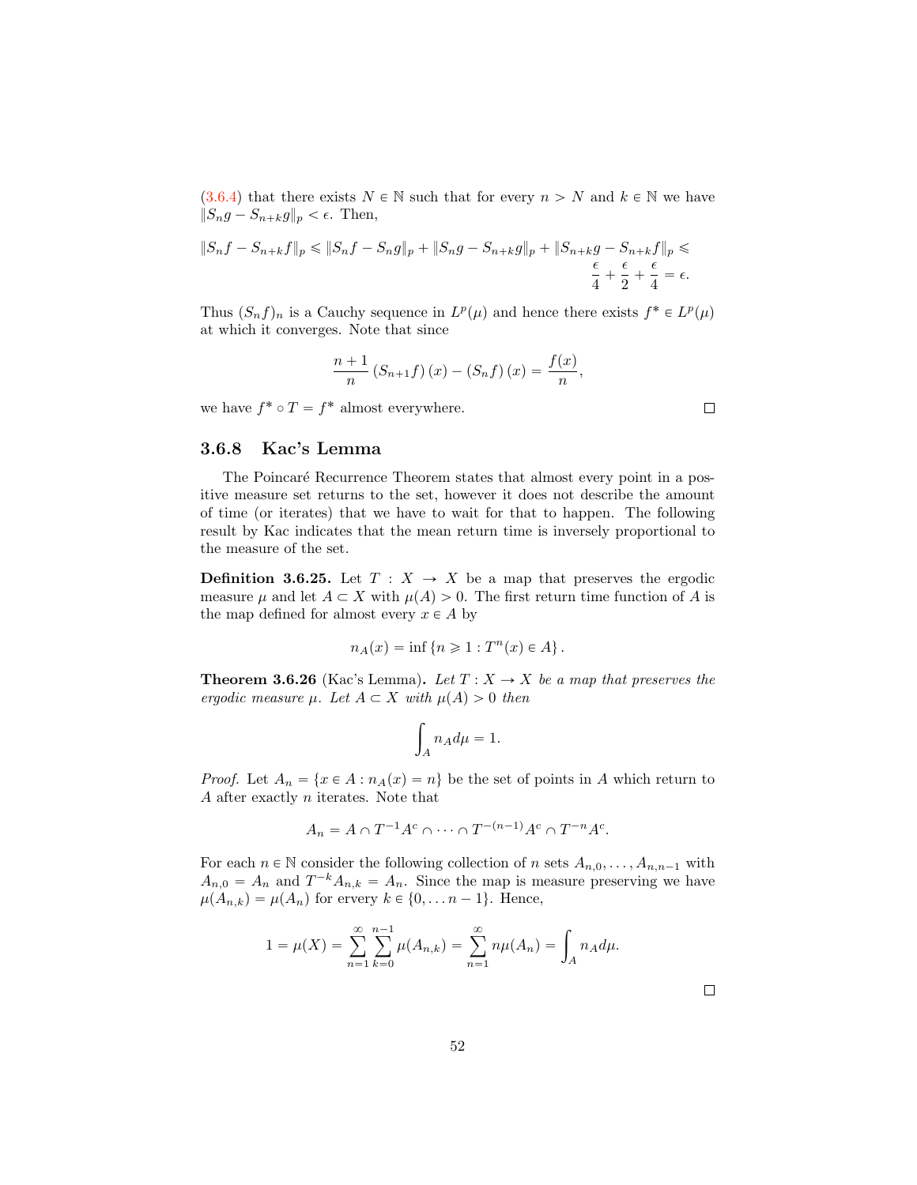(3.6.4) that there exists $N \in \mathbb{N}$ such that for every $n > N$ and $k \in \mathbb{N}$ we have $\|S_n g - S_{n+k} g\|_p < \epsilon$. Then,

$$\|S_n f - S_{n+k} f\|_p \leqslant \|S_n f - S_n g\|_p + \|S_n g - S_{n+k} g\|_p + \|S_{n+k} g - S_{n+k} f\|_p \leqslant \frac{\epsilon}{4} + \frac{\epsilon}{2} + \frac{\epsilon}{4} = \epsilon.$$

Thus $(S_n f)_n$ is a Cauchy sequence in $L^p(\mu)$ and hence there exists $f^* \in L^p(\mu)$ at which it converges. Note that since

$$\frac{n+1}{n} \left(S_{n+1} f\right)(x) - \left(S_n f\right)(x) = \frac{f(x)}{n},$$

we have $f^* \circ T = f^*$ almost everywhere. □

### 3.6.8 Kac's Lemma

The Poincaré Recurrence Theorem states that almost every point in a positive measure set returns to the set, however it does not describe the amount of time (or iterates) that we have to wait for that to happen. The following result by Kac indicates that the mean return time is inversely proportional to the measure of the set.

**Definition 3.6.25.** Let $T : X \to X$ be a map that preserves the ergodic measure $\mu$ and let $A \subset X$ with $\mu(A) > 0$. The first return time function of $A$ is the map defined for almost every $x \in A$ by

$$n_A(x) = \inf \left\{ n \geqslant 1 : T^n(x) \in A \right\}.$$

**Theorem 3.6.26** (Kac's Lemma)**.** *Let $T : X \to X$ be a map that preserves the ergodic measure $\mu$. Let $A \subset X$ with $\mu(A) > 0$ then*

$$\int_A n_A d\mu = 1.$$

*Proof.* Let $A_n = \{x \in A : n_A(x) = n\}$ be the set of points in $A$ which return to $A$ after exactly $n$ iterates. Note that

$$A_n = A \cap T^{-1} A^c \cap \cdots \cap T^{-(n-1)} A^c \cap T^{-n} A^c.$$

For each $n \in \mathbb{N}$ consider the following collection of $n$ sets $A_{n,0}, \ldots, A_{n,n-1}$ with $A_{n,0} = A_n$ and $T^{-k} A_{n,k} = A_n$. Since the map is measure preserving we have $\mu(A_{n,k}) = \mu(A_n)$ for every $k \in \{0, \ldots n-1\}$. Hence,

$$1 = \mu(X) = \sum_{n=1}^{\infty} \sum_{k=0}^{n-1} \mu(A_{n,k}) = \sum_{n=1}^{\infty} n \mu(A_n) = \int_A n_A d\mu.$$

□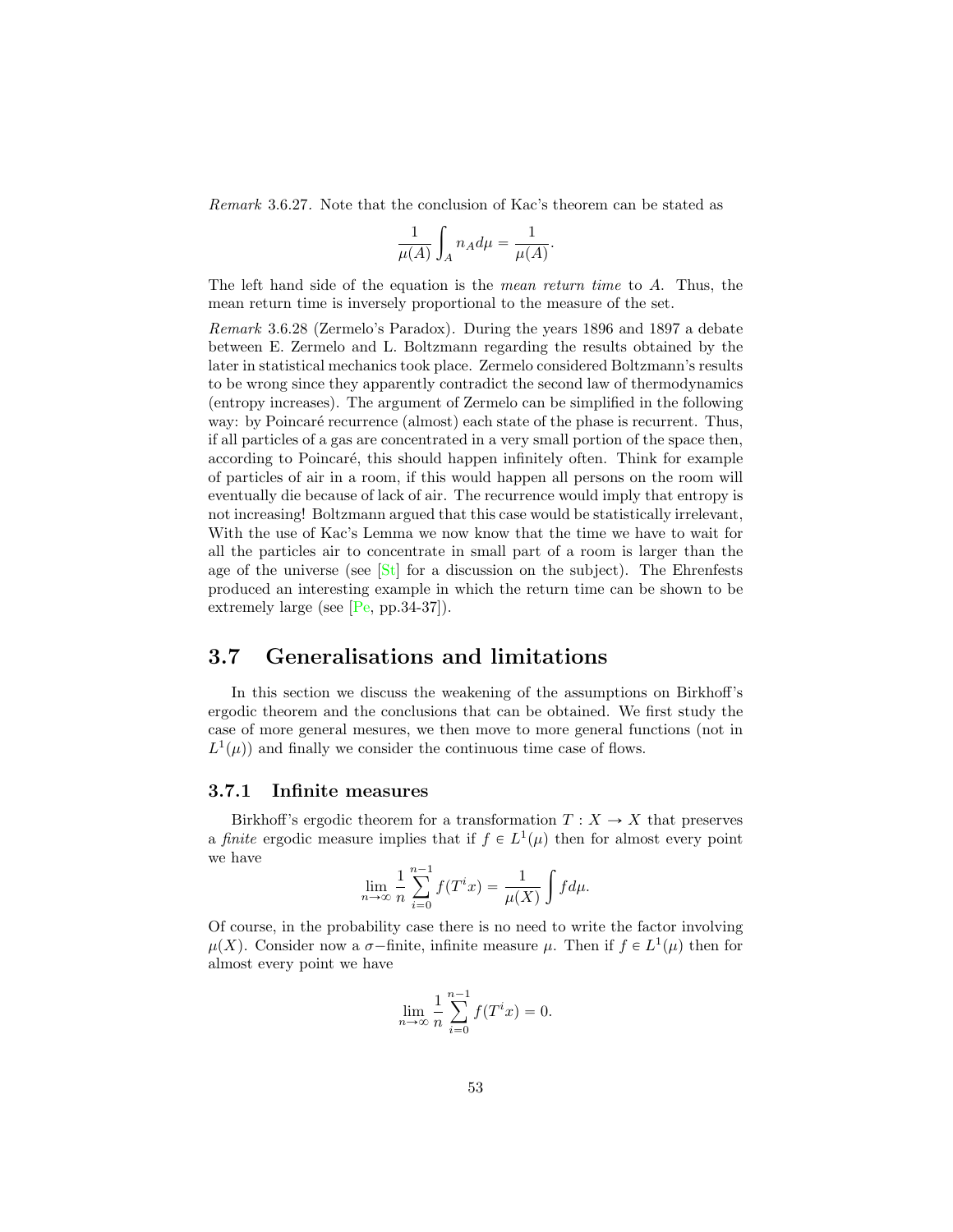*Remark* 3.6.27. Note that the conclusion of Kac's theorem can be stated as

$$\frac{1}{\mu(A)} \int_A n_A d\mu = \frac{1}{\mu(A)}.$$

The left hand side of the equation is the *mean return time* to $A$. Thus, the mean return time is inversely proportional to the measure of the set.

*Remark* 3.6.28 (Zermelo's Paradox). During the years 1896 and 1897 a debate between E. Zermelo and L. Boltzmann regarding the results obtained by the later in statistical mechanics took place. Zermelo considered Boltzmann's results to be wrong since they apparently contradict the second law of thermodynamics (entropy increases). The argument of Zermelo can be simplified in the following way: by Poincaré recurrence (almost) each state of the phase is recurrent. Thus, if all particles of a gas are concentrated in a very small portion of the space then, according to Poincaré, this should happen infinitely often. Think for example of particles of air in a room, if this would happen all persons on the room will eventually die because of lack of air. The recurrence would imply that entropy is not increasing! Boltzmann argued that this case would be statistically irrelevant, With the use of Kac's Lemma we now know that the time we have to wait for all the particles air to concentrate in small part of a room is larger than the age of the universe (see [St] for a discussion on the subject). The Ehrenfests produced an interesting example in which the return time can be shown to be extremely large (see [Pe, pp.34-37]).

## 3.7 Generalisations and limitations

In this section we discuss the weakening of the assumptions on Birkhoff's ergodic theorem and the conclusions that can be obtained. We first study the case of more general mesures, we then move to more general functions (not in $L^1(\mu)$) and finally we consider the continuous time case of flows.

### 3.7.1 Infinite measures

Birkhoff's ergodic theorem for a transformation $T : X \to X$ that preserves a *finite* ergodic measure implies that if $f \in L^1(\mu)$ then for almost every point we have

$$\lim_{n \to \infty} \frac{1}{n} \sum_{i=0}^{n-1} f(T^i x) = \frac{1}{\mu(X)} \int f d\mu.$$

Of course, in the probability case there is no need to write the factor involving $\mu(X)$. Consider now a $\sigma$−finite, infinite measure $\mu$. Then if $f \in L^1(\mu)$ then for almost every point we have

$$\lim_{n \to \infty} \frac{1}{n} \sum_{i=0}^{n-1} f(T^i x) = 0.$$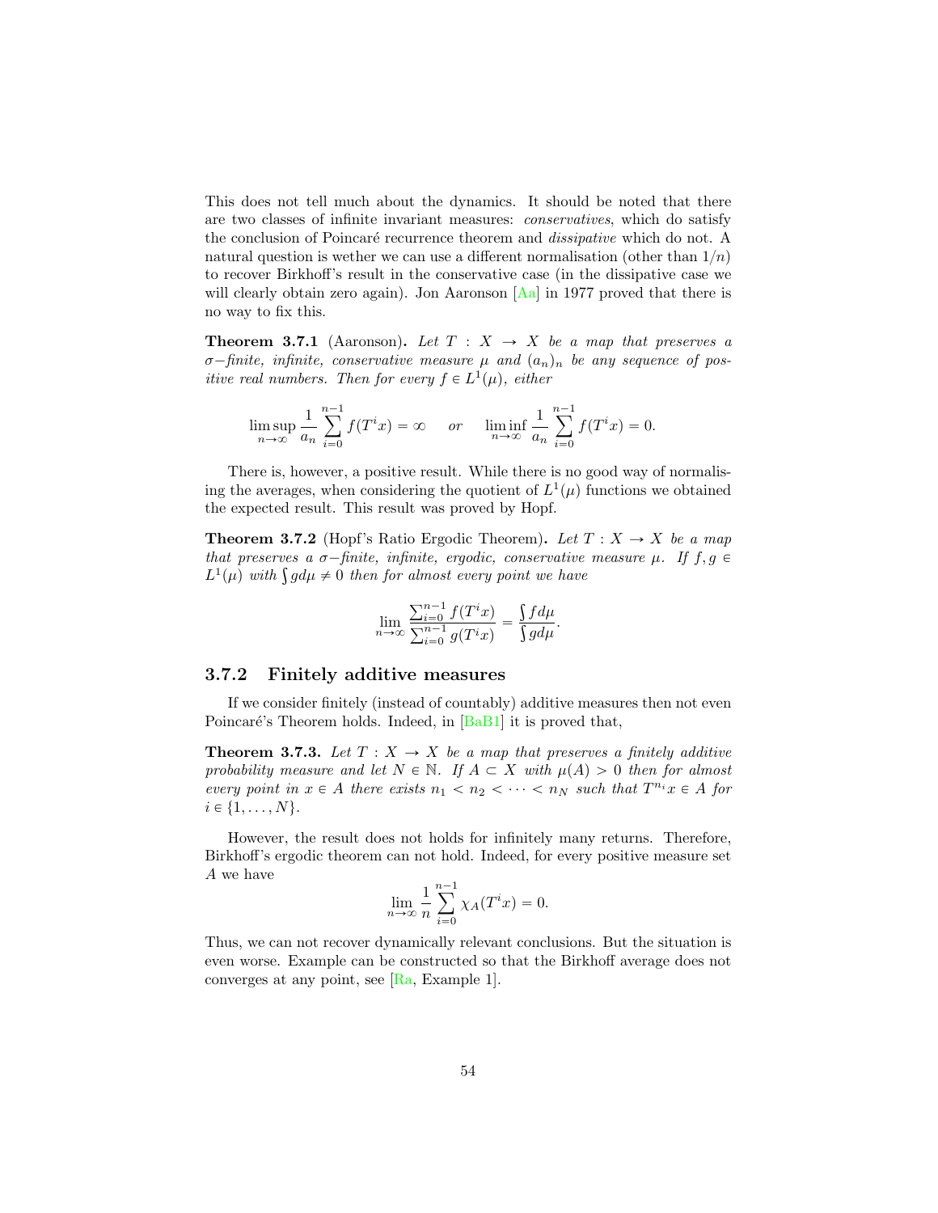This does not tell much about the dynamics. It should be noted that there are two classes of infinite invariant measures: *conservatives*, which do satisfy the conclusion of Poincaré recurrence theorem and *dissipative* which do not. A natural question is wether we can use a different normalisation (other than $1/n$) to recover Birkhoff's result in the conservative case (in the dissipative case we will clearly obtain zero again). Jon Aaronson [Aa] in 1977 proved that there is no way to fix this.

**Theorem 3.7.1** (Aaronson)**.** *Let $T : X \to X$ be a map that preserves a $\sigma-$finite, infinite, conservative measure $\mu$ and $(a_n)_n$ be any sequence of positive real numbers. Then for every $f \in L^1(\mu)$, either*

$$\limsup_{n\to\infty} \frac{1}{a_n} \sum_{i=0}^{n-1} f(T^i x) = \infty \quad \text{or} \quad \liminf_{n\to\infty} \frac{1}{a_n} \sum_{i=0}^{n-1} f(T^i x) = 0.$$

There is, however, a positive result. While there is no good way of normalising the averages, when considering the quotient of $L^1(\mu)$ functions we obtained the expected result. This result was proved by Hopf.

**Theorem 3.7.2** (Hopf's Ratio Ergodic Theorem)**.** *Let $T : X \to X$ be a map that preserves a $\sigma-$finite, infinite, ergodic, conservative measure $\mu$. If $f, g \in L^1(\mu)$ with $\int g d\mu \neq 0$ then for almost every point we have*

$$\lim_{n\to\infty} \frac{\sum_{i=0}^{n-1} f(T^i x)}{\sum_{i=0}^{n-1} g(T^i x)} = \frac{\int f d\mu}{\int g d\mu}.$$

### 3.7.2 Finitely additive measures

If we consider finitely (instead of countably) additive measures then not even Poincaré's Theorem holds. Indeed, in [BaB1] it is proved that,

**Theorem 3.7.3.** *Let $T : X \to X$ be a map that preserves a finitely additive probability measure and let $N \in \mathbb{N}$. If $A \subset X$ with $\mu(A) > 0$ then for almost every point in $x \in A$ there exists $n_1 < n_2 < \cdots < n_N$ such that $T^{n_i} x \in A$ for $i \in \{1, \ldots, N\}$.*

However, the result does not holds for infinitely many returns. Therefore, Birkhoff's ergodic theorem can not hold. Indeed, for every positive measure set $A$ we have

$$\lim_{n\to\infty} \frac{1}{n} \sum_{i=0}^{n-1} \chi_A(T^i x) = 0.$$

Thus, we can not recover dynamically relevant conclusions. But the situation is even worse. Example can be constructed so that the Birkhoff average does not converges at any point, see [Ra, Example 1].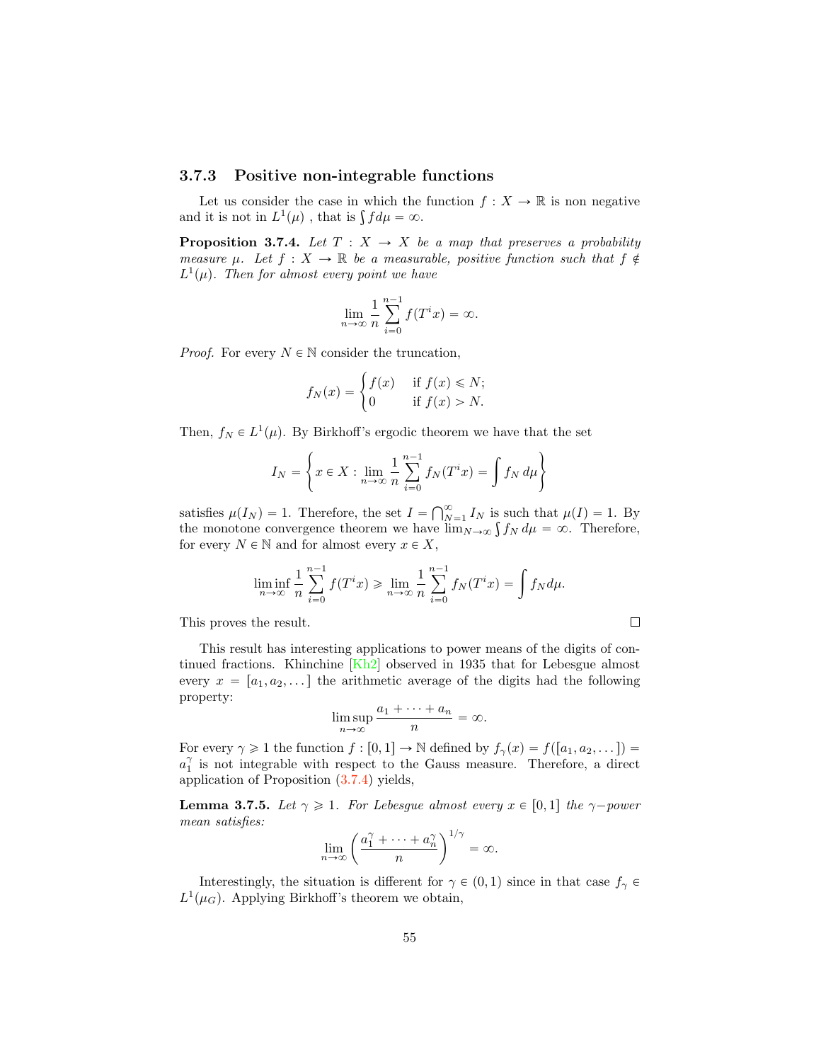### 3.7.3 Positive non-integrable functions

Let us consider the case in which the function $f : X \to \mathbb{R}$ is non negative and it is not in $L^1(\mu)$ , that is $\int f d\mu = \infty$.

**Proposition 3.7.4.** *Let $T : X \to X$ be a map that preserves a probability measure $\mu$. Let $f : X \to \mathbb{R}$ be a measurable, positive function such that $f \notin L^1(\mu)$. Then for almost every point we have*

$$\lim_{n\to\infty} \frac{1}{n} \sum_{i=0}^{n-1} f(T^i x) = \infty.$$

*Proof.* For every $N \in \mathbb{N}$ consider the truncation,

$$f_N(x) = \begin{cases} f(x) & \text{if } f(x) \leqslant N; \\ 0 & \text{if } f(x) > N. \end{cases}$$

Then, $f_N \in L^1(\mu)$. By Birkhoff's ergodic theorem we have that the set

$$I_N = \left\{ x \in X : \lim_{n\to\infty} \frac{1}{n} \sum_{i=0}^{n-1} f_N(T^i x) = \int f_N \, d\mu \right\}$$

satisfies $\mu(I_N) = 1$. Therefore, the set $I = \bigcap_{N=1}^{\infty} I_N$ is such that $\mu(I) = 1$. By the monotone convergence theorem we have $\lim_{N\to\infty} \int f_N \, d\mu = \infty$. Therefore, for every $N \in \mathbb{N}$ and for almost every $x \in X$,

$$\liminf_{n\to\infty} \frac{1}{n} \sum_{i=0}^{n-1} f(T^i x) \geqslant \lim_{n\to\infty} \frac{1}{n} \sum_{i=0}^{n-1} f_N(T^i x) = \int f_N d\mu.$$

This proves the result. $\square$

This result has interesting applications to power means of the digits of continued fractions. Khinchine [Kh2] observed in 1935 that for Lebesgue almost every $x = [a_1, a_2, \dots]$ the arithmetic average of the digits had the following property:

$$\limsup_{n\to\infty} \frac{a_1 + \cdots + a_n}{n} = \infty.$$

For every $\gamma \geqslant 1$ the function $f : [0, 1] \to \mathbb{N}$ defined by $f_\gamma(x) = f([a_1, a_2, \dots]) = a_1^\gamma$ is not integrable with respect to the Gauss measure. Therefore, a direct application of Proposition (3.7.4) yields,

**Lemma 3.7.5.** *Let $\gamma \geqslant 1$. For Lebesgue almost every $x \in [0, 1]$ the $\gamma-$power mean satisfies:*

$$\lim_{n\to\infty} \left( \frac{a_1^\gamma + \cdots + a_n^\gamma}{n} \right)^{1/\gamma} = \infty.$$

Interestingly, the situation is different for $\gamma \in (0, 1)$ since in that case $f_\gamma \in L^1(\mu_G)$. Applying Birkhoff's theorem we obtain,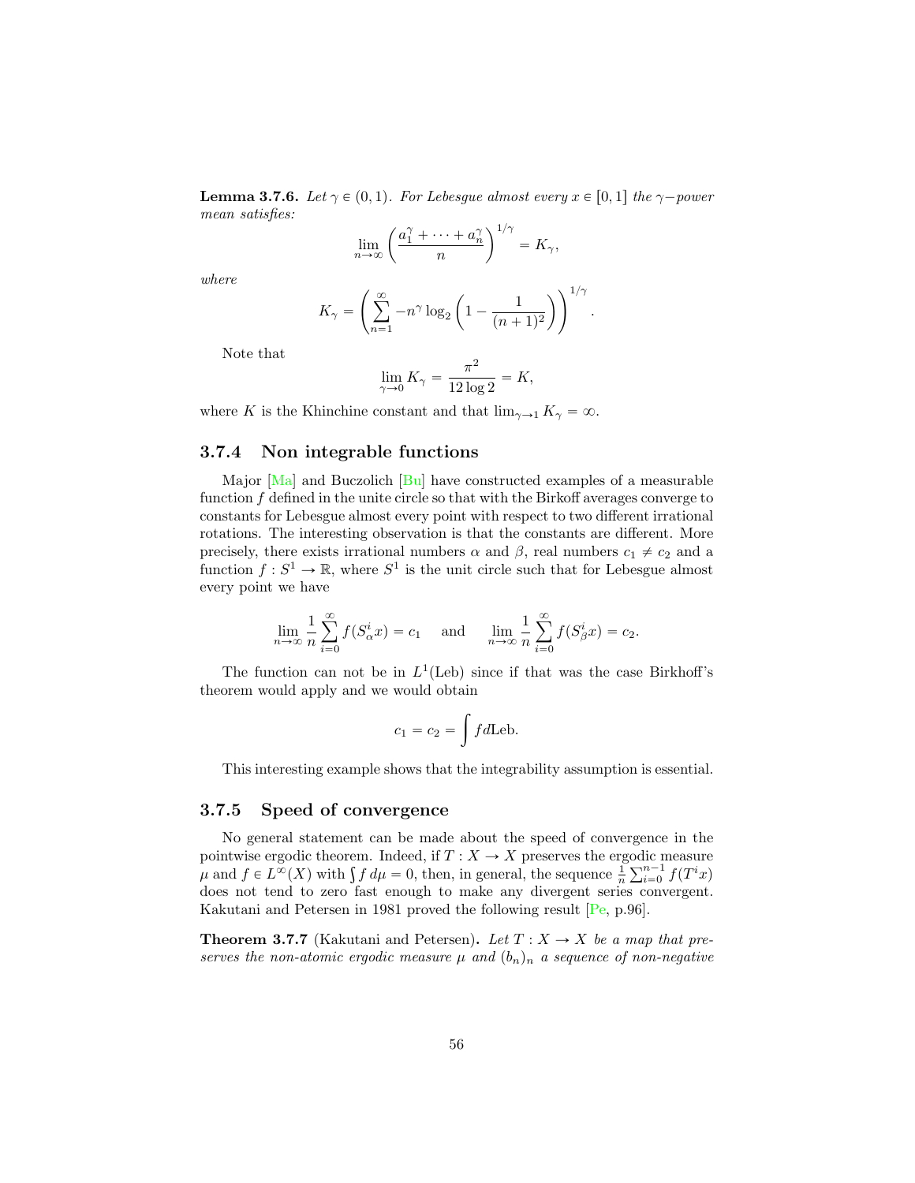**Lemma 3.7.6.** *Let $\gamma \in (0,1)$. For Lebesgue almost every $x \in [0,1]$ the $\gamma-$power mean satisfies:*

$$\lim_{n\to\infty} \left( \frac{a_1^\gamma + \cdots + a_n^\gamma}{n} \right)^{1/\gamma} = K_\gamma,$$

*where*

$$K_\gamma = \left( \sum_{n=1}^{\infty} -n^\gamma \log_2 \left( 1 - \frac{1}{(n+1)^2} \right) \right)^{1/\gamma}.$$

Note that

$$\lim_{\gamma \to 0} K_\gamma = \frac{\pi^2}{12 \log 2} = K,$$

where $K$ is the Khinchine constant and that $\lim_{\gamma\to 1} K_\gamma = \infty$.

### 3.7.4 Non integrable functions

Major [Ma] and Buczolich [Bu] have constructed examples of a measurable function $f$ defined in the unite circle so that with the Birkoff averages converge to constants for Lebesgue almost every point with respect to two different irrational rotations. The interesting observation is that the constants are different. More precisely, there exists irrational numbers $\alpha$ and $\beta$, real numbers $c_1 \neq c_2$ and a function $f : S^1 \to \mathbb{R}$, where $S^1$ is the unit circle such that for Lebesgue almost every point we have

$$\lim_{n\to\infty} \frac{1}{n} \sum_{i=0}^{\infty} f(S_\alpha^i x) = c_1 \quad \text{ and } \quad \lim_{n\to\infty} \frac{1}{n} \sum_{i=0}^{\infty} f(S_\beta^i x) = c_2.$$

The function can not be in $L^1(\text{Leb})$ since if that was the case Birkhoff's theorem would apply and we would obtain

$$c_1 = c_2 = \int f d\text{Leb}.$$

This interesting example shows that the integrability assumption is essential.

### 3.7.5 Speed of convergence

No general statement can be made about the speed of convergence in the pointwise ergodic theorem. Indeed, if $T : X \to X$ preserves the ergodic measure $\mu$ and $f \in L^\infty(X)$ with $\int f \, d\mu = 0$, then, in general, the sequence $\frac{1}{n}\sum_{i=0}^{n-1} f(T^i x)$ does not tend to zero fast enough to make any divergent series convergent. Kakutani and Petersen in 1981 proved the following result [Pe, p.96].

**Theorem 3.7.7** (Kakutani and Petersen)**.** *Let $T : X \to X$ be a map that preserves the non-atomic ergodic measure $\mu$ and $(b_n)_n$ a sequence of non-negative*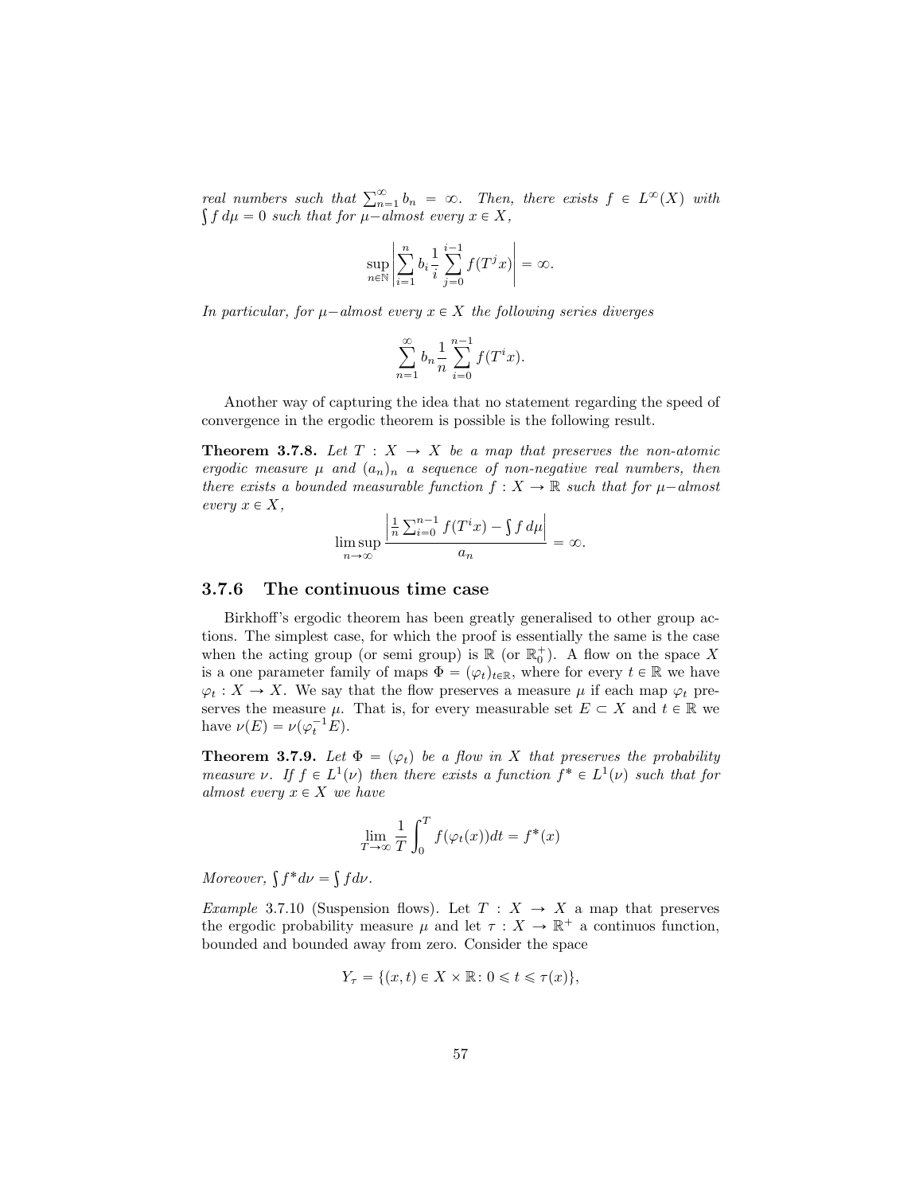*real numbers such that* $\sum_{n=1}^{\infty} b_n = \infty$. *Then, there exists* $f \in L^{\infty}(X)$ *with* $\int f \, d\mu = 0$ *such that for* $\mu-$*almost every* $x \in X$,

$$\sup_{n \in \mathbb{N}} \left| \sum_{i=1}^{n} b_i \frac{1}{i} \sum_{j=0}^{i-1} f(T^j x) \right| = \infty.$$

*In particular, for* $\mu-$*almost every* $x \in X$ *the following series diverges*

$$\sum_{n=1}^{\infty} b_n \frac{1}{n} \sum_{i=0}^{n-1} f(T^i x).$$

Another way of capturing the idea that no statement regarding the speed of convergence in the ergodic theorem is possible is the following result.

**Theorem 3.7.8.** *Let* $T : X \to X$ *be a map that preserves the non-atomic ergodic measure* $\mu$ *and* $(a_n)_n$ *a sequence of non-negative real numbers, then there exists a bounded measurable function* $f : X \to \mathbb{R}$ *such that for* $\mu-$*almost every* $x \in X$,

$$\limsup_{n \to \infty} \frac{\left| \frac{1}{n} \sum_{i=0}^{n-1} f(T^i x) - \int f \, d\mu \right|}{a_n} = \infty.$$

### 3.7.6 The continuous time case

Birkhoff's ergodic theorem has been greatly generalised to other group actions. The simplest case, for which the proof is essentially the same is the case when the acting group (or semi group) is $\mathbb{R}$ (or $\mathbb{R}_0^+$). A flow on the space $X$ is a one parameter family of maps $\Phi = (\varphi_t)_{t \in \mathbb{R}}$, where for every $t \in \mathbb{R}$ we have $\varphi_t : X \to X$. We say that the flow preserves a measure $\mu$ if each map $\varphi_t$ preserves the measure $\mu$. That is, for every measurable set $E \subset X$ and $t \in \mathbb{R}$ we have $\nu(E) = \nu(\varphi_t^{-1} E)$.

**Theorem 3.7.9.** *Let* $\Phi = (\varphi_t)$ *be a flow in* $X$ *that preserves the probability measure* $\nu$. *If* $f \in L^1(\nu)$ *then there exists a function* $f^* \in L^1(\nu)$ *such that for almost every* $x \in X$ *we have*

$$\lim_{T \to \infty} \frac{1}{T} \int_0^T f(\varphi_t(x)) dt = f^*(x)$$

*Moreover,* $\int f^* d\nu = \int f d\nu$.

*Example* 3.7.10 (Suspension flows). Let $T : X \to X$ a map that preserves the ergodic probability measure $\mu$ and let $\tau : X \to \mathbb{R}^+$ a continuos function, bounded and bounded away from zero. Consider the space

$$Y_\tau = \{(x, t) \in X \times \mathbb{R} : 0 \leqslant t \leqslant \tau(x)\},$$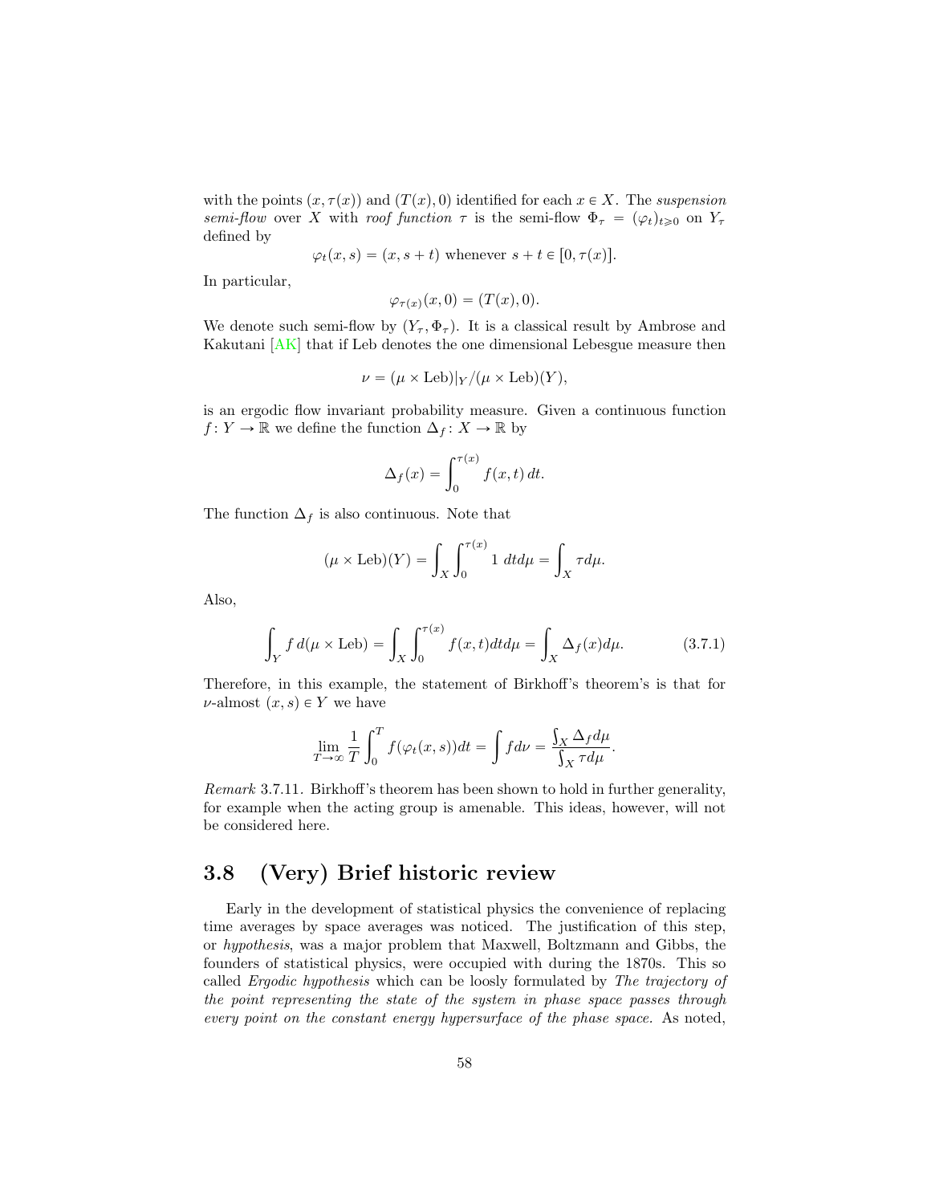with the points $(x, \tau(x))$ and $(T(x), 0)$ identified for each $x \in X$. The *suspension semi-flow* over $X$ with *roof function* $\tau$ is the semi-flow $\Phi_\tau = (\varphi_t)_{t \geqslant 0}$ on $Y_\tau$ defined by

$$\varphi_t(x, s) = (x, s + t) \text{ whenever } s + t \in [0, \tau(x)].$$

In particular,

$$\varphi_{\tau(x)}(x, 0) = (T(x), 0).$$

We denote such semi-flow by $(Y_\tau, \Phi_\tau)$. It is a classical result by Ambrose and Kakutani [AK] that if Leb denotes the one dimensional Lebesgue measure then

$$\nu = (\mu \times \text{Leb})|_Y / (\mu \times \text{Leb})(Y),$$

is an ergodic flow invariant probability measure. Given a continuous function $f : Y \to \mathbb{R}$ we define the function $\Delta_f : X \to \mathbb{R}$ by

$$\Delta_f(x) = \int_0^{\tau(x)} f(x, t)\, dt.$$

The function $\Delta_f$ is also continuous. Note that

$$(\mu \times \text{Leb})(Y) = \int_X \int_0^{\tau(x)} 1 \; dt d\mu = \int_X \tau d\mu.$$

Also,

$$\int_Y f \, d(\mu \times \text{Leb}) = \int_X \int_0^{\tau(x)} f(x, t) dt d\mu = \int_X \Delta_f(x) d\mu. \tag{3.7.1}$$

Therefore, in this example, the statement of Birkhoff's theorem's is that for $\nu$-almost $(x, s) \in Y$ we have

$$\lim_{T \to \infty} \frac{1}{T} \int_0^T f(\varphi_t(x, s)) dt = \int f d\nu = \frac{\int_X \Delta_f d\mu}{\int_X \tau d\mu}.$$

*Remark* 3.7.11. Birkhoff's theorem has been shown to hold in further generality, for example when the acting group is amenable. This ideas, however, will not be considered here.

## 3.8 (Very) Brief historic review

Early in the development of statistical physics the convenience of replacing time averages by space averages was noticed. The justification of this step, or *hypothesis*, was a major problem that Maxwell, Boltzmann and Gibbs, the founders of statistical physics, were occupied with during the 1870s. This so called *Ergodic hypothesis* which can be loosly formulated by *The trajectory of the point representing the state of the system in phase space passes through every point on the constant energy hypersurface of the phase space.* As noted,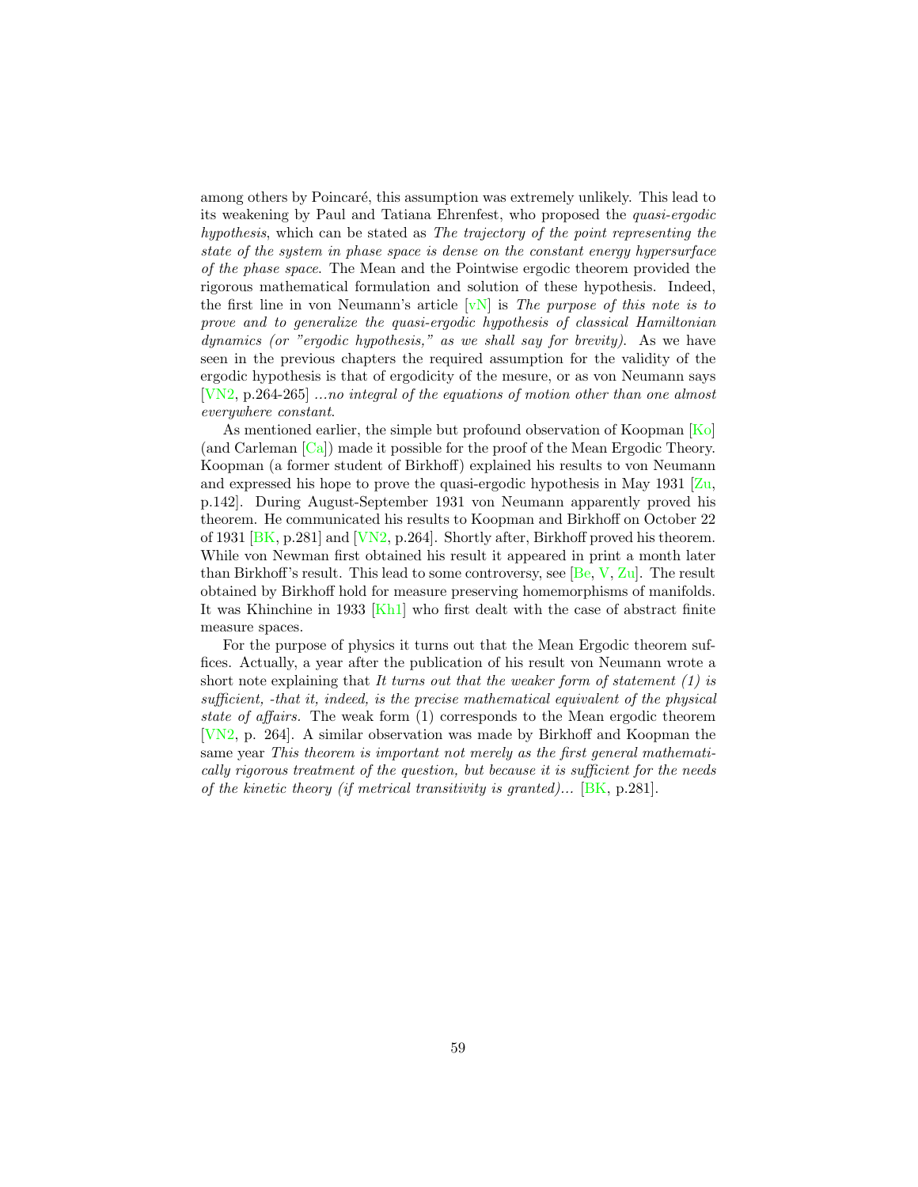among others by Poincaré, this assumption was extremely unlikely. This lead to its weakening by Paul and Tatiana Ehrenfest, who proposed the *quasi-ergodic hypothesis*, which can be stated as *The trajectory of the point representing the state of the system in phase space is dense on the constant energy hypersurface of the phase space*. The Mean and the Pointwise ergodic theorem provided the rigorous mathematical formulation and solution of these hypothesis. Indeed, the first line in von Neumann's article [vN] is *The purpose of this note is to prove and to generalize the quasi-ergodic hypothesis of classical Hamiltonian dynamics (or "ergodic hypothesis," as we shall say for brevity).* As we have seen in the previous chapters the required assumption for the validity of the ergodic hypothesis is that of ergodicity of the mesure, or as von Neumann says [VN2, p.264-265] *...no integral of the equations of motion other than one almost everywhere constant*.

As mentioned earlier, the simple but profound observation of Koopman [Ko] (and Carleman [Ca]) made it possible for the proof of the Mean Ergodic Theory. Koopman (a former student of Birkhoff) explained his results to von Neumann and expressed his hope to prove the quasi-ergodic hypothesis in May 1931 [Zu, p.142]. During August-September 1931 von Neumann apparently proved his theorem. He communicated his results to Koopman and Birkhoff on October 22 of 1931 [BK, p.281] and [VN2, p.264]. Shortly after, Birkhoff proved his theorem. While von Newman first obtained his result it appeared in print a month later than Birkhoff's result. This lead to some controversy, see [Be, V, Zu]. The result obtained by Birkhoff hold for measure preserving homemorphisms of manifolds. It was Khinchine in 1933 [Kh1] who first dealt with the case of abstract finite measure spaces.

For the purpose of physics it turns out that the Mean Ergodic theorem suffices. Actually, a year after the publication of his result von Neumann wrote a short note explaining that *It turns out that the weaker form of statement (1) is sufficient, -that it, indeed, is the precise mathematical equivalent of the physical state of affairs.* The weak form (1) corresponds to the Mean ergodic theorem [VN2, p. 264]. A similar observation was made by Birkhoff and Koopman the same year *This theorem is important not merely as the first general mathematically rigorous treatment of the question, but because it is sufficient for the needs of the kinetic theory (if metrical transitivity is granted)...* [BK, p.281].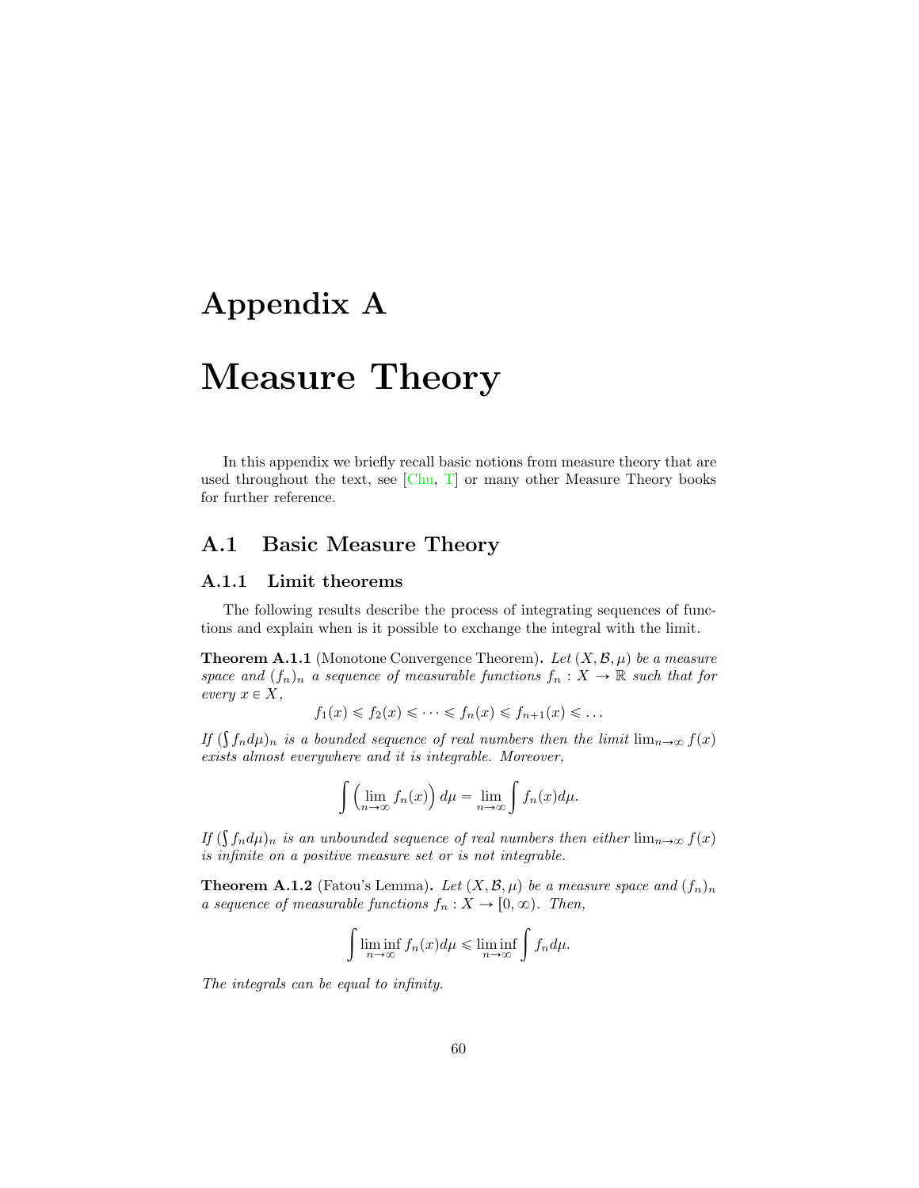# Appendix A

# Measure Theory

In this appendix we briefly recall basic notions from measure theory that are used throughout the text, see [Chu, T] or many other Measure Theory books for further reference.

## A.1 Basic Measure Theory

### A.1.1 Limit theorems

The following results describe the process of integrating sequences of functions and explain when is it possible to exchange the integral with the limit.

**Theorem A.1.1** (Monotone Convergence Theorem)**.** *Let $(X, \mathcal{B}, \mu)$ be a measure space and $(f_n)_n$ a sequence of measurable functions $f_n : X \to \mathbb{R}$ such that for every $x \in X$,*

$$f_1(x) \leqslant f_2(x) \leqslant \cdots \leqslant f_n(x) \leqslant f_{n+1}(x) \leqslant \ldots$$

*If $(\int f_n d\mu)_n$ is a bounded sequence of real numbers then the limit $\lim_{n\to\infty} f(x)$ exists almost everywhere and it is integrable. Moreover,*

$$\int \left(\lim_{n\to\infty} f_n(x)\right) d\mu = \lim_{n\to\infty} \int f_n(x) d\mu.$$

*If $(\int f_n d\mu)_n$ is an unbounded sequence of real numbers then either $\lim_{n\to\infty} f(x)$ is infinite on a positive measure set or is not integrable.*

**Theorem A.1.2** (Fatou's Lemma)**.** *Let $(X, \mathcal{B}, \mu)$ be a measure space and $(f_n)_n$ a sequence of measurable functions $f_n : X \to [0, \infty)$. Then,*

$$\int \liminf_{n\to\infty} f_n(x) d\mu \leqslant \liminf_{n\to\infty} \int f_n d\mu.$$

*The integrals can be equal to infinity.*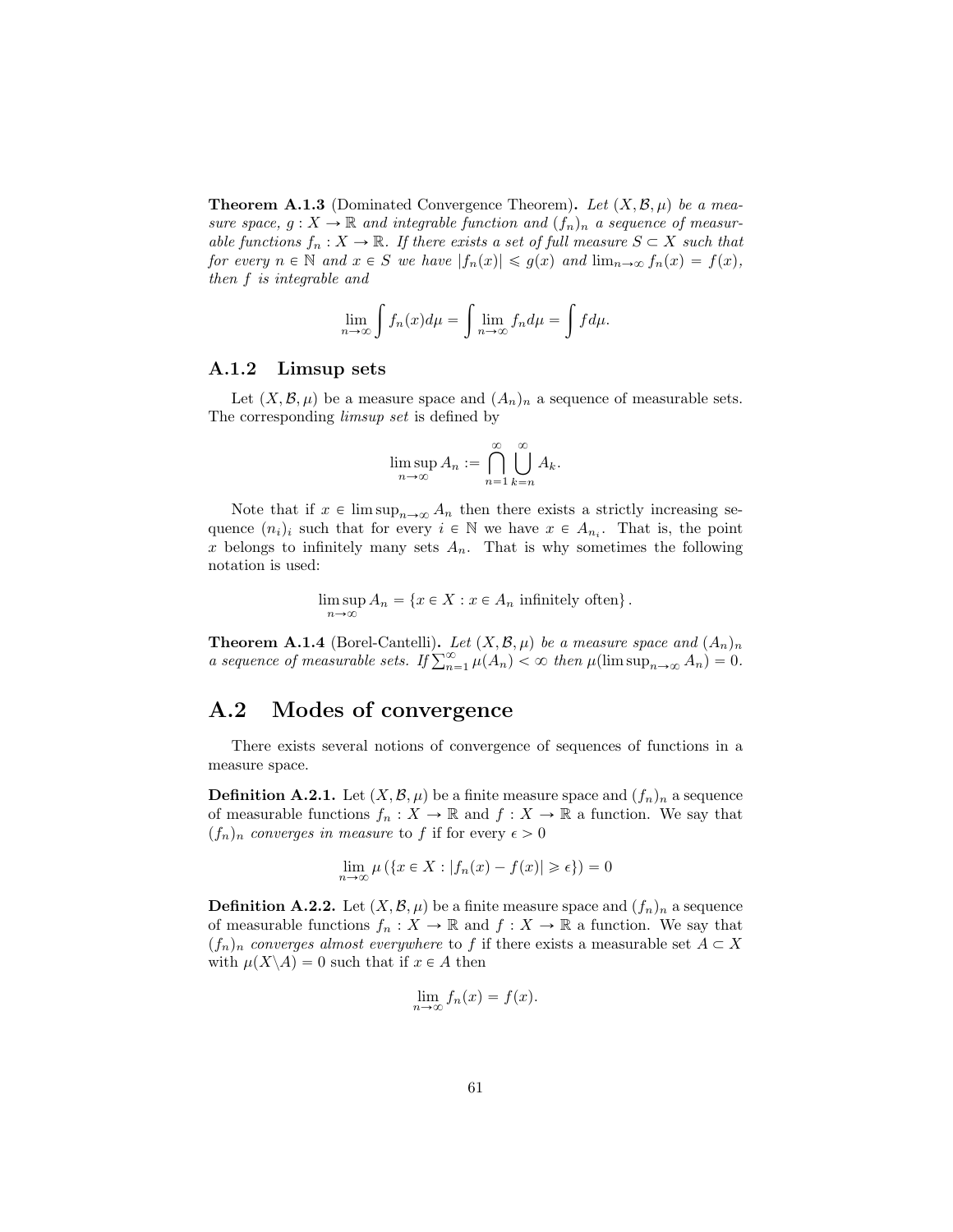**Theorem A.1.3** (Dominated Convergence Theorem)**.** *Let $(X, \mathcal{B}, \mu)$ be a measure space, $g : X \to \mathbb{R}$ and integrable function and $(f_n)_n$ a sequence of measurable functions $f_n : X \to \mathbb{R}$. If there exists a set of full measure $S \subset X$ such that for every $n \in \mathbb{N}$ and $x \in S$ we have $|f_n(x)| \leqslant g(x)$ and $\lim_{n\to\infty} f_n(x) = f(x)$, then $f$ is integrable and*

$$\lim_{n\to\infty} \int f_n(x) d\mu = \int \lim_{n\to\infty} f_n d\mu = \int f d\mu.$$

### A.1.2 Limsup sets

Let $(X, \mathcal{B}, \mu)$ be a measure space and $(A_n)_n$ a sequence of measurable sets. The corresponding *limsup set* is defined by

$$\limsup_{n\to\infty} A_n := \bigcap_{n=1}^{\infty} \bigcup_{k=n}^{\infty} A_k.$$

Note that if $x \in \limsup_{n\to\infty} A_n$ then there exists a strictly increasing sequence $(n_i)_i$ such that for every $i \in \mathbb{N}$ we have $x \in A_{n_i}$. That is, the point $x$ belongs to infinitely many sets $A_n$. That is why sometimes the following notation is used:

$$\limsup_{n\to\infty} A_n = \{x \in X : x \in A_n \text{ infinitely often}\}.$$

**Theorem A.1.4** (Borel-Cantelli)**.** *Let $(X, \mathcal{B}, \mu)$ be a measure space and $(A_n)_n$ a sequence of measurable sets. If $\sum_{n=1}^{\infty} \mu(A_n) < \infty$ then $\mu(\limsup_{n\to\infty} A_n) = 0$.*

## A.2 Modes of convergence

There exists several notions of convergence of sequences of functions in a measure space.

**Definition A.2.1.** Let $(X, \mathcal{B}, \mu)$ be a finite measure space and $(f_n)_n$ a sequence of measurable functions $f_n : X \to \mathbb{R}$ and $f : X \to \mathbb{R}$ a function. We say that $(f_n)_n$ *converges in measure* to $f$ if for every $\epsilon > 0$

$$\lim_{n\to\infty} \mu\left(\{x \in X : |f_n(x) - f(x)| \geqslant \epsilon\}\right) = 0$$

**Definition A.2.2.** Let $(X, \mathcal{B}, \mu)$ be a finite measure space and $(f_n)_n$ a sequence of measurable functions $f_n : X \to \mathbb{R}$ and $f : X \to \mathbb{R}$ a function. We say that $(f_n)_n$ *converges almost everywhere* to $f$ if there exists a measurable set $A \subset X$ with $\mu(X \backslash A) = 0$ such that if $x \in A$ then

$$\lim_{n\to\infty} f_n(x) = f(x).$$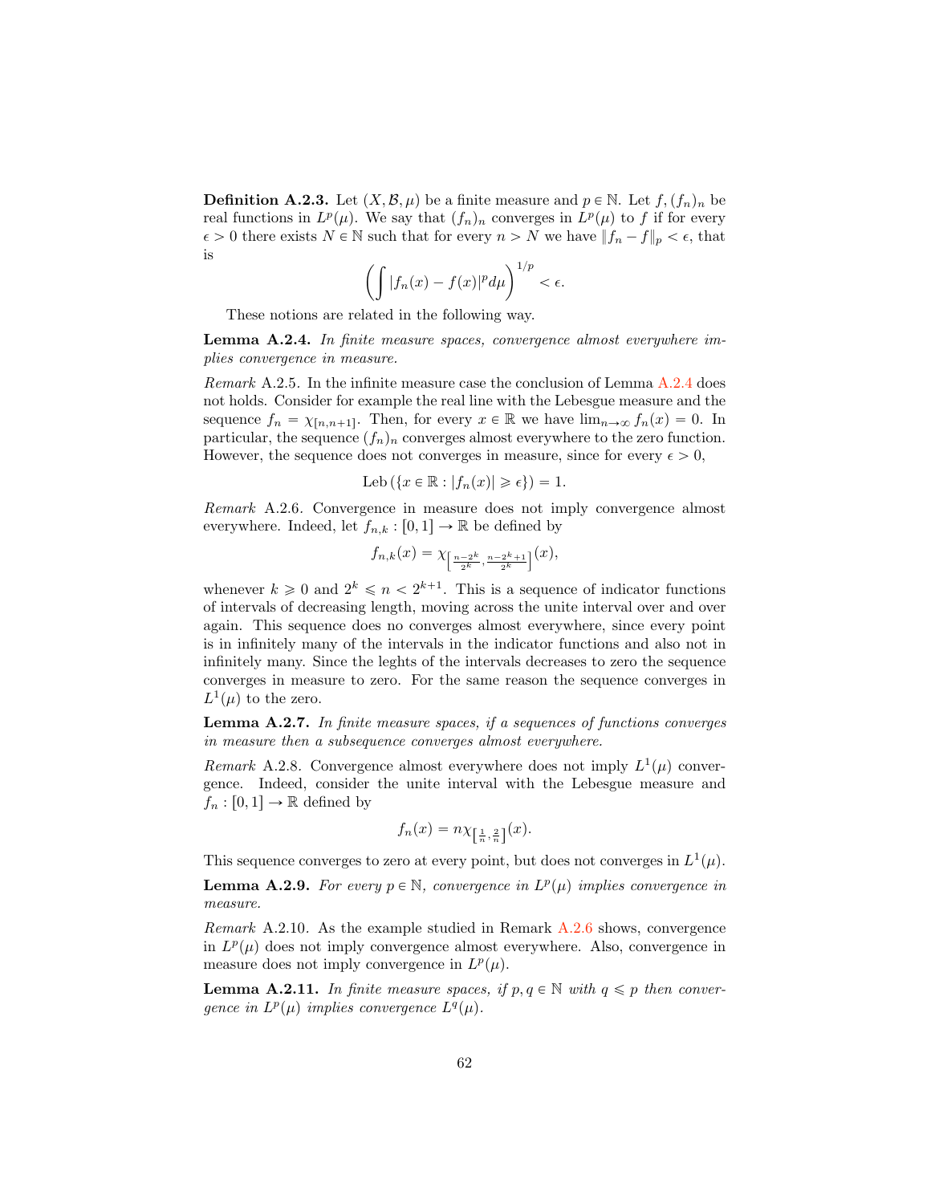**Definition A.2.3.** Let $(X, \mathcal{B}, \mu)$ be a finite measure and $p \in \mathbb{N}$. Let $f, (f_n)_n$ be real functions in $L^p(\mu)$. We say that $(f_n)_n$ converges in $L^p(\mu)$ to $f$ if for every $\epsilon > 0$ there exists $N \in \mathbb{N}$ such that for every $n > N$ we have $\|f_n - f\|_p < \epsilon$, that is

$$\left( \int |f_n(x) - f(x)|^p d\mu \right)^{1/p} < \epsilon.$$

These notions are related in the following way.

**Lemma A.2.4.** *In finite measure spaces, convergence almost everywhere implies convergence in measure.*

*Remark* A.2.5. In the infinite measure case the conclusion of Lemma A.2.4 does not holds. Consider for example the real line with the Lebesgue measure and the sequence $f_n = \chi_{[n,n+1]}$. Then, for every $x \in \mathbb{R}$ we have $\lim_{n\to\infty} f_n(x) = 0$. In particular, the sequence $(f_n)_n$ converges almost everywhere to the zero function. However, the sequence does not converges in measure, since for every $\epsilon > 0$,

$$\mathrm{Leb}\left(\{x \in \mathbb{R} : |f_n(x)| \geqslant \epsilon\}\right) = 1.$$

*Remark* A.2.6. Convergence in measure does not imply convergence almost everywhere. Indeed, let $f_{n,k} : [0,1] \to \mathbb{R}$ be defined by

$$f_{n,k}(x) = \chi_{\left[\frac{n-2^k}{2^k}, \frac{n-2^k+1}{2^k}\right]}(x),$$

whenever $k \geqslant 0$ and $2^k \leqslant n < 2^{k+1}$. This is a sequence of indicator functions of intervals of decreasing length, moving across the unite interval over and over again. This sequence does no converges almost everywhere, since every point is in infinitely many of the intervals in the indicator functions and also not in infinitely many. Since the leghts of the intervals decreases to zero the sequence converges in measure to zero. For the same reason the sequence converges in $L^1(\mu)$ to the zero.

**Lemma A.2.7.** *In finite measure spaces, if a sequences of functions converges in measure then a subsequence converges almost everywhere.*

*Remark* A.2.8. Convergence almost everywhere does not imply $L^1(\mu)$ convergence. Indeed, consider the unite interval with the Lebesgue measure and $f_n : [0,1] \to \mathbb{R}$ defined by

$$f_n(x) = n\chi_{\left[\frac{1}{n}, \frac{2}{n}\right]}(x).$$

This sequence converges to zero at every point, but does not converges in $L^1(\mu)$.

**Lemma A.2.9.** *For every $p \in \mathbb{N}$, convergence in $L^p(\mu)$ implies convergence in measure.*

*Remark* A.2.10. As the example studied in Remark A.2.6 shows, convergence in $L^p(\mu)$ does not imply convergence almost everywhere. Also, convergence in measure does not imply convergence in $L^p(\mu)$.

**Lemma A.2.11.** *In finite measure spaces, if $p, q \in \mathbb{N}$ with $q \leqslant p$ then convergence in $L^p(\mu)$ implies convergence $L^q(\mu)$.*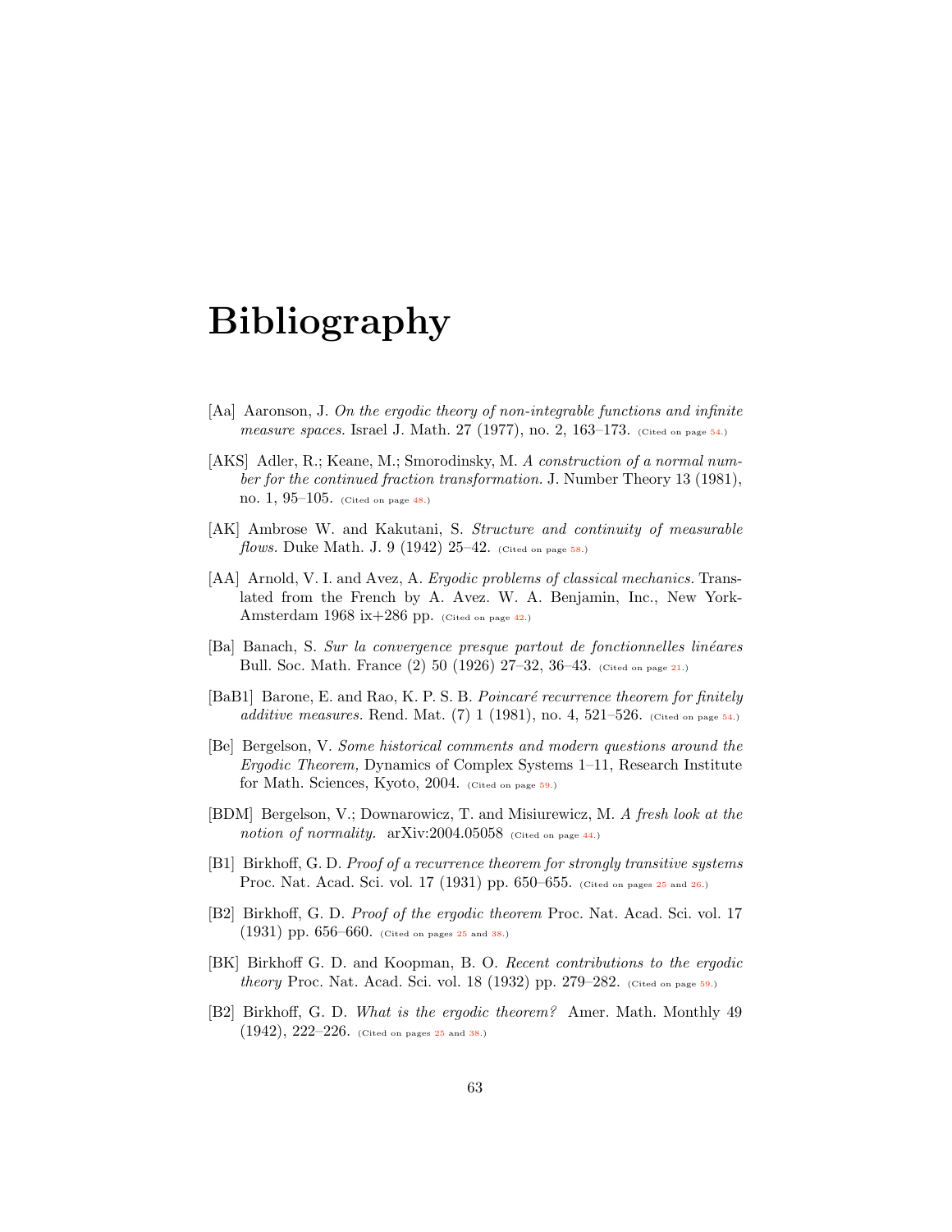# Bibliography

[Aa] Aaronson, J. *On the ergodic theory of non-integrable functions and infinite measure spaces.* Israel J. Math. 27 (1977), no. 2, 163–173. (Cited on page 54.)

[AKS] Adler, R.; Keane, M.; Smorodinsky, M. *A construction of a normal number for the continued fraction transformation.* J. Number Theory 13 (1981), no. 1, 95–105. (Cited on page 48.)

[AK] Ambrose W. and Kakutani, S. *Structure and continuity of measurable flows.* Duke Math. J. 9 (1942) 25–42. (Cited on page 58.)

[AA] Arnold, V. I. and Avez, A. *Ergodic problems of classical mechanics.* Translated from the French by A. Avez. W. A. Benjamin, Inc., New York-Amsterdam 1968 ix+286 pp. (Cited on page 42.)

[Ba] Banach, S. *Sur la convergence presque partout de fonctionnelles linéares* Bull. Soc. Math. France (2) 50 (1926) 27–32, 36–43. (Cited on page 21.)

[BaB1] Barone, E. and Rao, K. P. S. B. *Poincaré recurrence theorem for finitely additive measures.* Rend. Mat. (7) 1 (1981), no. 4, 521–526. (Cited on page 54.)

[Be] Bergelson, V. *Some historical comments and modern questions around the Ergodic Theorem,* Dynamics of Complex Systems 1–11, Research Institute for Math. Sciences, Kyoto, 2004. (Cited on page 59.)

[BDM] Bergelson, V.; Downarowicz, T. and Misiurewicz, M. *A fresh look at the notion of normality.* arXiv:2004.05058 (Cited on page 44.)

[B1] Birkhoff, G. D. *Proof of a recurrence theorem for strongly transitive systems* Proc. Nat. Acad. Sci. vol. 17 (1931) pp. 650–655. (Cited on pages 25 and 26.)

[B2] Birkhoff, G. D. *Proof of the ergodic theorem* Proc. Nat. Acad. Sci. vol. 17 (1931) pp. 656–660. (Cited on pages 25 and 38.)

[BK] Birkhoff G. D. and Koopman, B. O. *Recent contributions to the ergodic theory* Proc. Nat. Acad. Sci. vol. 18 (1932) pp. 279–282. (Cited on page 59.)

[B2] Birkhoff, G. D. *What is the ergodic theorem?* Amer. Math. Monthly 49 (1942), 222–226. (Cited on pages 25 and 38.)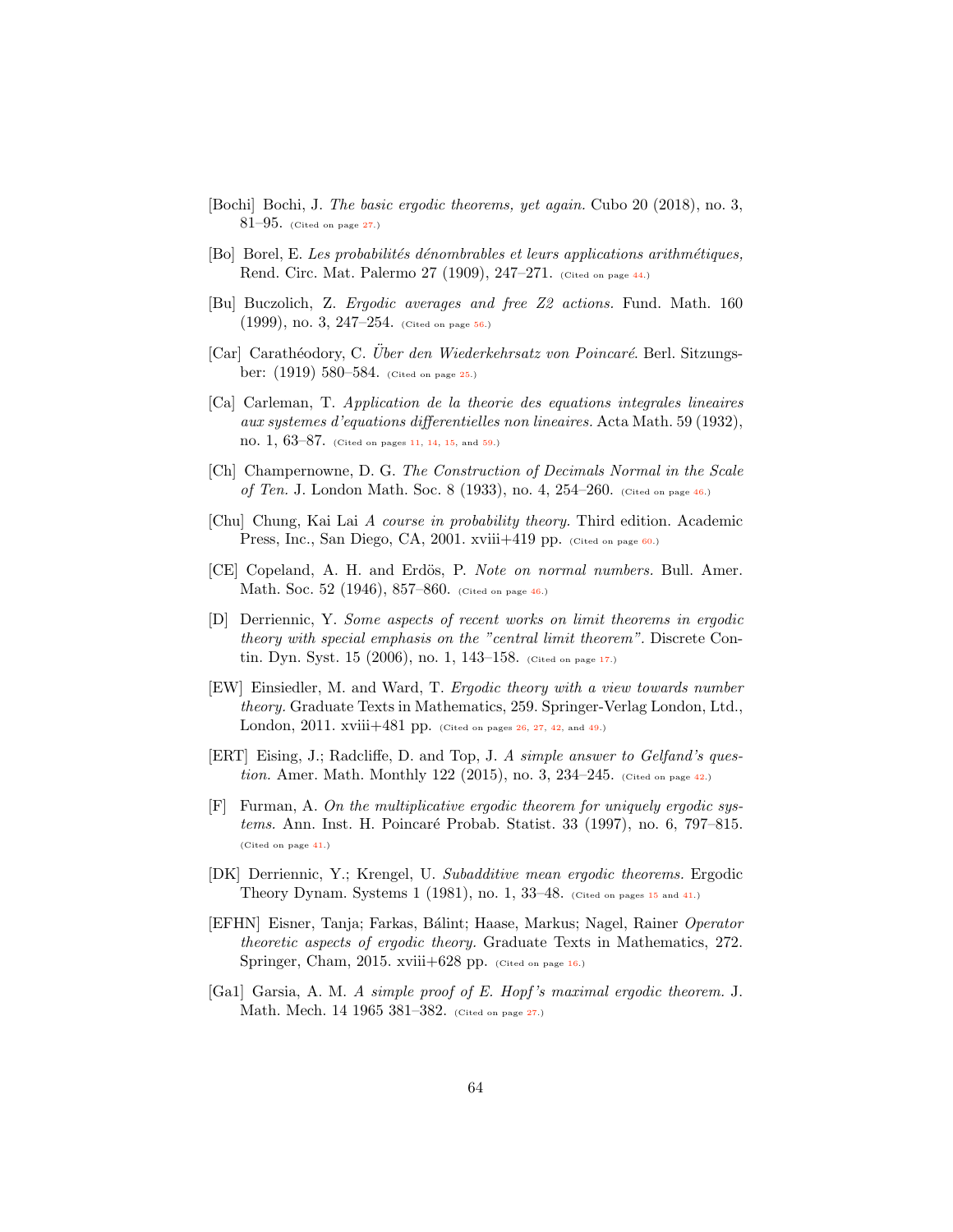[Bochi] Bochi, J. *The basic ergodic theorems, yet again.* Cubo 20 (2018), no. 3, 81–95. (Cited on page 27.)

[Bo] Borel, E. *Les probabilités dénombrables et leurs applications arithmétiques,* Rend. Circ. Mat. Palermo 27 (1909), 247–271. (Cited on page 44.)

[Bu] Buczolich, Z. *Ergodic averages and free Z2 actions.* Fund. Math. 160 (1999), no. 3, 247–254. (Cited on page 56.)

[Car] Carathéodory, C. *Über den Wiederkehrsatz von Poincaré.* Berl. Sitzungsber: (1919) 580–584. (Cited on page 25.)

[Ca] Carleman, T. *Application de la theorie des equations integrales lineaires aux systemes d'equations differentielles non lineaires.* Acta Math. 59 (1932), no. 1, 63–87. (Cited on pages 11, 14, 15, and 59.)

[Ch] Champernowne, D. G. *The Construction of Decimals Normal in the Scale of Ten.* J. London Math. Soc. 8 (1933), no. 4, 254–260. (Cited on page 46.)

[Chu] Chung, Kai Lai *A course in probability theory.* Third edition. Academic Press, Inc., San Diego, CA, 2001. xviii+419 pp. (Cited on page 60.)

[CE] Copeland, A. H. and Erdös, P. *Note on normal numbers.* Bull. Amer. Math. Soc. 52 (1946), 857–860. (Cited on page 46.)

[D] Derriennic, Y. *Some aspects of recent works on limit theorems in ergodic theory with special emphasis on the "central limit theorem".* Discrete Contin. Dyn. Syst. 15 (2006), no. 1, 143–158. (Cited on page 17.)

[EW] Einsiedler, M. and Ward, T. *Ergodic theory with a view towards number theory.* Graduate Texts in Mathematics, 259. Springer-Verlag London, Ltd., London, 2011. xviii+481 pp. (Cited on pages 26, 27, 42, and 49.)

[ERT] Eising, J.; Radcliffe, D. and Top, J. *A simple answer to Gelfand's question.* Amer. Math. Monthly 122 (2015), no. 3, 234–245. (Cited on page 42.)

[F] Furman, A. *On the multiplicative ergodic theorem for uniquely ergodic systems.* Ann. Inst. H. Poincaré Probab. Statist. 33 (1997), no. 6, 797–815. (Cited on page 41.)

[DK] Derriennic, Y.; Krengel, U. *Subadditive mean ergodic theorems.* Ergodic Theory Dynam. Systems 1 (1981), no. 1, 33–48. (Cited on pages 15 and 41.)

[EFHN] Eisner, Tanja; Farkas, Bálint; Haase, Markus; Nagel, Rainer *Operator theoretic aspects of ergodic theory.* Graduate Texts in Mathematics, 272. Springer, Cham, 2015. xviii+628 pp. (Cited on page 16.)

[Ga1] Garsia, A. M. *A simple proof of E. Hopf's maximal ergodic theorem.* J. Math. Mech. 14 1965 381–382. (Cited on page 27.)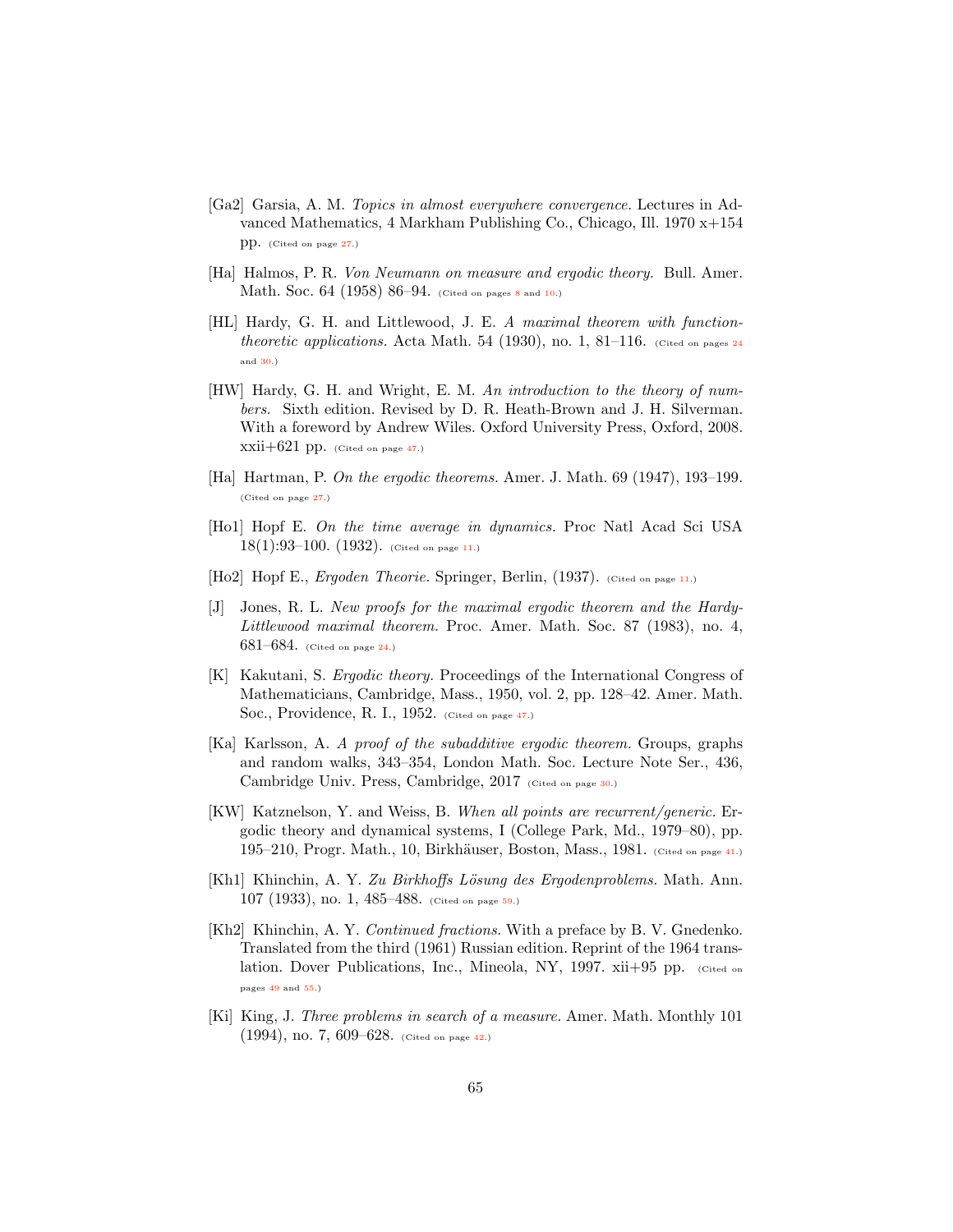[Ga2] Garsia, A. M. *Topics in almost everywhere convergence.* Lectures in Advanced Mathematics, 4 Markham Publishing Co., Chicago, Ill. 1970 x+154 pp. (Cited on page 27.)

[Ha] Halmos, P. R. *Von Neumann on measure and ergodic theory.* Bull. Amer. Math. Soc. 64 (1958) 86–94. (Cited on pages 8 and 10.)

[HL] Hardy, G. H. and Littlewood, J. E. *A maximal theorem with function-theoretic applications.* Acta Math. 54 (1930), no. 1, 81–116. (Cited on pages 24 and 30.)

[HW] Hardy, G. H. and Wright, E. M. *An introduction to the theory of numbers.* Sixth edition. Revised by D. R. Heath-Brown and J. H. Silverman. With a foreword by Andrew Wiles. Oxford University Press, Oxford, 2008. xxii+621 pp. (Cited on page 47.)

[Ha] Hartman, P. *On the ergodic theorems.* Amer. J. Math. 69 (1947), 193–199. (Cited on page 27.)

[Ho1] Hopf E. *On the time average in dynamics.* Proc Natl Acad Sci USA 18(1):93–100. (1932). (Cited on page 11.)

[Ho2] Hopf E., *Ergoden Theorie.* Springer, Berlin, (1937). (Cited on page 11.)

[J] Jones, R. L. *New proofs for the maximal ergodic theorem and the Hardy-Littlewood maximal theorem.* Proc. Amer. Math. Soc. 87 (1983), no. 4, 681–684. (Cited on page 24.)

[K] Kakutani, S. *Ergodic theory.* Proceedings of the International Congress of Mathematicians, Cambridge, Mass., 1950, vol. 2, pp. 128–42. Amer. Math. Soc., Providence, R. I., 1952. (Cited on page 47.)

[Ka] Karlsson, A. *A proof of the subadditive ergodic theorem.* Groups, graphs and random walks, 343–354, London Math. Soc. Lecture Note Ser., 436, Cambridge Univ. Press, Cambridge, 2017 (Cited on page 30.)

[KW] Katznelson, Y. and Weiss, B. *When all points are recurrent/generic.* Ergodic theory and dynamical systems, I (College Park, Md., 1979–80), pp. 195–210, Progr. Math., 10, Birkhäuser, Boston, Mass., 1981. (Cited on page 41.)

[Kh1] Khinchin, A. Y. *Zu Birkhoffs Lösung des Ergodenproblems.* Math. Ann. 107 (1933), no. 1, 485–488. (Cited on page 59.)

[Kh2] Khinchin, A. Y. *Continued fractions.* With a preface by B. V. Gnedenko. Translated from the third (1961) Russian edition. Reprint of the 1964 translation. Dover Publications, Inc., Mineola, NY, 1997. xii+95 pp. (Cited on pages 49 and 55.)

[Ki] King, J. *Three problems in search of a measure.* Amer. Math. Monthly 101 (1994), no. 7, 609–628. (Cited on page 42.)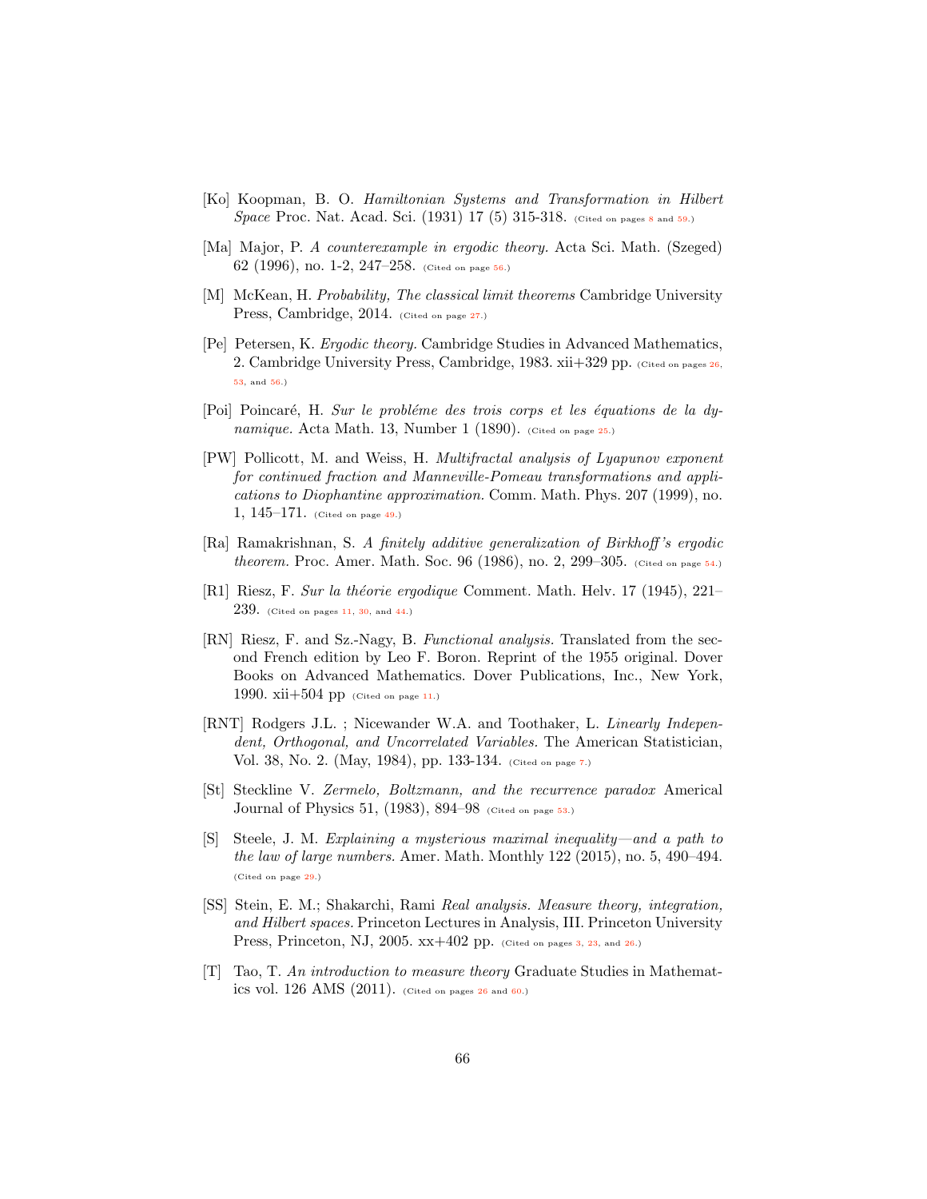[Ko] Koopman, B. O. *Hamiltonian Systems and Transformation in Hilbert Space* Proc. Nat. Acad. Sci. (1931) 17 (5) 315-318. (Cited on pages 8 and 59.)

[Ma] Major, P. *A counterexample in ergodic theory.* Acta Sci. Math. (Szeged) 62 (1996), no. 1-2, 247–258. (Cited on page 56.)

[M] McKean, H. *Probability, The classical limit theorems* Cambridge University Press, Cambridge, 2014. (Cited on page 27.)

[Pe] Petersen, K. *Ergodic theory.* Cambridge Studies in Advanced Mathematics, 2. Cambridge University Press, Cambridge, 1983. xii+329 pp. (Cited on pages 26, 53, and 56.)

[Poi] Poincaré, H. *Sur le probléme des trois corps et les équations de la dynamique.* Acta Math. 13, Number 1 (1890). (Cited on page 25.)

[PW] Pollicott, M. and Weiss, H. *Multifractal analysis of Lyapunov exponent for continued fraction and Manneville-Pomeau transformations and applications to Diophantine approximation.* Comm. Math. Phys. 207 (1999), no. 1, 145–171. (Cited on page 49.)

[Ra] Ramakrishnan, S. *A finitely additive generalization of Birkhoff's ergodic theorem.* Proc. Amer. Math. Soc. 96 (1986), no. 2, 299–305. (Cited on page 54.)

[R1] Riesz, F. *Sur la théorie ergodique* Comment. Math. Helv. 17 (1945), 221–239. (Cited on pages 11, 30, and 44.)

[RN] Riesz, F. and Sz.-Nagy, B. *Functional analysis.* Translated from the second French edition by Leo F. Boron. Reprint of the 1955 original. Dover Books on Advanced Mathematics. Dover Publications, Inc., New York, 1990. xii+504 pp (Cited on page 11.)

[RNT] Rodgers J.L. ; Nicewander W.A. and Toothaker, L. *Linearly Independent, Orthogonal, and Uncorrelated Variables.* The American Statistician, Vol. 38, No. 2. (May, 1984), pp. 133-134. (Cited on page 7.)

[St] Steckline V. *Zermelo, Boltzmann, and the recurrence paradox* Americal Journal of Physics 51, (1983), 894–98 (Cited on page 53.)

[S] Steele, J. M. *Explaining a mysterious maximal inequality—and a path to the law of large numbers.* Amer. Math. Monthly 122 (2015), no. 5, 490–494. (Cited on page 29.)

[SS] Stein, E. M.; Shakarchi, Rami *Real analysis. Measure theory, integration, and Hilbert spaces.* Princeton Lectures in Analysis, III. Princeton University Press, Princeton, NJ, 2005. xx+402 pp. (Cited on pages 3, 23, and 26.)

[T] Tao, T. *An introduction to measure theory* Graduate Studies in Mathematics vol. 126 AMS (2011). (Cited on pages 26 and 60.)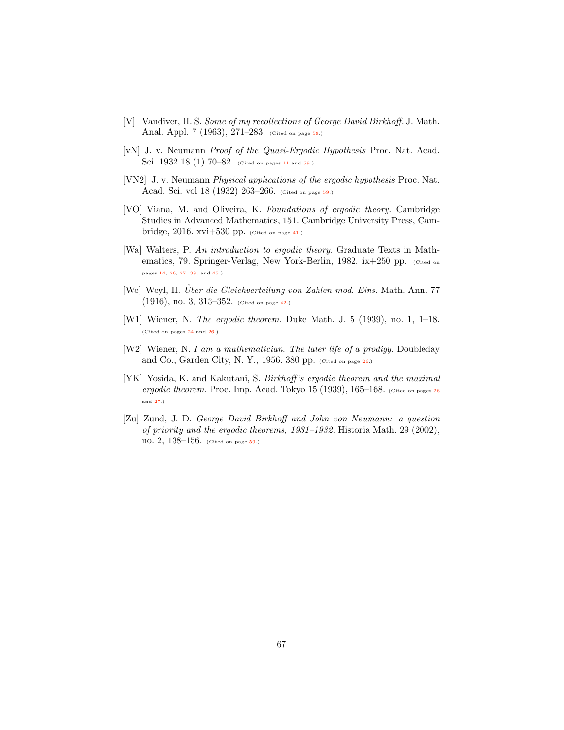[V] Vandiver, H. S. *Some of my recollections of George David Birkhoff.* J. Math. Anal. Appl. 7 (1963), 271–283. (Cited on page 59.)

[vN] J. v. Neumann *Proof of the Quasi-Ergodic Hypothesis* Proc. Nat. Acad. Sci. 1932 18 (1) 70–82. (Cited on pages 11 and 59.)

[VN2] J. v. Neumann *Physical applications of the ergodic hypothesis* Proc. Nat. Acad. Sci. vol 18 (1932) 263–266. (Cited on page 59.)

[VO] Viana, M. and Oliveira, K. *Foundations of ergodic theory.* Cambridge Studies in Advanced Mathematics, 151. Cambridge University Press, Cambridge, 2016. xvi+530 pp. (Cited on page 41.)

[Wa] Walters, P. *An introduction to ergodic theory.* Graduate Texts in Mathematics, 79. Springer-Verlag, New York-Berlin, 1982. ix+250 pp. (Cited on pages 14, 26, 27, 38, and 45.)

[We] Weyl, H. *Über die Gleichverteilung von Zahlen mod. Eins.* Math. Ann. 77 (1916), no. 3, 313–352. (Cited on page 42.)

[W1] Wiener, N. *The ergodic theorem.* Duke Math. J. 5 (1939), no. 1, 1–18. (Cited on pages 24 and 26.)

[W2] Wiener, N. *I am a mathematician. The later life of a prodigy.* Doubleday and Co., Garden City, N. Y., 1956. 380 pp. (Cited on page 26.)

[YK] Yosida, K. and Kakutani, S. *Birkhoff's ergodic theorem and the maximal ergodic theorem.* Proc. Imp. Acad. Tokyo 15 (1939), 165–168. (Cited on pages 26 and 27.)

[Zu] Zund, J. D. *George David Birkhoff and John von Neumann: a question of priority and the ergodic theorems, 1931–1932.* Historia Math. 29 (2002), no. 2, 138–156. (Cited on page 59.)